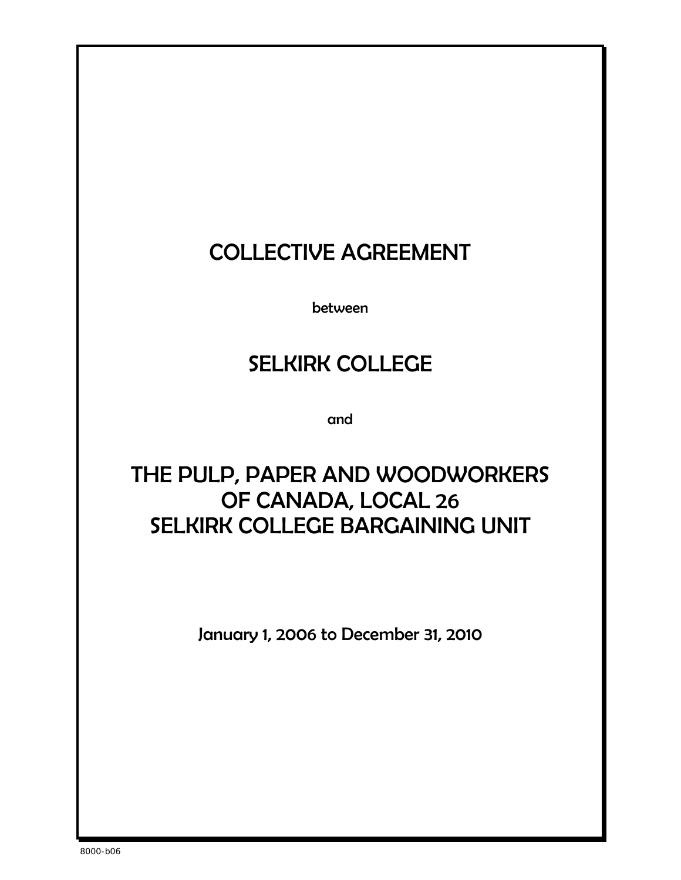# COLLECTIVE AGREEMENT

between

# SELKIRK COLLEGE

and

# THE PULP, PAPER AND WOODWORKERS OF CANADA, LOCAL 26 SELKIRK COLLEGE BARGAINING UNIT

January 1, 2006 to December 31, 2010

8000-b06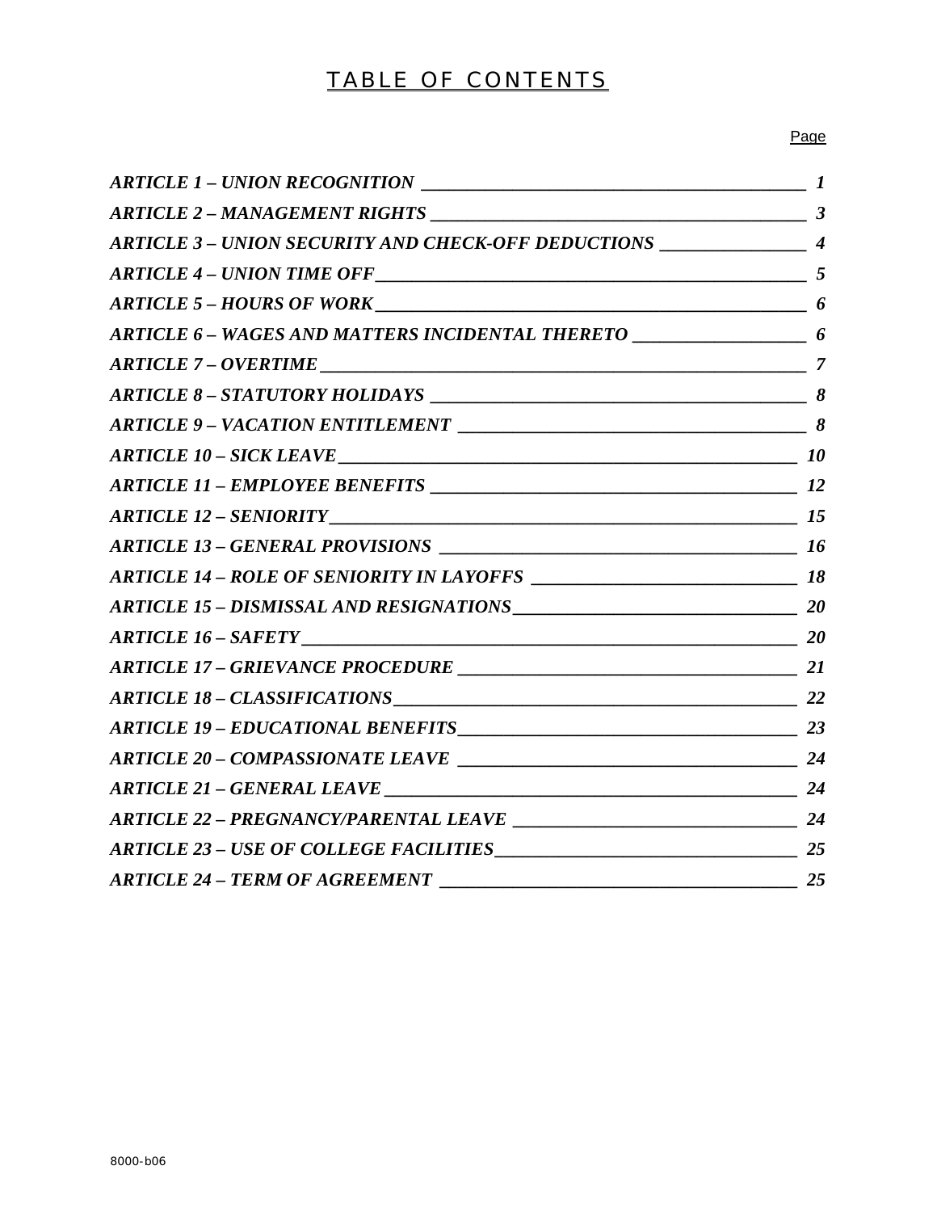# TABLE OF CONTENTS

| | Page |
|---|---|
| *ARTICLE 1 – UNION RECOGNITION* | *1* |
| *ARTICLE 2 – MANAGEMENT RIGHTS* | *3* |
| *ARTICLE 3 – UNION SECURITY AND CHECK-OFF DEDUCTIONS* | *4* |
| *ARTICLE 4 – UNION TIME OFF* | *5* |
| *ARTICLE 5 – HOURS OF WORK* | *6* |
| *ARTICLE 6 – WAGES AND MATTERS INCIDENTAL THERETO* | *6* |
| *ARTICLE 7 – OVERTIME* | *7* |
| *ARTICLE 8 – STATUTORY HOLIDAYS* | *8* |
| *ARTICLE 9 – VACATION ENTITLEMENT* | *8* |
| *ARTICLE 10 – SICK LEAVE* | *10* |
| *ARTICLE 11 – EMPLOYEE BENEFITS* | *12* |
| *ARTICLE 12 – SENIORITY* | *15* |
| *ARTICLE 13 – GENERAL PROVISIONS* | *16* |
| *ARTICLE 14 – ROLE OF SENIORITY IN LAYOFFS* | *18* |
| *ARTICLE 15 – DISMISSAL AND RESIGNATIONS* | *20* |
| *ARTICLE 16 – SAFETY* | *20* |
| *ARTICLE 17 – GRIEVANCE PROCEDURE* | *21* |
| *ARTICLE 18 – CLASSIFICATIONS* | *22* |
| *ARTICLE 19 – EDUCATIONAL BENEFITS* | *23* |
| *ARTICLE 20 – COMPASSIONATE LEAVE* | *24* |
| *ARTICLE 21 – GENERAL LEAVE* | *24* |
| *ARTICLE 22 – PREGNANCY/PARENTAL LEAVE* | *24* |
| *ARTICLE 23 – USE OF COLLEGE FACILITIES* | *25* |
| *ARTICLE 24 – TERM OF AGREEMENT* | *25* |

8000-b06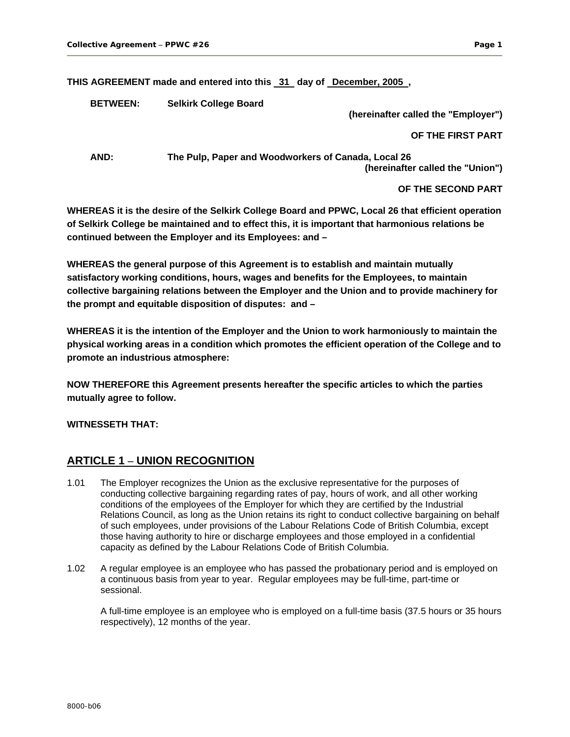**THIS AGREEMENT made and entered into this 31 day of December, 2005 ,**

**BETWEEN: Selkirk College Board**

**(hereinafter called the "Employer")**

**OF THE FIRST PART**

**AND: The Pulp, Paper and Woodworkers of Canada, Local 26**

**(hereinafter called the "Union")**

**OF THE SECOND PART**

**WHEREAS it is the desire of the Selkirk College Board and PPWC, Local 26 that efficient operation of Selkirk College be maintained and to effect this, it is important that harmonious relations be continued between the Employer and its Employees: and –**

**WHEREAS the general purpose of this Agreement is to establish and maintain mutually satisfactory working conditions, hours, wages and benefits for the Employees, to maintain collective bargaining relations between the Employer and the Union and to provide machinery for the prompt and equitable disposition of disputes: and –**

**WHEREAS it is the intention of the Employer and the Union to work harmoniously to maintain the physical working areas in a condition which promotes the efficient operation of the College and to promote an industrious atmosphere:**

**NOW THEREFORE this Agreement presents hereafter the specific articles to which the parties mutually agree to follow.**

**WITNESSETH THAT:**

## ARTICLE 1 – UNION RECOGNITION

1.01 The Employer recognizes the Union as the exclusive representative for the purposes of conducting collective bargaining regarding rates of pay, hours of work, and all other working conditions of the employees of the Employer for which they are certified by the Industrial Relations Council, as long as the Union retains its right to conduct collective bargaining on behalf of such employees, under provisions of the Labour Relations Code of British Columbia, except those having authority to hire or discharge employees and those employed in a confidential capacity as defined by the Labour Relations Code of British Columbia.

1.02 A regular employee is an employee who has passed the probationary period and is employed on a continuous basis from year to year. Regular employees may be full-time, part-time or sessional.

A full-time employee is an employee who is employed on a full-time basis (37.5 hours or 35 hours respectively), 12 months of the year.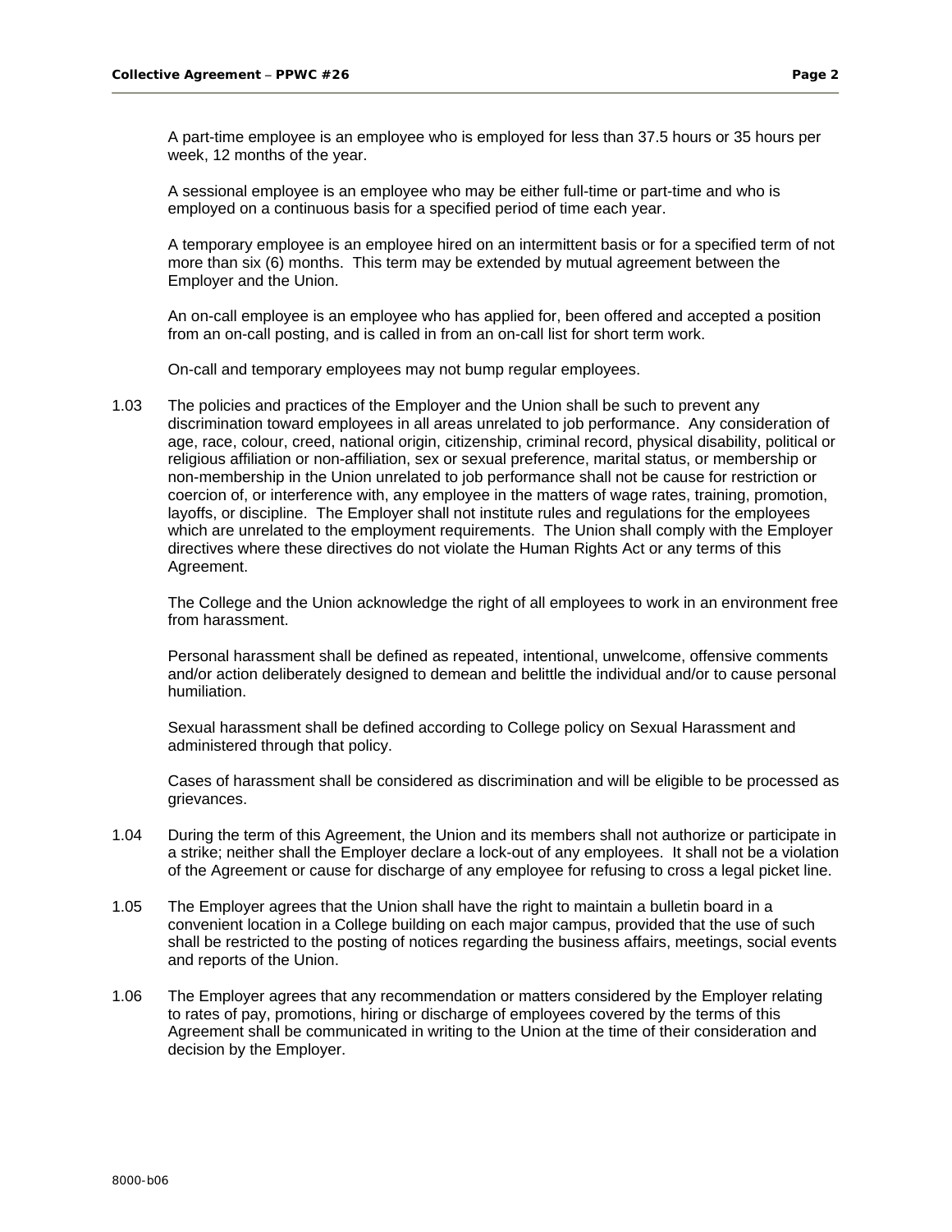A part-time employee is an employee who is employed for less than 37.5 hours or 35 hours per week, 12 months of the year.

A sessional employee is an employee who may be either full-time or part-time and who is employed on a continuous basis for a specified period of time each year.

A temporary employee is an employee hired on an intermittent basis or for a specified term of not more than six (6) months. This term may be extended by mutual agreement between the Employer and the Union.

An on-call employee is an employee who has applied for, been offered and accepted a position from an on-call posting, and is called in from an on-call list for short term work.

On-call and temporary employees may not bump regular employees.

1.03 The policies and practices of the Employer and the Union shall be such to prevent any discrimination toward employees in all areas unrelated to job performance. Any consideration of age, race, colour, creed, national origin, citizenship, criminal record, physical disability, political or religious affiliation or non-affiliation, sex or sexual preference, marital status, or membership or non-membership in the Union unrelated to job performance shall not be cause for restriction or coercion of, or interference with, any employee in the matters of wage rates, training, promotion, layoffs, or discipline. The Employer shall not institute rules and regulations for the employees which are unrelated to the employment requirements. The Union shall comply with the Employer directives where these directives do not violate the Human Rights Act or any terms of this Agreement.

The College and the Union acknowledge the right of all employees to work in an environment free from harassment.

Personal harassment shall be defined as repeated, intentional, unwelcome, offensive comments and/or action deliberately designed to demean and belittle the individual and/or to cause personal humiliation.

Sexual harassment shall be defined according to College policy on Sexual Harassment and administered through that policy.

Cases of harassment shall be considered as discrimination and will be eligible to be processed as grievances.

1.04 During the term of this Agreement, the Union and its members shall not authorize or participate in a strike; neither shall the Employer declare a lock-out of any employees. It shall not be a violation of the Agreement or cause for discharge of any employee for refusing to cross a legal picket line.

1.05 The Employer agrees that the Union shall have the right to maintain a bulletin board in a convenient location in a College building on each major campus, provided that the use of such shall be restricted to the posting of notices regarding the business affairs, meetings, social events and reports of the Union.

1.06 The Employer agrees that any recommendation or matters considered by the Employer relating to rates of pay, promotions, hiring or discharge of employees covered by the terms of this Agreement shall be communicated in writing to the Union at the time of their consideration and decision by the Employer.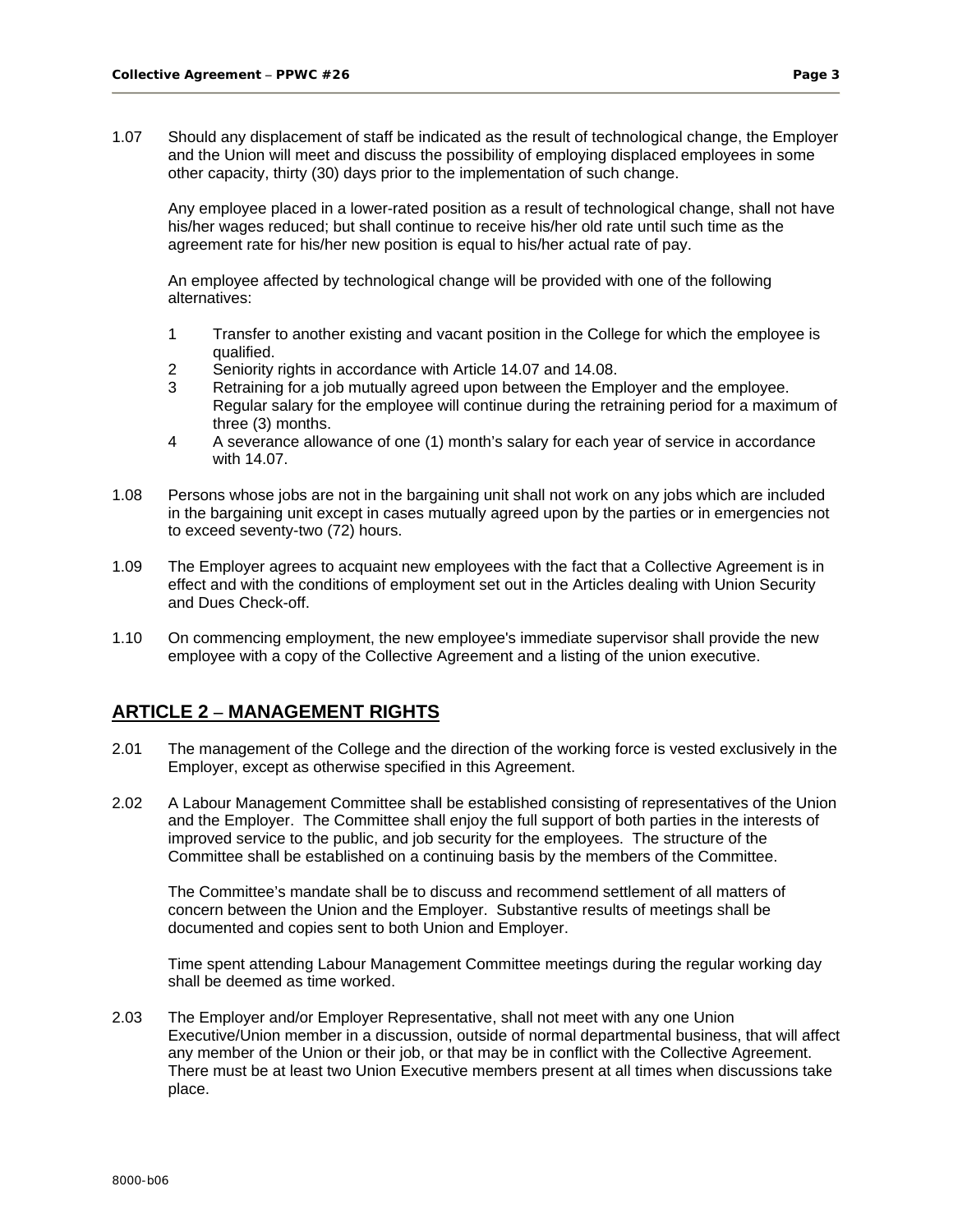1.07 Should any displacement of staff be indicated as the result of technological change, the Employer and the Union will meet and discuss the possibility of employing displaced employees in some other capacity, thirty (30) days prior to the implementation of such change.

Any employee placed in a lower-rated position as a result of technological change, shall not have his/her wages reduced; but shall continue to receive his/her old rate until such time as the agreement rate for his/her new position is equal to his/her actual rate of pay.

An employee affected by technological change will be provided with one of the following alternatives:

1. Transfer to another existing and vacant position in the College for which the employee is qualified.
2. Seniority rights in accordance with Article 14.07 and 14.08.
3. Retraining for a job mutually agreed upon between the Employer and the employee. Regular salary for the employee will continue during the retraining period for a maximum of three (3) months.
4. A severance allowance of one (1) month's salary for each year of service in accordance with 14.07.

1.08 Persons whose jobs are not in the bargaining unit shall not work on any jobs which are included in the bargaining unit except in cases mutually agreed upon by the parties or in emergencies not to exceed seventy-two (72) hours.

1.09 The Employer agrees to acquaint new employees with the fact that a Collective Agreement is in effect and with the conditions of employment set out in the Articles dealing with Union Security and Dues Check-off.

1.10 On commencing employment, the new employee's immediate supervisor shall provide the new employee with a copy of the Collective Agreement and a listing of the union executive.

## ARTICLE 2 – MANAGEMENT RIGHTS

2.01 The management of the College and the direction of the working force is vested exclusively in the Employer, except as otherwise specified in this Agreement.

2.02 A Labour Management Committee shall be established consisting of representatives of the Union and the Employer. The Committee shall enjoy the full support of both parties in the interests of improved service to the public, and job security for the employees. The structure of the Committee shall be established on a continuing basis by the members of the Committee.

The Committee's mandate shall be to discuss and recommend settlement of all matters of concern between the Union and the Employer. Substantive results of meetings shall be documented and copies sent to both Union and Employer.

Time spent attending Labour Management Committee meetings during the regular working day shall be deemed as time worked.

2.03 The Employer and/or Employer Representative, shall not meet with any one Union Executive/Union member in a discussion, outside of normal departmental business, that will affect any member of the Union or their job, or that may be in conflict with the Collective Agreement. There must be at least two Union Executive members present at all times when discussions take place.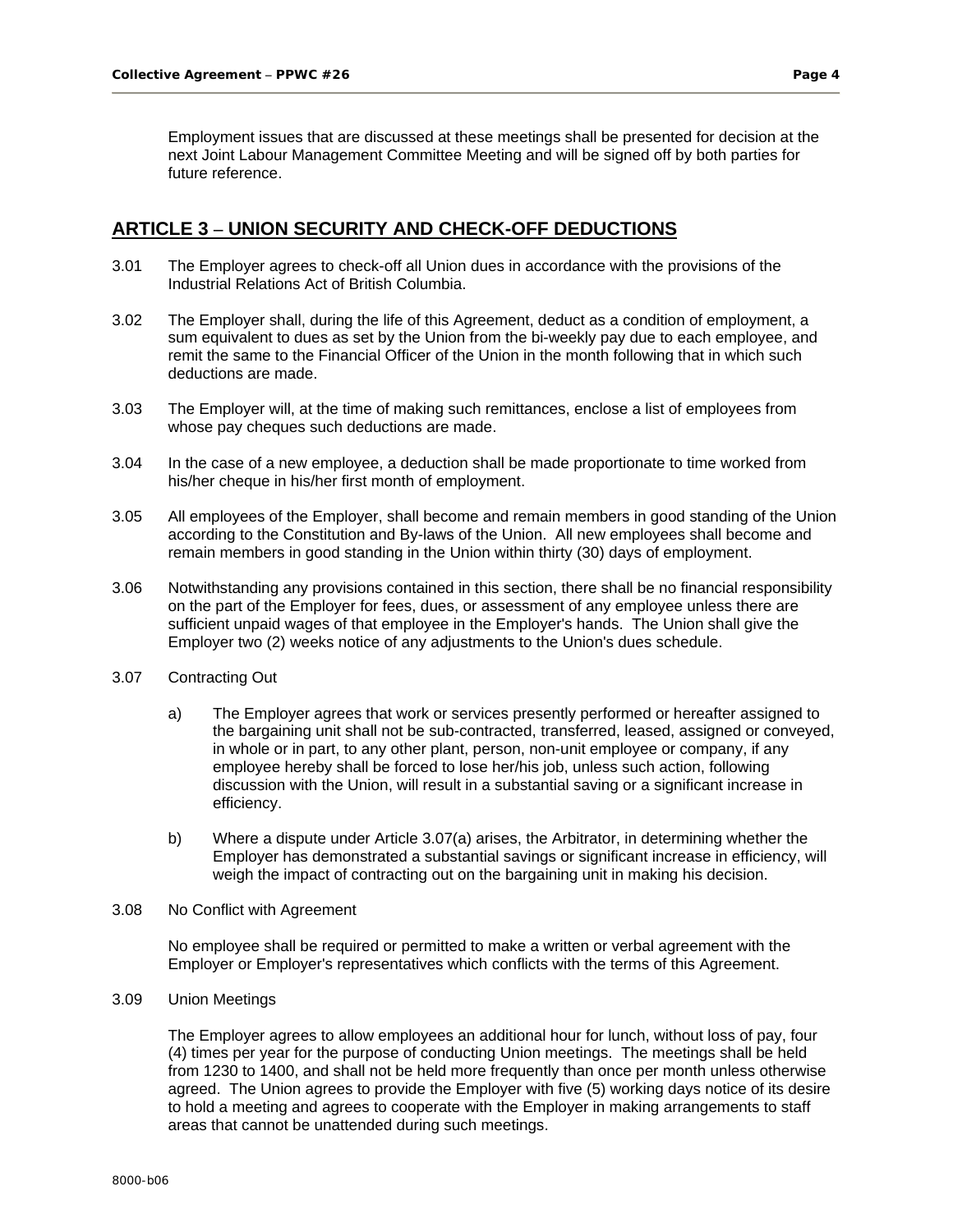Employment issues that are discussed at these meetings shall be presented for decision at the next Joint Labour Management Committee Meeting and will be signed off by both parties for future reference.

## ARTICLE 3 – UNION SECURITY AND CHECK-OFF DEDUCTIONS

3.01 The Employer agrees to check-off all Union dues in accordance with the provisions of the Industrial Relations Act of British Columbia.

3.02 The Employer shall, during the life of this Agreement, deduct as a condition of employment, a sum equivalent to dues as set by the Union from the bi-weekly pay due to each employee, and remit the same to the Financial Officer of the Union in the month following that in which such deductions are made.

3.03 The Employer will, at the time of making such remittances, enclose a list of employees from whose pay cheques such deductions are made.

3.04 In the case of a new employee, a deduction shall be made proportionate to time worked from his/her cheque in his/her first month of employment.

3.05 All employees of the Employer, shall become and remain members in good standing of the Union according to the Constitution and By-laws of the Union. All new employees shall become and remain members in good standing in the Union within thirty (30) days of employment.

3.06 Notwithstanding any provisions contained in this section, there shall be no financial responsibility on the part of the Employer for fees, dues, or assessment of any employee unless there are sufficient unpaid wages of that employee in the Employer's hands. The Union shall give the Employer two (2) weeks notice of any adjustments to the Union's dues schedule.

3.07 Contracting Out

a) The Employer agrees that work or services presently performed or hereafter assigned to the bargaining unit shall not be sub-contracted, transferred, leased, assigned or conveyed, in whole or in part, to any other plant, person, non-unit employee or company, if any employee hereby shall be forced to lose her/his job, unless such action, following discussion with the Union, will result in a substantial saving or a significant increase in efficiency.

b) Where a dispute under Article 3.07(a) arises, the Arbitrator, in determining whether the Employer has demonstrated a substantial savings or significant increase in efficiency, will weigh the impact of contracting out on the bargaining unit in making his decision.

3.08 No Conflict with Agreement

No employee shall be required or permitted to make a written or verbal agreement with the Employer or Employer's representatives which conflicts with the terms of this Agreement.

3.09 Union Meetings

The Employer agrees to allow employees an additional hour for lunch, without loss of pay, four (4) times per year for the purpose of conducting Union meetings. The meetings shall be held from 1230 to 1400, and shall not be held more frequently than once per month unless otherwise agreed. The Union agrees to provide the Employer with five (5) working days notice of its desire to hold a meeting and agrees to cooperate with the Employer in making arrangements to staff areas that cannot be unattended during such meetings.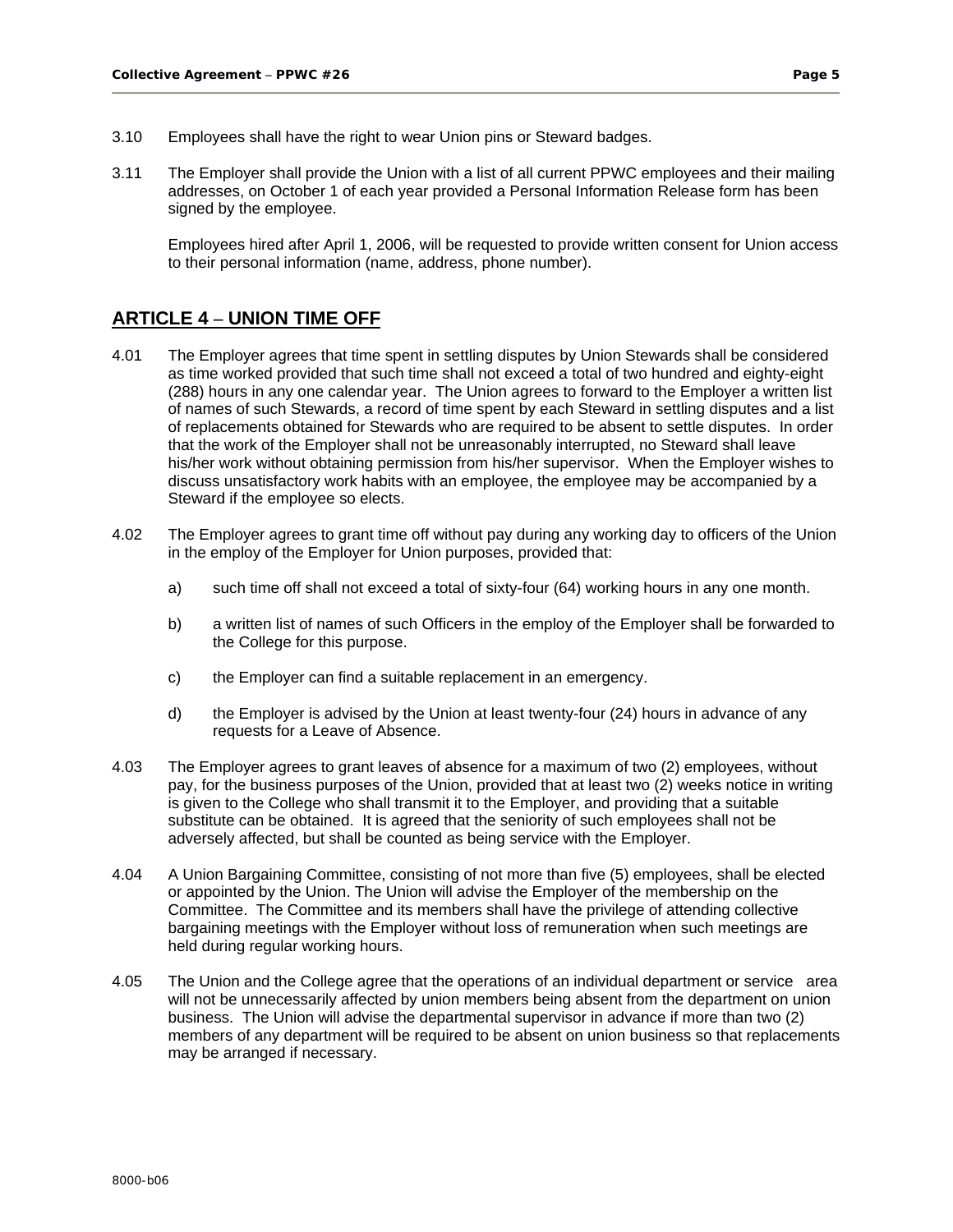3.10 Employees shall have the right to wear Union pins or Steward badges.

3.11 The Employer shall provide the Union with a list of all current PPWC employees and their mailing addresses, on October 1 of each year provided a Personal Information Release form has been signed by the employee.

Employees hired after April 1, 2006, will be requested to provide written consent for Union access to their personal information (name, address, phone number).

## ARTICLE 4 – UNION TIME OFF

4.01 The Employer agrees that time spent in settling disputes by Union Stewards shall be considered as time worked provided that such time shall not exceed a total of two hundred and eighty-eight (288) hours in any one calendar year. The Union agrees to forward to the Employer a written list of names of such Stewards, a record of time spent by each Steward in settling disputes and a list of replacements obtained for Stewards who are required to be absent to settle disputes. In order that the work of the Employer shall not be unreasonably interrupted, no Steward shall leave his/her work without obtaining permission from his/her supervisor. When the Employer wishes to discuss unsatisfactory work habits with an employee, the employee may be accompanied by a Steward if the employee so elects.

4.02 The Employer agrees to grant time off without pay during any working day to officers of the Union in the employ of the Employer for Union purposes, provided that:

a) such time off shall not exceed a total of sixty-four (64) working hours in any one month.

b) a written list of names of such Officers in the employ of the Employer shall be forwarded to the College for this purpose.

c) the Employer can find a suitable replacement in an emergency.

d) the Employer is advised by the Union at least twenty-four (24) hours in advance of any requests for a Leave of Absence.

4.03 The Employer agrees to grant leaves of absence for a maximum of two (2) employees, without pay, for the business purposes of the Union, provided that at least two (2) weeks notice in writing is given to the College who shall transmit it to the Employer, and providing that a suitable substitute can be obtained. It is agreed that the seniority of such employees shall not be adversely affected, but shall be counted as being service with the Employer.

4.04 A Union Bargaining Committee, consisting of not more than five (5) employees, shall be elected or appointed by the Union. The Union will advise the Employer of the membership on the Committee. The Committee and its members shall have the privilege of attending collective bargaining meetings with the Employer without loss of remuneration when such meetings are held during regular working hours.

4.05 The Union and the College agree that the operations of an individual department or service area will not be unnecessarily affected by union members being absent from the department on union business. The Union will advise the departmental supervisor in advance if more than two (2) members of any department will be required to be absent on union business so that replacements may be arranged if necessary.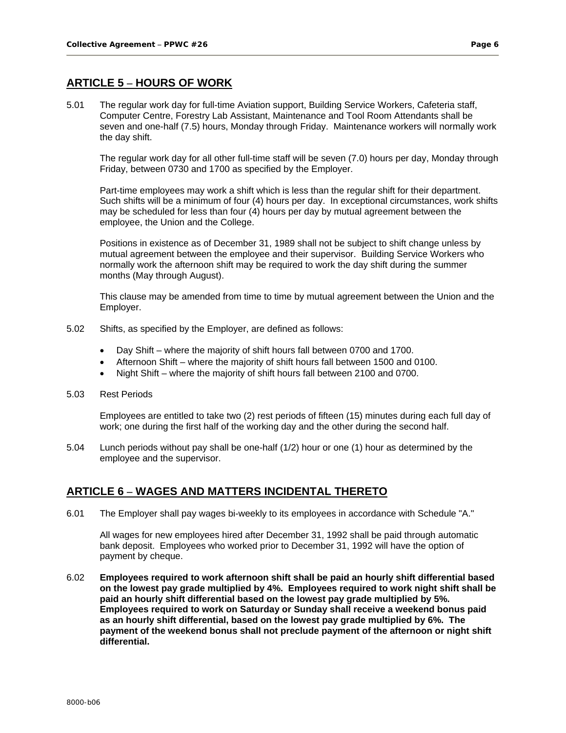## ARTICLE 5 – HOURS OF WORK

5.01 The regular work day for full-time Aviation support, Building Service Workers, Cafeteria staff, Computer Centre, Forestry Lab Assistant, Maintenance and Tool Room Attendants shall be seven and one-half (7.5) hours, Monday through Friday. Maintenance workers will normally work the day shift.

The regular work day for all other full-time staff will be seven (7.0) hours per day, Monday through Friday, between 0730 and 1700 as specified by the Employer.

Part-time employees may work a shift which is less than the regular shift for their department. Such shifts will be a minimum of four (4) hours per day. In exceptional circumstances, work shifts may be scheduled for less than four (4) hours per day by mutual agreement between the employee, the Union and the College.

Positions in existence as of December 31, 1989 shall not be subject to shift change unless by mutual agreement between the employee and their supervisor. Building Service Workers who normally work the afternoon shift may be required to work the day shift during the summer months (May through August).

This clause may be amended from time to time by mutual agreement between the Union and the Employer.

5.02 Shifts, as specified by the Employer, are defined as follows:

- Day Shift – where the majority of shift hours fall between 0700 and 1700.
- Afternoon Shift – where the majority of shift hours fall between 1500 and 0100.
- Night Shift – where the majority of shift hours fall between 2100 and 0700.

5.03 Rest Periods

Employees are entitled to take two (2) rest periods of fifteen (15) minutes during each full day of work; one during the first half of the working day and the other during the second half.

5.04 Lunch periods without pay shall be one-half (1/2) hour or one (1) hour as determined by the employee and the supervisor.

## ARTICLE 6 – WAGES AND MATTERS INCIDENTAL THERETO

6.01 The Employer shall pay wages bi-weekly to its employees in accordance with Schedule "A."

All wages for new employees hired after December 31, 1992 shall be paid through automatic bank deposit. Employees who worked prior to December 31, 1992 will have the option of payment by cheque.

6.02 **Employees required to work afternoon shift shall be paid an hourly shift differential based on the lowest pay grade multiplied by 4%. Employees required to work night shift shall be paid an hourly shift differential based on the lowest pay grade multiplied by 5%. Employees required to work on Saturday or Sunday shall receive a weekend bonus paid as an hourly shift differential, based on the lowest pay grade multiplied by 6%. The payment of the weekend bonus shall not preclude payment of the afternoon or night shift differential.**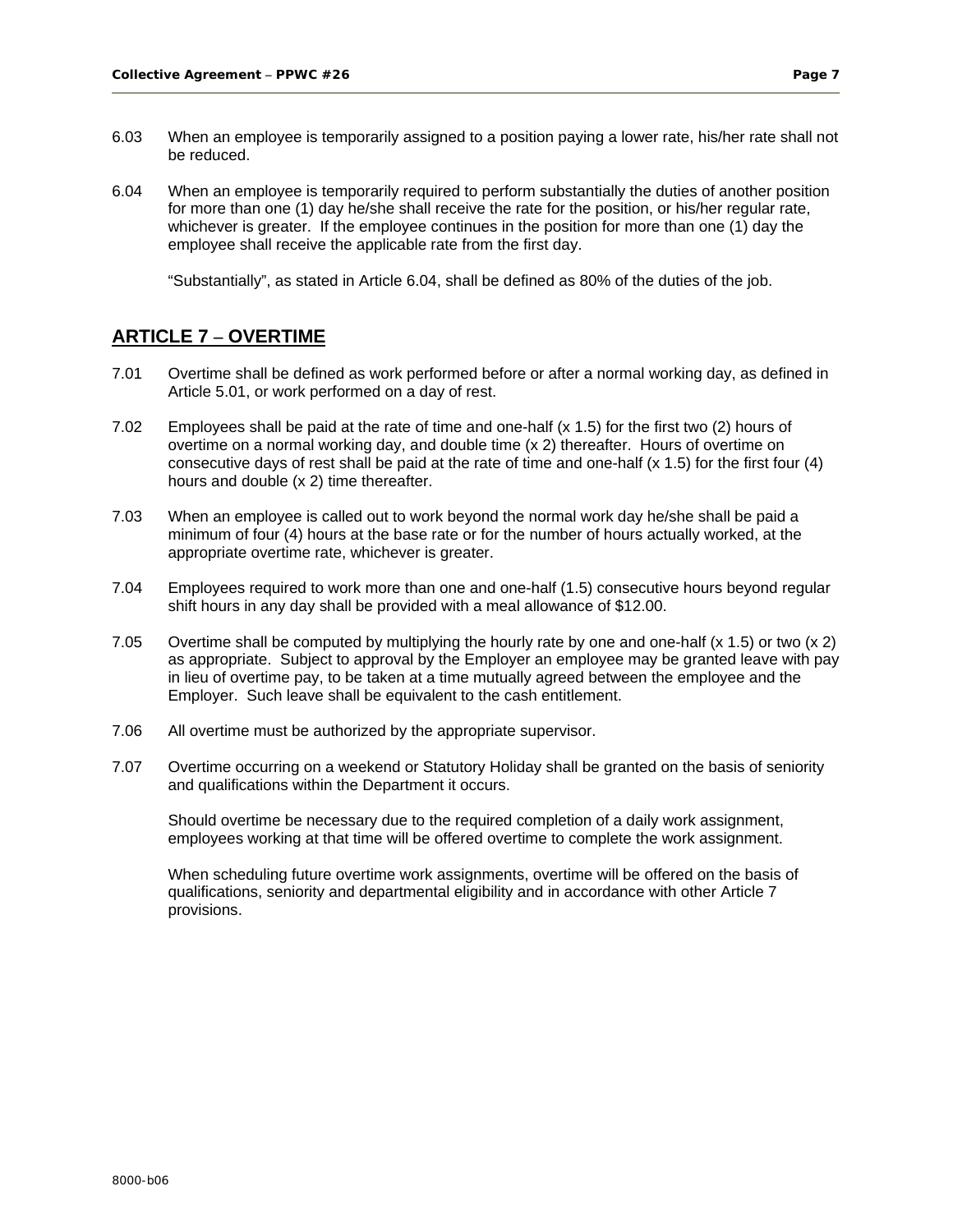6.03 When an employee is temporarily assigned to a position paying a lower rate, his/her rate shall not be reduced.

6.04 When an employee is temporarily required to perform substantially the duties of another position for more than one (1) day he/she shall receive the rate for the position, or his/her regular rate, whichever is greater. If the employee continues in the position for more than one (1) day the employee shall receive the applicable rate from the first day.

"Substantially", as stated in Article 6.04, shall be defined as 80% of the duties of the job.

## ARTICLE 7 – OVERTIME

7.01 Overtime shall be defined as work performed before or after a normal working day, as defined in Article 5.01, or work performed on a day of rest.

7.02 Employees shall be paid at the rate of time and one-half (x 1.5) for the first two (2) hours of overtime on a normal working day, and double time (x 2) thereafter. Hours of overtime on consecutive days of rest shall be paid at the rate of time and one-half (x 1.5) for the first four (4) hours and double (x 2) time thereafter.

7.03 When an employee is called out to work beyond the normal work day he/she shall be paid a minimum of four (4) hours at the base rate or for the number of hours actually worked, at the appropriate overtime rate, whichever is greater.

7.04 Employees required to work more than one and one-half (1.5) consecutive hours beyond regular shift hours in any day shall be provided with a meal allowance of $12.00.

7.05 Overtime shall be computed by multiplying the hourly rate by one and one-half (x 1.5) or two (x 2) as appropriate. Subject to approval by the Employer an employee may be granted leave with pay in lieu of overtime pay, to be taken at a time mutually agreed between the employee and the Employer. Such leave shall be equivalent to the cash entitlement.

7.06 All overtime must be authorized by the appropriate supervisor.

7.07 Overtime occurring on a weekend or Statutory Holiday shall be granted on the basis of seniority and qualifications within the Department it occurs.

Should overtime be necessary due to the required completion of a daily work assignment, employees working at that time will be offered overtime to complete the work assignment.

When scheduling future overtime work assignments, overtime will be offered on the basis of qualifications, seniority and departmental eligibility and in accordance with other Article 7 provisions.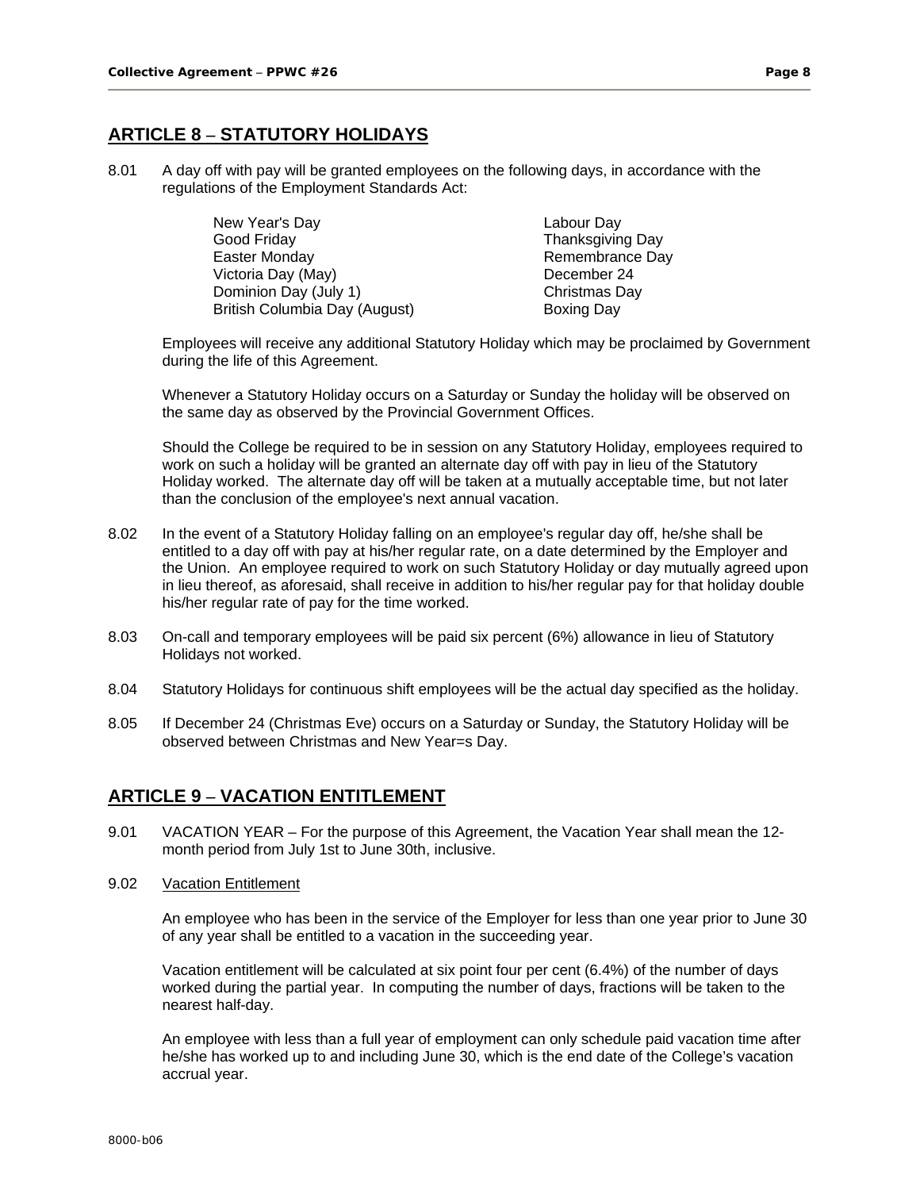## ARTICLE 8 – STATUTORY HOLIDAYS

8.01 A day off with pay will be granted employees on the following days, in accordance with the regulations of the Employment Standards Act:

| | |
|---|---|
| New Year's Day | Labour Day |
| Good Friday | Thanksgiving Day |
| Easter Monday | Remembrance Day |
| Victoria Day (May) | December 24 |
| Dominion Day (July 1) | Christmas Day |
| British Columbia Day (August) | Boxing Day |

Employees will receive any additional Statutory Holiday which may be proclaimed by Government during the life of this Agreement.

Whenever a Statutory Holiday occurs on a Saturday or Sunday the holiday will be observed on the same day as observed by the Provincial Government Offices.

Should the College be required to be in session on any Statutory Holiday, employees required to work on such a holiday will be granted an alternate day off with pay in lieu of the Statutory Holiday worked. The alternate day off will be taken at a mutually acceptable time, but not later than the conclusion of the employee's next annual vacation.

8.02 In the event of a Statutory Holiday falling on an employee's regular day off, he/she shall be entitled to a day off with pay at his/her regular rate, on a date determined by the Employer and the Union. An employee required to work on such Statutory Holiday or day mutually agreed upon in lieu thereof, as aforesaid, shall receive in addition to his/her regular pay for that holiday double his/her regular rate of pay for the time worked.

8.03 On-call and temporary employees will be paid six percent (6%) allowance in lieu of Statutory Holidays not worked.

8.04 Statutory Holidays for continuous shift employees will be the actual day specified as the holiday.

8.05 If December 24 (Christmas Eve) occurs on a Saturday or Sunday, the Statutory Holiday will be observed between Christmas and New Year=s Day.

## ARTICLE 9 – VACATION ENTITLEMENT

9.01 VACATION YEAR – For the purpose of this Agreement, the Vacation Year shall mean the 12-month period from July 1st to June 30th, inclusive.

9.02 Vacation Entitlement

An employee who has been in the service of the Employer for less than one year prior to June 30 of any year shall be entitled to a vacation in the succeeding year.

Vacation entitlement will be calculated at six point four per cent (6.4%) of the number of days worked during the partial year. In computing the number of days, fractions will be taken to the nearest half-day.

An employee with less than a full year of employment can only schedule paid vacation time after he/she has worked up to and including June 30, which is the end date of the College's vacation accrual year.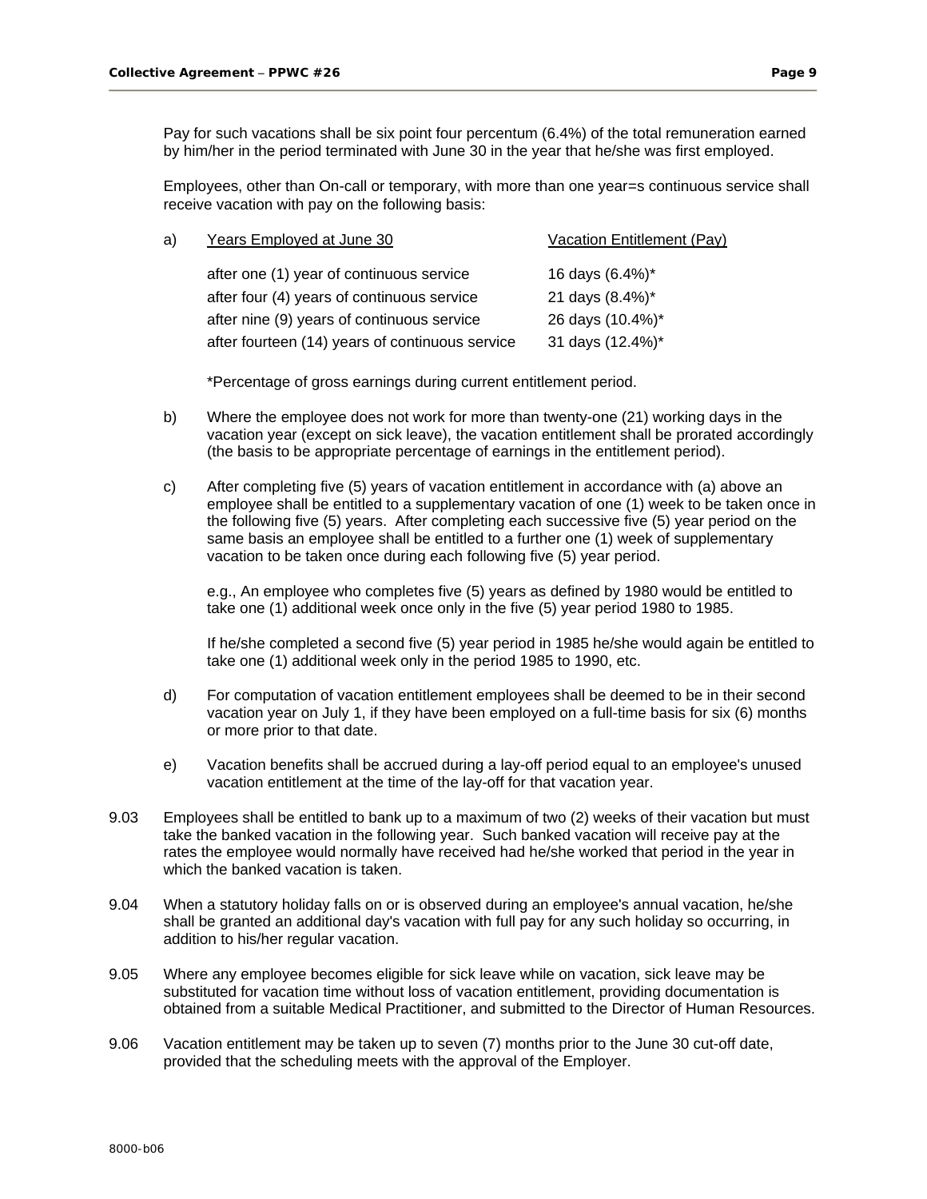Pay for such vacations shall be six point four percentum (6.4%) of the total remuneration earned by him/her in the period terminated with June 30 in the year that he/she was first employed.

Employees, other than On-call or temporary, with more than one year=s continuous service shall receive vacation with pay on the following basis:

a) 

| Years Employed at June 30 | Vacation Entitlement (Pay) |
|---|---|
| after one (1) year of continuous service | 16 days (6.4%)* |
| after four (4) years of continuous service | 21 days (8.4%)* |
| after nine (9) years of continuous service | 26 days (10.4%)* |
| after fourteen (14) years of continuous service | 31 days (12.4%)* |

*Percentage of gross earnings during current entitlement period.

b) Where the employee does not work for more than twenty-one (21) working days in the vacation year (except on sick leave), the vacation entitlement shall be prorated accordingly (the basis to be appropriate percentage of earnings in the entitlement period).

c) After completing five (5) years of vacation entitlement in accordance with (a) above an employee shall be entitled to a supplementary vacation of one (1) week to be taken once in the following five (5) years. After completing each successive five (5) year period on the same basis an employee shall be entitled to a further one (1) week of supplementary vacation to be taken once during each following five (5) year period.

e.g., An employee who completes five (5) years as defined by 1980 would be entitled to take one (1) additional week once only in the five (5) year period 1980 to 1985.

If he/she completed a second five (5) year period in 1985 he/she would again be entitled to take one (1) additional week only in the period 1985 to 1990, etc.

d) For computation of vacation entitlement employees shall be deemed to be in their second vacation year on July 1, if they have been employed on a full-time basis for six (6) months or more prior to that date.

e) Vacation benefits shall be accrued during a lay-off period equal to an employee's unused vacation entitlement at the time of the lay-off for that vacation year.

9.03 Employees shall be entitled to bank up to a maximum of two (2) weeks of their vacation but must take the banked vacation in the following year. Such banked vacation will receive pay at the rates the employee would normally have received had he/she worked that period in the year in which the banked vacation is taken.

9.04 When a statutory holiday falls on or is observed during an employee's annual vacation, he/she shall be granted an additional day's vacation with full pay for any such holiday so occurring, in addition to his/her regular vacation.

9.05 Where any employee becomes eligible for sick leave while on vacation, sick leave may be substituted for vacation time without loss of vacation entitlement, providing documentation is obtained from a suitable Medical Practitioner, and submitted to the Director of Human Resources.

9.06 Vacation entitlement may be taken up to seven (7) months prior to the June 30 cut-off date, provided that the scheduling meets with the approval of the Employer.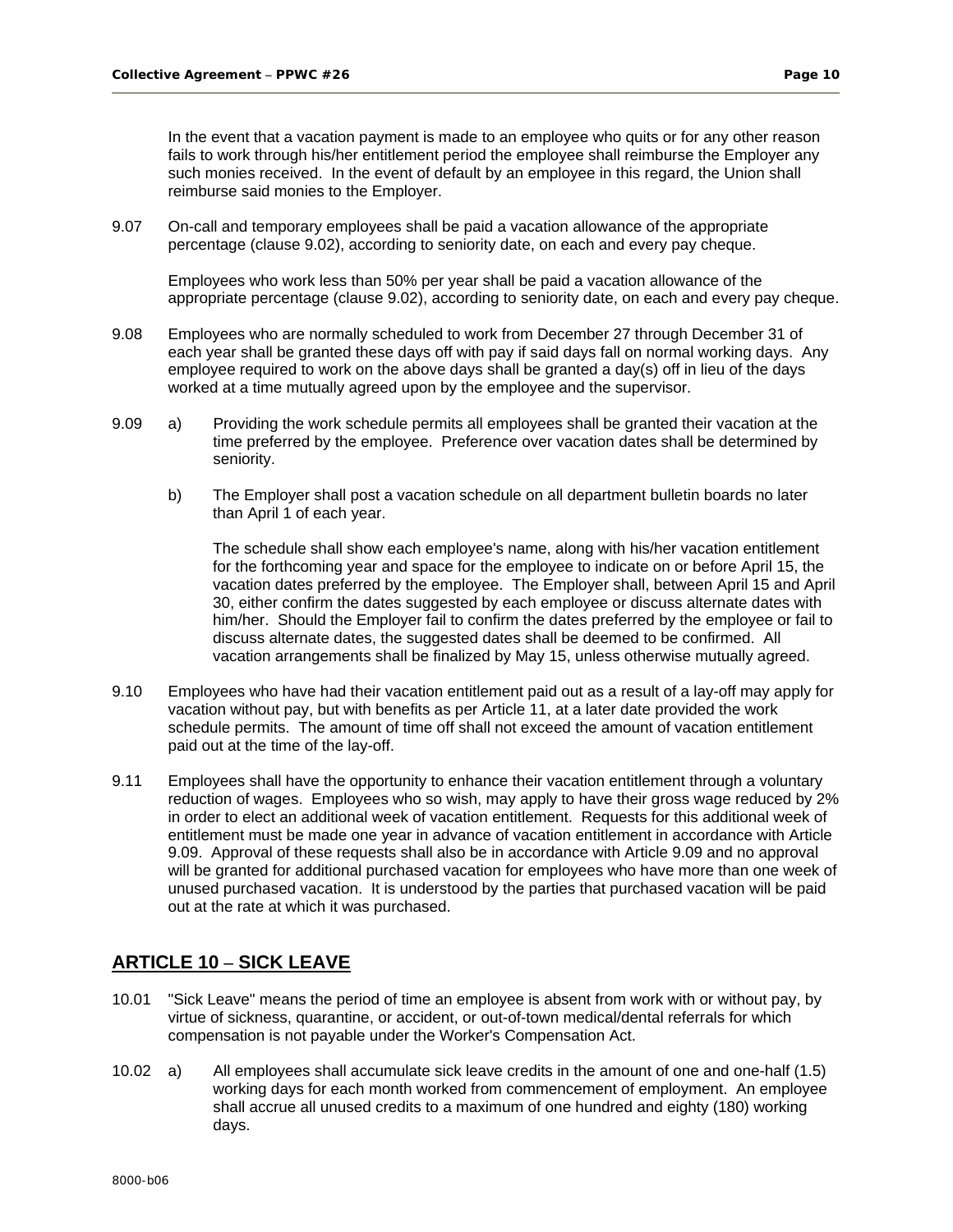In the event that a vacation payment is made to an employee who quits or for any other reason fails to work through his/her entitlement period the employee shall reimburse the Employer any such monies received. In the event of default by an employee in this regard, the Union shall reimburse said monies to the Employer.

9.07 On-call and temporary employees shall be paid a vacation allowance of the appropriate percentage (clause 9.02), according to seniority date, on each and every pay cheque.

Employees who work less than 50% per year shall be paid a vacation allowance of the appropriate percentage (clause 9.02), according to seniority date, on each and every pay cheque.

9.08 Employees who are normally scheduled to work from December 27 through December 31 of each year shall be granted these days off with pay if said days fall on normal working days. Any employee required to work on the above days shall be granted a day(s) off in lieu of the days worked at a time mutually agreed upon by the employee and the supervisor.

9.09 a) Providing the work schedule permits all employees shall be granted their vacation at the time preferred by the employee. Preference over vacation dates shall be determined by seniority.

b) The Employer shall post a vacation schedule on all department bulletin boards no later than April 1 of each year.

The schedule shall show each employee's name, along with his/her vacation entitlement for the forthcoming year and space for the employee to indicate on or before April 15, the vacation dates preferred by the employee. The Employer shall, between April 15 and April 30, either confirm the dates suggested by each employee or discuss alternate dates with him/her. Should the Employer fail to confirm the dates preferred by the employee or fail to discuss alternate dates, the suggested dates shall be deemed to be confirmed. All vacation arrangements shall be finalized by May 15, unless otherwise mutually agreed.

9.10 Employees who have had their vacation entitlement paid out as a result of a lay-off may apply for vacation without pay, but with benefits as per Article 11, at a later date provided the work schedule permits. The amount of time off shall not exceed the amount of vacation entitlement paid out at the time of the lay-off.

9.11 Employees shall have the opportunity to enhance their vacation entitlement through a voluntary reduction of wages. Employees who so wish, may apply to have their gross wage reduced by 2% in order to elect an additional week of vacation entitlement. Requests for this additional week of entitlement must be made one year in advance of vacation entitlement in accordance with Article 9.09. Approval of these requests shall also be in accordance with Article 9.09 and no approval will be granted for additional purchased vacation for employees who have more than one week of unused purchased vacation. It is understood by the parties that purchased vacation will be paid out at the rate at which it was purchased.

## ARTICLE 10 – SICK LEAVE

10.01 "Sick Leave" means the period of time an employee is absent from work with or without pay, by virtue of sickness, quarantine, or accident, or out-of-town medical/dental referrals for which compensation is not payable under the Worker's Compensation Act.

10.02 a) All employees shall accumulate sick leave credits in the amount of one and one-half (1.5) working days for each month worked from commencement of employment. An employee shall accrue all unused credits to a maximum of one hundred and eighty (180) working days.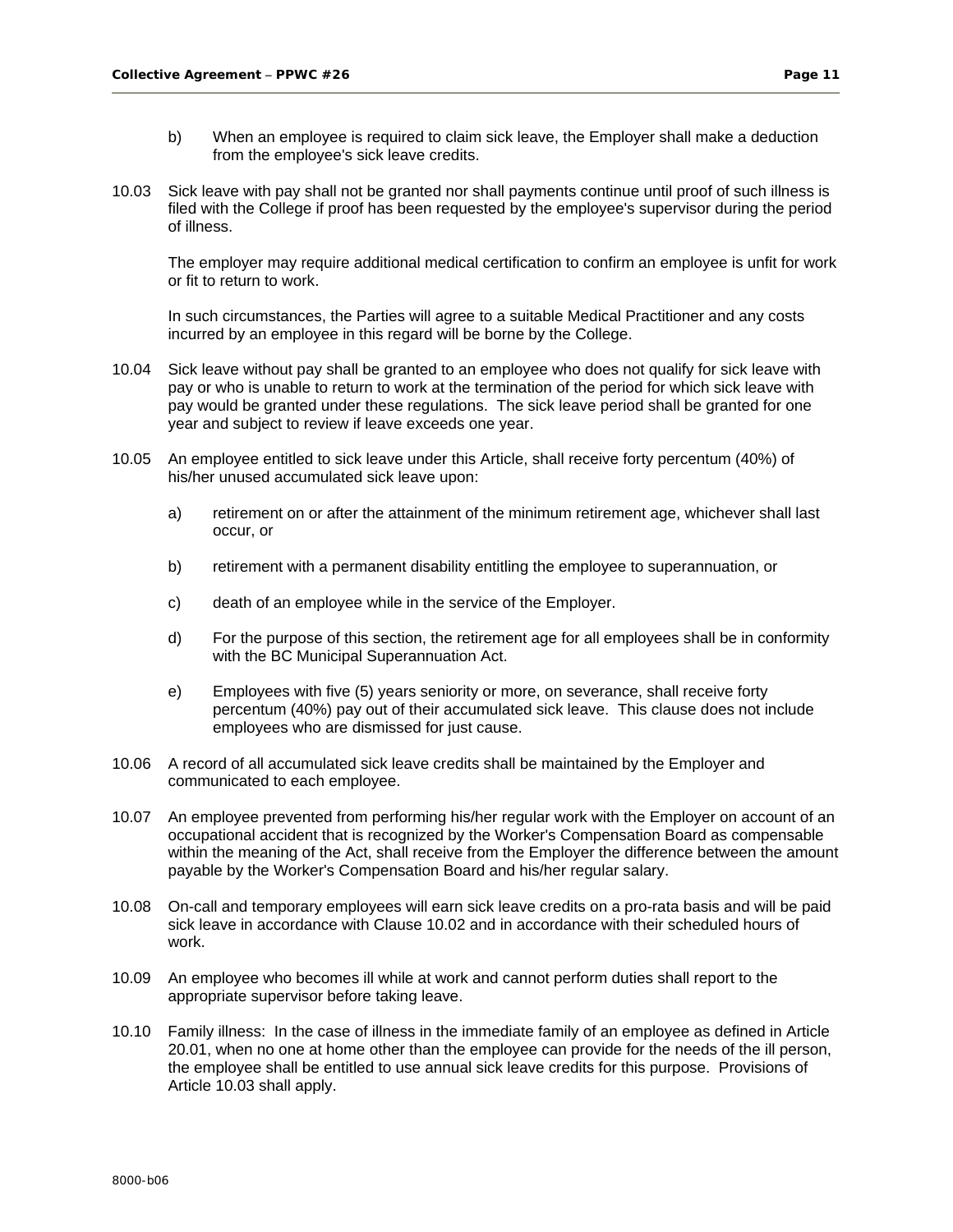b) When an employee is required to claim sick leave, the Employer shall make a deduction from the employee's sick leave credits.

10.03 Sick leave with pay shall not be granted nor shall payments continue until proof of such illness is filed with the College if proof has been requested by the employee's supervisor during the period of illness.

The employer may require additional medical certification to confirm an employee is unfit for work or fit to return to work.

In such circumstances, the Parties will agree to a suitable Medical Practitioner and any costs incurred by an employee in this regard will be borne by the College.

10.04 Sick leave without pay shall be granted to an employee who does not qualify for sick leave with pay or who is unable to return to work at the termination of the period for which sick leave with pay would be granted under these regulations. The sick leave period shall be granted for one year and subject to review if leave exceeds one year.

10.05 An employee entitled to sick leave under this Article, shall receive forty percentum (40%) of his/her unused accumulated sick leave upon:

a) retirement on or after the attainment of the minimum retirement age, whichever shall last occur, or

b) retirement with a permanent disability entitling the employee to superannuation, or

c) death of an employee while in the service of the Employer.

d) For the purpose of this section, the retirement age for all employees shall be in conformity with the BC Municipal Superannuation Act.

e) Employees with five (5) years seniority or more, on severance, shall receive forty percentum (40%) pay out of their accumulated sick leave. This clause does not include employees who are dismissed for just cause.

10.06 A record of all accumulated sick leave credits shall be maintained by the Employer and communicated to each employee.

10.07 An employee prevented from performing his/her regular work with the Employer on account of an occupational accident that is recognized by the Worker's Compensation Board as compensable within the meaning of the Act, shall receive from the Employer the difference between the amount payable by the Worker's Compensation Board and his/her regular salary.

10.08 On-call and temporary employees will earn sick leave credits on a pro-rata basis and will be paid sick leave in accordance with Clause 10.02 and in accordance with their scheduled hours of work.

10.09 An employee who becomes ill while at work and cannot perform duties shall report to the appropriate supervisor before taking leave.

10.10 Family illness: In the case of illness in the immediate family of an employee as defined in Article 20.01, when no one at home other than the employee can provide for the needs of the ill person, the employee shall be entitled to use annual sick leave credits for this purpose. Provisions of Article 10.03 shall apply.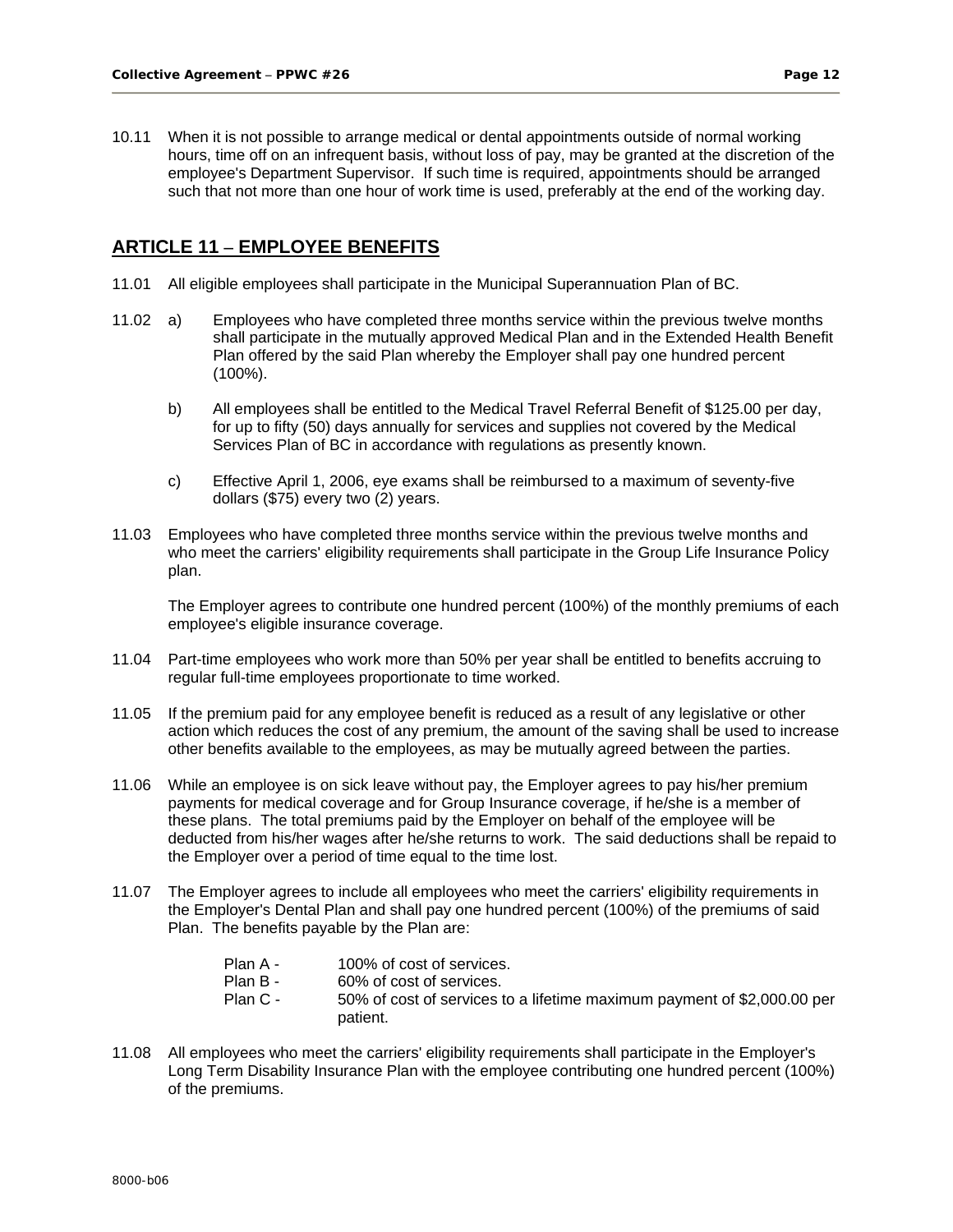10.11 When it is not possible to arrange medical or dental appointments outside of normal working hours, time off on an infrequent basis, without loss of pay, may be granted at the discretion of the employee's Department Supervisor. If such time is required, appointments should be arranged such that not more than one hour of work time is used, preferably at the end of the working day.

## ARTICLE 11 – EMPLOYEE BENEFITS

11.01 All eligible employees shall participate in the Municipal Superannuation Plan of BC.

11.02 a) Employees who have completed three months service within the previous twelve months shall participate in the mutually approved Medical Plan and in the Extended Health Benefit Plan offered by the said Plan whereby the Employer shall pay one hundred percent (100%).

b) All employees shall be entitled to the Medical Travel Referral Benefit of $125.00 per day, for up to fifty (50) days annually for services and supplies not covered by the Medical Services Plan of BC in accordance with regulations as presently known.

c) Effective April 1, 2006, eye exams shall be reimbursed to a maximum of seventy-five dollars ($75) every two (2) years.

11.03 Employees who have completed three months service within the previous twelve months and who meet the carriers' eligibility requirements shall participate in the Group Life Insurance Policy plan.

The Employer agrees to contribute one hundred percent (100%) of the monthly premiums of each employee's eligible insurance coverage.

11.04 Part-time employees who work more than 50% per year shall be entitled to benefits accruing to regular full-time employees proportionate to time worked.

11.05 If the premium paid for any employee benefit is reduced as a result of any legislative or other action which reduces the cost of any premium, the amount of the saving shall be used to increase other benefits available to the employees, as may be mutually agreed between the parties.

11.06 While an employee is on sick leave without pay, the Employer agrees to pay his/her premium payments for medical coverage and for Group Insurance coverage, if he/she is a member of these plans. The total premiums paid by the Employer on behalf of the employee will be deducted from his/her wages after he/she returns to work. The said deductions shall be repaid to the Employer over a period of time equal to the time lost.

11.07 The Employer agrees to include all employees who meet the carriers' eligibility requirements in the Employer's Dental Plan and shall pay one hundred percent (100%) of the premiums of said Plan. The benefits payable by the Plan are:

- Plan A - 100% of cost of services.
- Plan B - 60% of cost of services.
- Plan C - 50% of cost of services to a lifetime maximum payment of $2,000.00 per patient.

11.08 All employees who meet the carriers' eligibility requirements shall participate in the Employer's Long Term Disability Insurance Plan with the employee contributing one hundred percent (100%) of the premiums.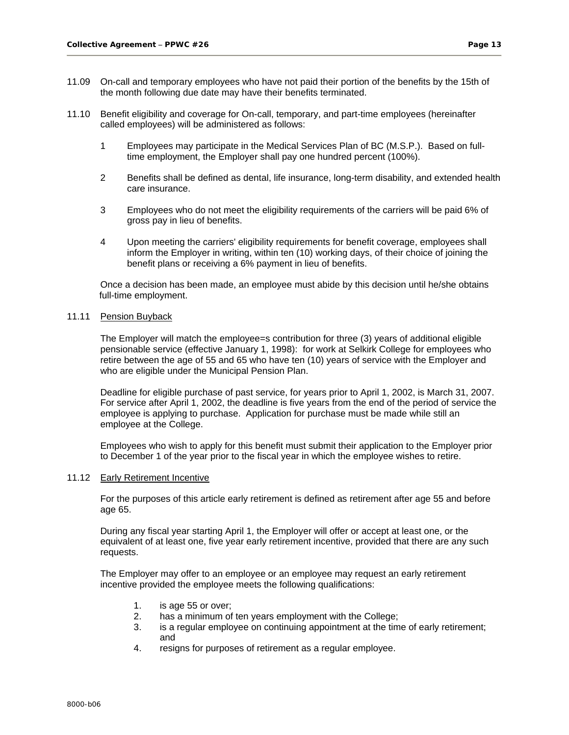11.09 On-call and temporary employees who have not paid their portion of the benefits by the 15th of the month following due date may have their benefits terminated.

11.10 Benefit eligibility and coverage for On-call, temporary, and part-time employees (hereinafter called employees) will be administered as follows:

1 Employees may participate in the Medical Services Plan of BC (M.S.P.). Based on full-time employment, the Employer shall pay one hundred percent (100%).

2 Benefits shall be defined as dental, life insurance, long-term disability, and extended health care insurance.

3 Employees who do not meet the eligibility requirements of the carriers will be paid 6% of gross pay in lieu of benefits.

4 Upon meeting the carriers' eligibility requirements for benefit coverage, employees shall inform the Employer in writing, within ten (10) working days, of their choice of joining the benefit plans or receiving a 6% payment in lieu of benefits.

Once a decision has been made, an employee must abide by this decision until he/she obtains full-time employment.

11.11 Pension Buyback

The Employer will match the employee=s contribution for three (3) years of additional eligible pensionable service (effective January 1, 1998): for work at Selkirk College for employees who retire between the age of 55 and 65 who have ten (10) years of service with the Employer and who are eligible under the Municipal Pension Plan.

Deadline for eligible purchase of past service, for years prior to April 1, 2002, is March 31, 2007. For service after April 1, 2002, the deadline is five years from the end of the period of service the employee is applying to purchase. Application for purchase must be made while still an employee at the College.

Employees who wish to apply for this benefit must submit their application to the Employer prior to December 1 of the year prior to the fiscal year in which the employee wishes to retire.

11.12 Early Retirement Incentive

For the purposes of this article early retirement is defined as retirement after age 55 and before age 65.

During any fiscal year starting April 1, the Employer will offer or accept at least one, or the equivalent of at least one, five year early retirement incentive, provided that there are any such requests.

The Employer may offer to an employee or an employee may request an early retirement incentive provided the employee meets the following qualifications:

1. is age 55 or over;
2. has a minimum of ten years employment with the College;
3. is a regular employee on continuing appointment at the time of early retirement; and
4. resigns for purposes of retirement as a regular employee.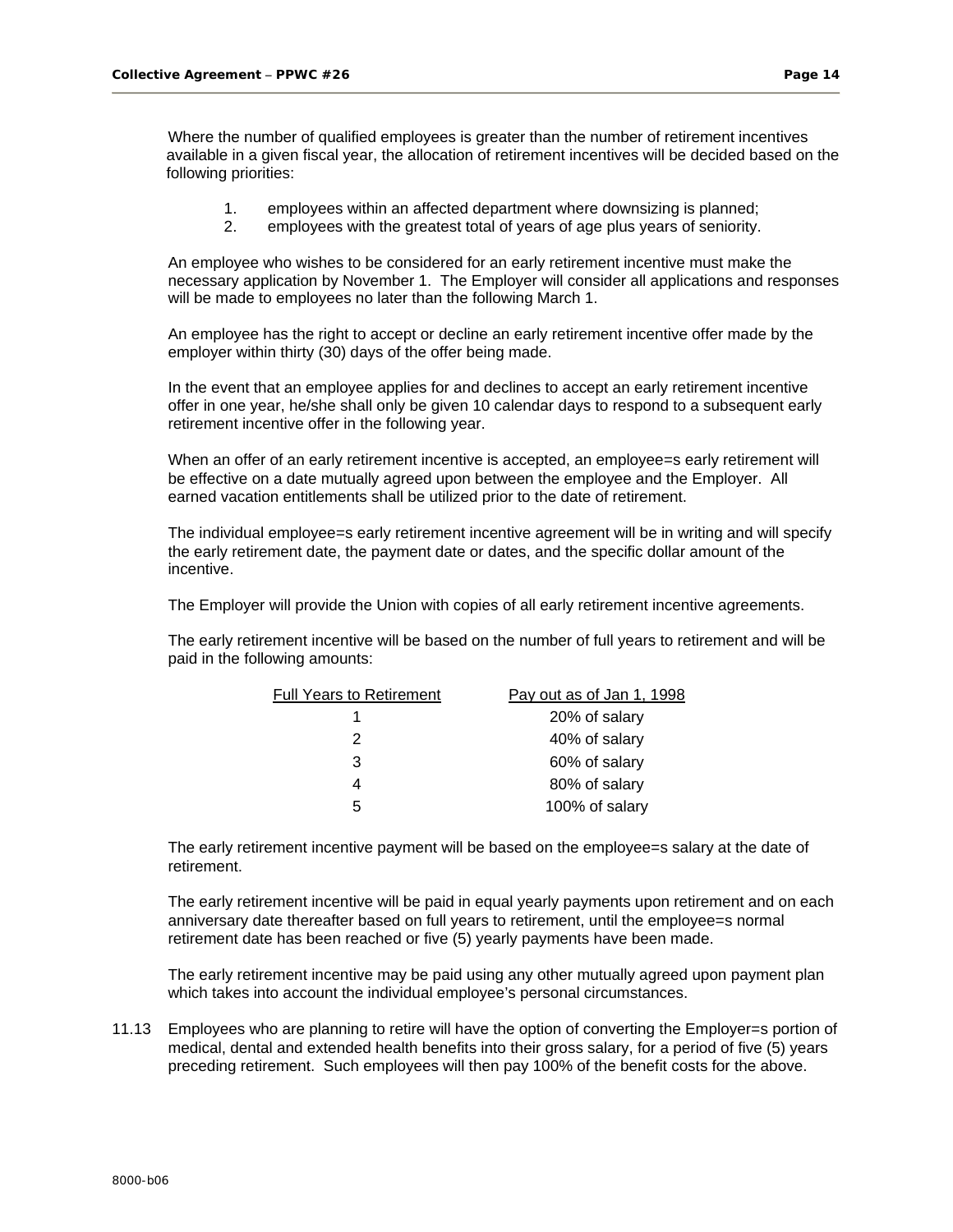Where the number of qualified employees is greater than the number of retirement incentives available in a given fiscal year, the allocation of retirement incentives will be decided based on the following priorities:

1. employees within an affected department where downsizing is planned;
2. employees with the greatest total of years of age plus years of seniority.

An employee who wishes to be considered for an early retirement incentive must make the necessary application by November 1. The Employer will consider all applications and responses will be made to employees no later than the following March 1.

An employee has the right to accept or decline an early retirement incentive offer made by the employer within thirty (30) days of the offer being made.

In the event that an employee applies for and declines to accept an early retirement incentive offer in one year, he/she shall only be given 10 calendar days to respond to a subsequent early retirement incentive offer in the following year.

When an offer of an early retirement incentive is accepted, an employee=s early retirement will be effective on a date mutually agreed upon between the employee and the Employer. All earned vacation entitlements shall be utilized prior to the date of retirement.

The individual employee=s early retirement incentive agreement will be in writing and will specify the early retirement date, the payment date or dates, and the specific dollar amount of the incentive.

The Employer will provide the Union with copies of all early retirement incentive agreements.

The early retirement incentive will be based on the number of full years to retirement and will be paid in the following amounts:

| Full Years to Retirement | Pay out as of Jan 1, 1998 |
|---|---|
| 1 | 20% of salary |
| 2 | 40% of salary |
| 3 | 60% of salary |
| 4 | 80% of salary |
| 5 | 100% of salary |

The early retirement incentive payment will be based on the employee=s salary at the date of retirement.

The early retirement incentive will be paid in equal yearly payments upon retirement and on each anniversary date thereafter based on full years to retirement, until the employee=s normal retirement date has been reached or five (5) yearly payments have been made.

The early retirement incentive may be paid using any other mutually agreed upon payment plan which takes into account the individual employee's personal circumstances.

11.13 Employees who are planning to retire will have the option of converting the Employer=s portion of medical, dental and extended health benefits into their gross salary, for a period of five (5) years preceding retirement. Such employees will then pay 100% of the benefit costs for the above.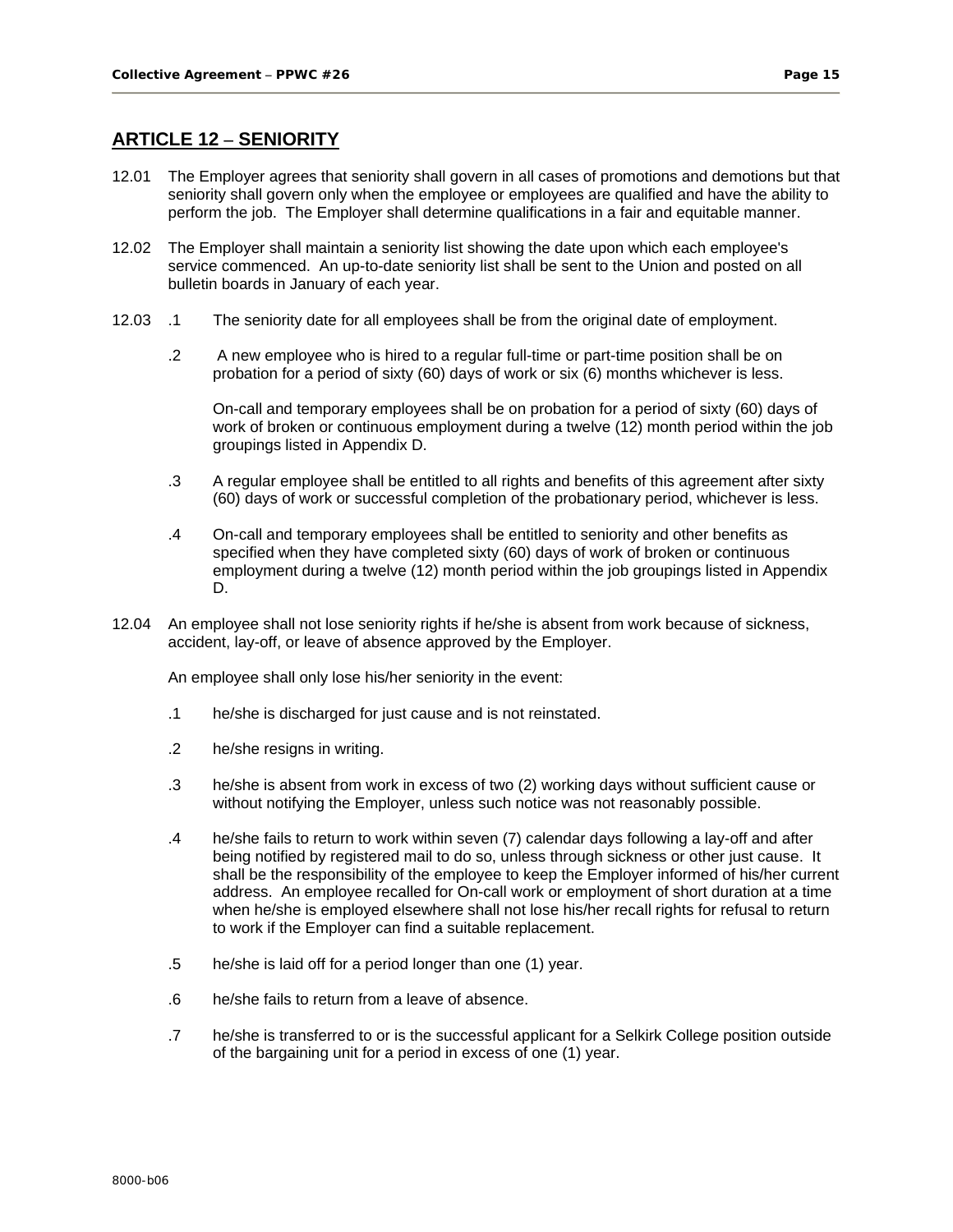## ARTICLE 12 – SENIORITY

12.01 The Employer agrees that seniority shall govern in all cases of promotions and demotions but that seniority shall govern only when the employee or employees are qualified and have the ability to perform the job. The Employer shall determine qualifications in a fair and equitable manner.

12.02 The Employer shall maintain a seniority list showing the date upon which each employee's service commenced. An up-to-date seniority list shall be sent to the Union and posted on all bulletin boards in January of each year.

12.03 .1 The seniority date for all employees shall be from the original date of employment.

.2 A new employee who is hired to a regular full-time or part-time position shall be on probation for a period of sixty (60) days of work or six (6) months whichever is less.

On-call and temporary employees shall be on probation for a period of sixty (60) days of work of broken or continuous employment during a twelve (12) month period within the job groupings listed in Appendix D.

.3 A regular employee shall be entitled to all rights and benefits of this agreement after sixty (60) days of work or successful completion of the probationary period, whichever is less.

.4 On-call and temporary employees shall be entitled to seniority and other benefits as specified when they have completed sixty (60) days of work of broken or continuous employment during a twelve (12) month period within the job groupings listed in Appendix D.

12.04 An employee shall not lose seniority rights if he/she is absent from work because of sickness, accident, lay-off, or leave of absence approved by the Employer.

An employee shall only lose his/her seniority in the event:

.1 he/she is discharged for just cause and is not reinstated.

.2 he/she resigns in writing.

.3 he/she is absent from work in excess of two (2) working days without sufficient cause or without notifying the Employer, unless such notice was not reasonably possible.

.4 he/she fails to return to work within seven (7) calendar days following a lay-off and after being notified by registered mail to do so, unless through sickness or other just cause. It shall be the responsibility of the employee to keep the Employer informed of his/her current address. An employee recalled for On-call work or employment of short duration at a time when he/she is employed elsewhere shall not lose his/her recall rights for refusal to return to work if the Employer can find a suitable replacement.

.5 he/she is laid off for a period longer than one (1) year.

.6 he/she fails to return from a leave of absence.

.7 he/she is transferred to or is the successful applicant for a Selkirk College position outside of the bargaining unit for a period in excess of one (1) year.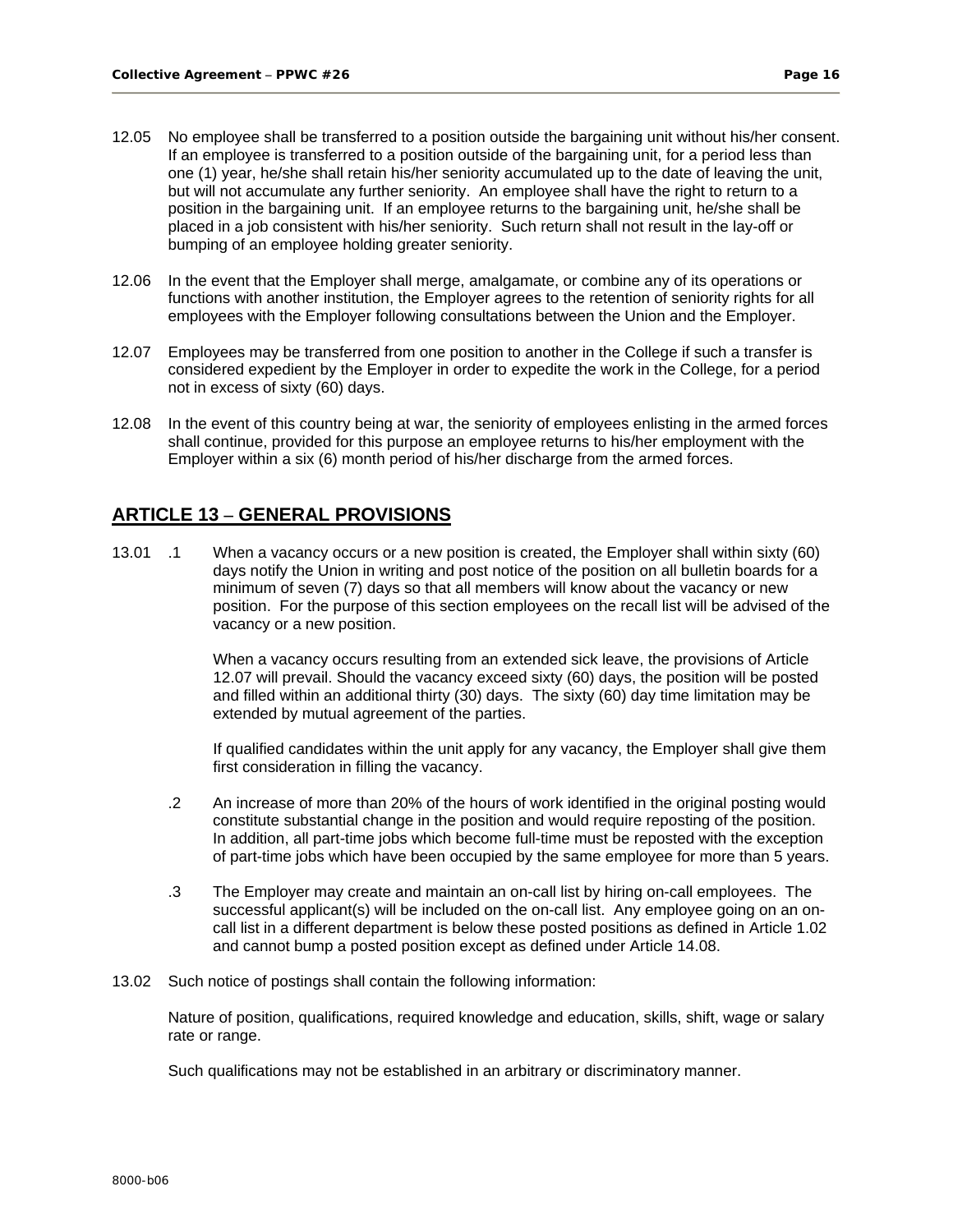12.05 No employee shall be transferred to a position outside the bargaining unit without his/her consent. If an employee is transferred to a position outside of the bargaining unit, for a period less than one (1) year, he/she shall retain his/her seniority accumulated up to the date of leaving the unit, but will not accumulate any further seniority. An employee shall have the right to return to a position in the bargaining unit. If an employee returns to the bargaining unit, he/she shall be placed in a job consistent with his/her seniority. Such return shall not result in the lay-off or bumping of an employee holding greater seniority.

12.06 In the event that the Employer shall merge, amalgamate, or combine any of its operations or functions with another institution, the Employer agrees to the retention of seniority rights for all employees with the Employer following consultations between the Union and the Employer.

12.07 Employees may be transferred from one position to another in the College if such a transfer is considered expedient by the Employer in order to expedite the work in the College, for a period not in excess of sixty (60) days.

12.08 In the event of this country being at war, the seniority of employees enlisting in the armed forces shall continue, provided for this purpose an employee returns to his/her employment with the Employer within a six (6) month period of his/her discharge from the armed forces.

## ARTICLE 13 – GENERAL PROVISIONS

13.01 .1 When a vacancy occurs or a new position is created, the Employer shall within sixty (60) days notify the Union in writing and post notice of the position on all bulletin boards for a minimum of seven (7) days so that all members will know about the vacancy or new position. For the purpose of this section employees on the recall list will be advised of the vacancy or a new position.

When a vacancy occurs resulting from an extended sick leave, the provisions of Article 12.07 will prevail. Should the vacancy exceed sixty (60) days, the position will be posted and filled within an additional thirty (30) days. The sixty (60) day time limitation may be extended by mutual agreement of the parties.

If qualified candidates within the unit apply for any vacancy, the Employer shall give them first consideration in filling the vacancy.

.2 An increase of more than 20% of the hours of work identified in the original posting would constitute substantial change in the position and would require reposting of the position. In addition, all part-time jobs which become full-time must be reposted with the exception of part-time jobs which have been occupied by the same employee for more than 5 years.

.3 The Employer may create and maintain an on-call list by hiring on-call employees. The successful applicant(s) will be included on the on-call list. Any employee going on an on-call list in a different department is below these posted positions as defined in Article 1.02 and cannot bump a posted position except as defined under Article 14.08.

13.02 Such notice of postings shall contain the following information:

Nature of position, qualifications, required knowledge and education, skills, shift, wage or salary rate or range.

Such qualifications may not be established in an arbitrary or discriminatory manner.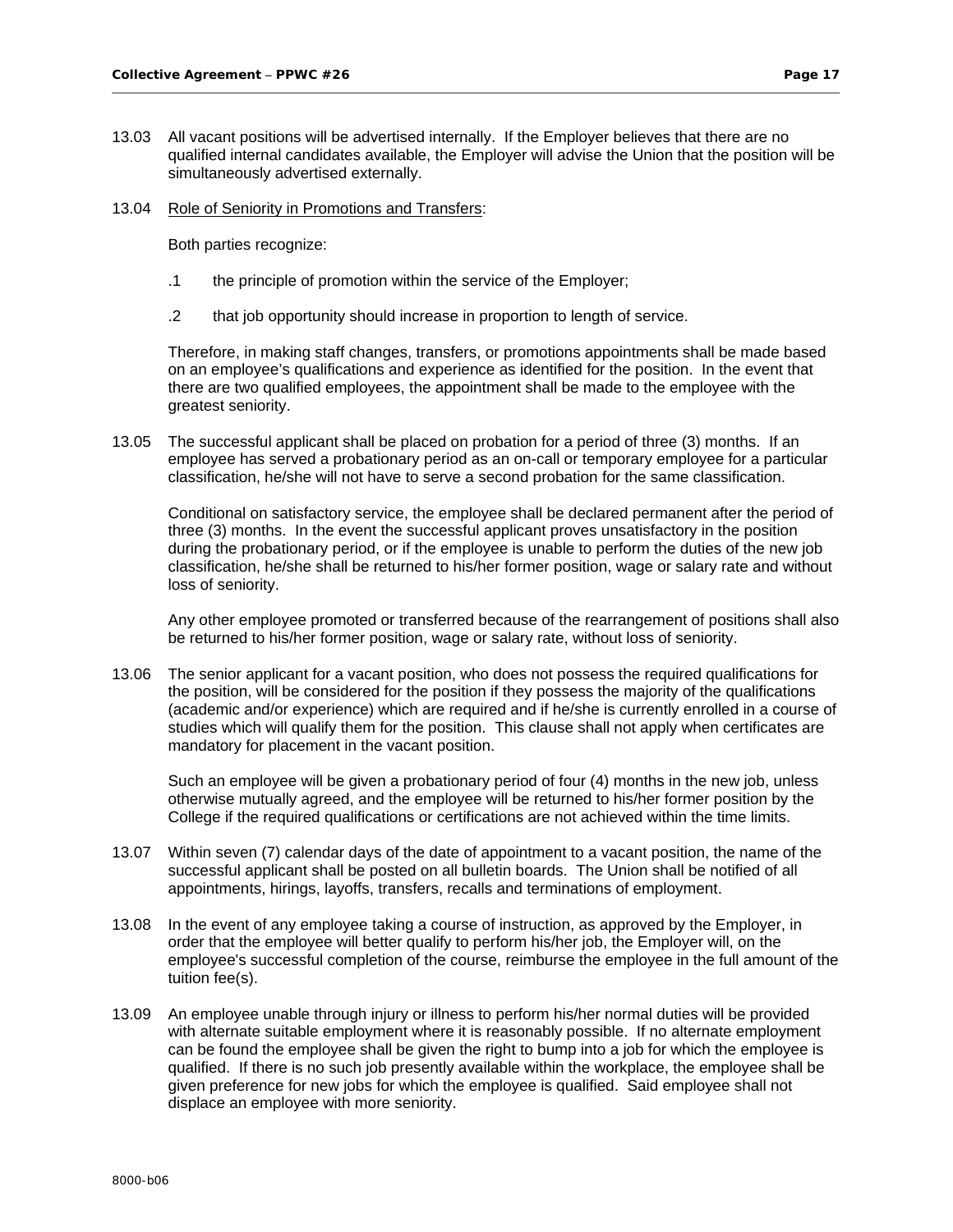13.03 All vacant positions will be advertised internally. If the Employer believes that there are no qualified internal candidates available, the Employer will advise the Union that the position will be simultaneously advertised externally.

13.04 Role of Seniority in Promotions and Transfers:

Both parties recognize:

.1 the principle of promotion within the service of the Employer;

.2 that job opportunity should increase in proportion to length of service.

Therefore, in making staff changes, transfers, or promotions appointments shall be made based on an employee's qualifications and experience as identified for the position. In the event that there are two qualified employees, the appointment shall be made to the employee with the greatest seniority.

13.05 The successful applicant shall be placed on probation for a period of three (3) months. If an employee has served a probationary period as an on-call or temporary employee for a particular classification, he/she will not have to serve a second probation for the same classification.

Conditional on satisfactory service, the employee shall be declared permanent after the period of three (3) months. In the event the successful applicant proves unsatisfactory in the position during the probationary period, or if the employee is unable to perform the duties of the new job classification, he/she shall be returned to his/her former position, wage or salary rate and without loss of seniority.

Any other employee promoted or transferred because of the rearrangement of positions shall also be returned to his/her former position, wage or salary rate, without loss of seniority.

13.06 The senior applicant for a vacant position, who does not possess the required qualifications for the position, will be considered for the position if they possess the majority of the qualifications (academic and/or experience) which are required and if he/she is currently enrolled in a course of studies which will qualify them for the position. This clause shall not apply when certificates are mandatory for placement in the vacant position.

Such an employee will be given a probationary period of four (4) months in the new job, unless otherwise mutually agreed, and the employee will be returned to his/her former position by the College if the required qualifications or certifications are not achieved within the time limits.

13.07 Within seven (7) calendar days of the date of appointment to a vacant position, the name of the successful applicant shall be posted on all bulletin boards. The Union shall be notified of all appointments, hirings, layoffs, transfers, recalls and terminations of employment.

13.08 In the event of any employee taking a course of instruction, as approved by the Employer, in order that the employee will better qualify to perform his/her job, the Employer will, on the employee's successful completion of the course, reimburse the employee in the full amount of the tuition fee(s).

13.09 An employee unable through injury or illness to perform his/her normal duties will be provided with alternate suitable employment where it is reasonably possible. If no alternate employment can be found the employee shall be given the right to bump into a job for which the employee is qualified. If there is no such job presently available within the workplace, the employee shall be given preference for new jobs for which the employee is qualified. Said employee shall not displace an employee with more seniority.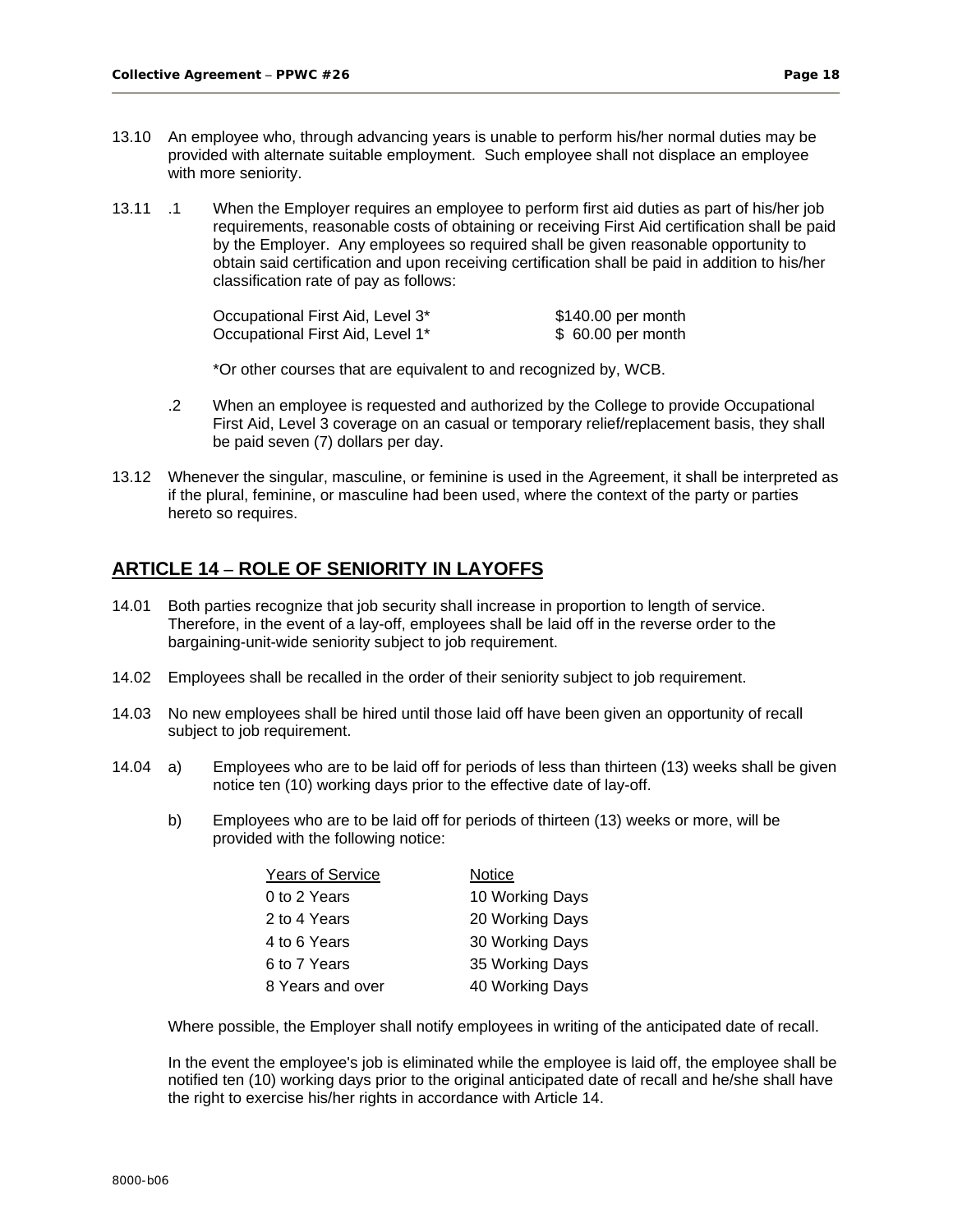13.10 An employee who, through advancing years is unable to perform his/her normal duties may be provided with alternate suitable employment. Such employee shall not displace an employee with more seniority.

13.11 .1 When the Employer requires an employee to perform first aid duties as part of his/her job requirements, reasonable costs of obtaining or receiving First Aid certification shall be paid by the Employer. Any employees so required shall be given reasonable opportunity to obtain said certification and upon receiving certification shall be paid in addition to his/her classification rate of pay as follows:

| | |
|---|---|
| Occupational First Aid, Level 3* | $140.00 per month |
| Occupational First Aid, Level 1* | $ 60.00 per month |

*Or other courses that are equivalent to and recognized by, WCB.

.2 When an employee is requested and authorized by the College to provide Occupational First Aid, Level 3 coverage on an casual or temporary relief/replacement basis, they shall be paid seven (7) dollars per day.

13.12 Whenever the singular, masculine, or feminine is used in the Agreement, it shall be interpreted as if the plural, feminine, or masculine had been used, where the context of the party or parties hereto so requires.

## ARTICLE 14 – ROLE OF SENIORITY IN LAYOFFS

14.01 Both parties recognize that job security shall increase in proportion to length of service. Therefore, in the event of a lay-off, employees shall be laid off in the reverse order to the bargaining-unit-wide seniority subject to job requirement.

14.02 Employees shall be recalled in the order of their seniority subject to job requirement.

14.03 No new employees shall be hired until those laid off have been given an opportunity of recall subject to job requirement.

14.04 a) Employees who are to be laid off for periods of less than thirteen (13) weeks shall be given notice ten (10) working days prior to the effective date of lay-off.

b) Employees who are to be laid off for periods of thirteen (13) weeks or more, will be provided with the following notice:

| Years of Service | Notice |
|---|---|
| 0 to 2 Years | 10 Working Days |
| 2 to 4 Years | 20 Working Days |
| 4 to 6 Years | 30 Working Days |
| 6 to 7 Years | 35 Working Days |
| 8 Years and over | 40 Working Days |

Where possible, the Employer shall notify employees in writing of the anticipated date of recall.

In the event the employee's job is eliminated while the employee is laid off, the employee shall be notified ten (10) working days prior to the original anticipated date of recall and he/she shall have the right to exercise his/her rights in accordance with Article 14.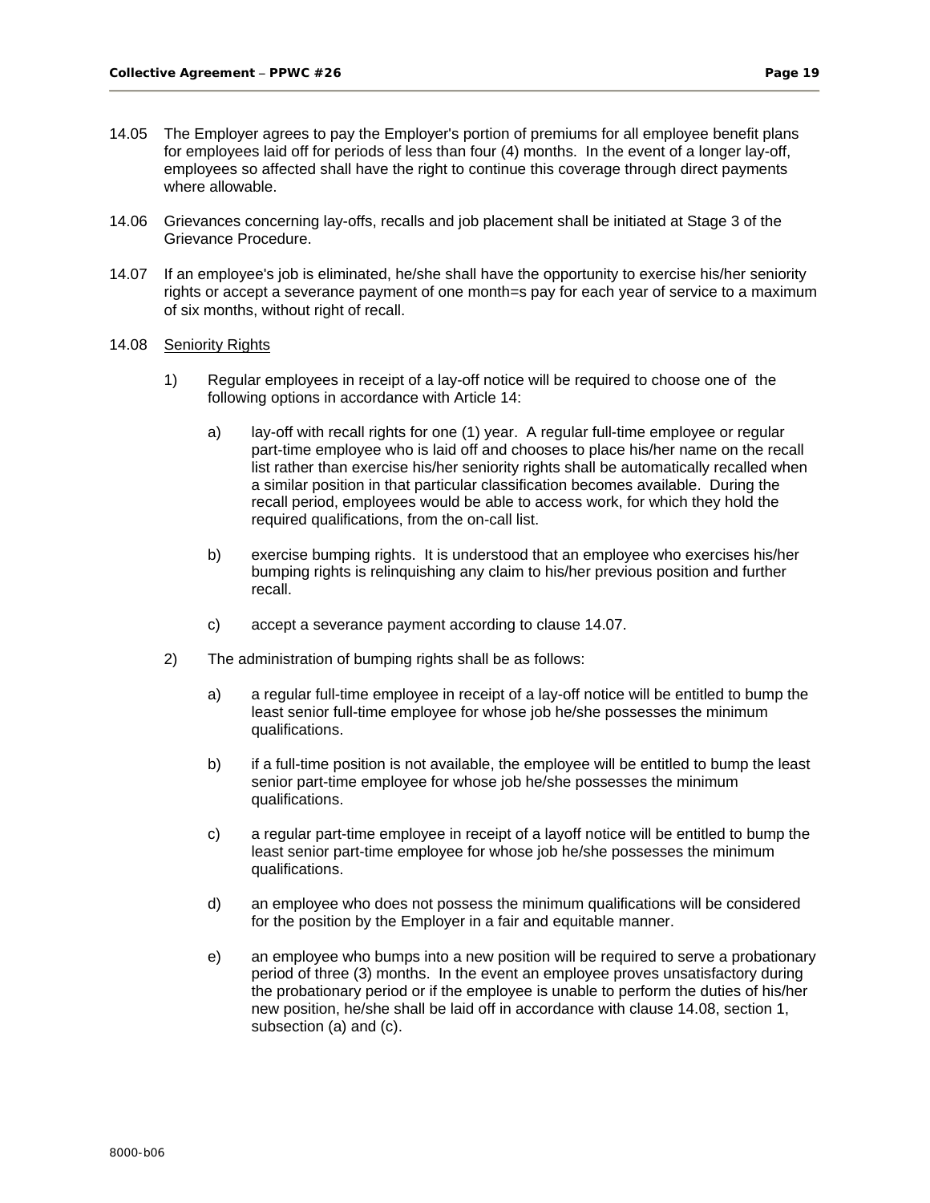14.05 The Employer agrees to pay the Employer's portion of premiums for all employee benefit plans for employees laid off for periods of less than four (4) months. In the event of a longer lay-off, employees so affected shall have the right to continue this coverage through direct payments where allowable.

14.06 Grievances concerning lay-offs, recalls and job placement shall be initiated at Stage 3 of the Grievance Procedure.

14.07 If an employee's job is eliminated, he/she shall have the opportunity to exercise his/her seniority rights or accept a severance payment of one month=s pay for each year of service to a maximum of six months, without right of recall.

14.08 <u>Seniority Rights</u>

1) Regular employees in receipt of a lay-off notice will be required to choose one of the following options in accordance with Article 14:

   a) lay-off with recall rights for one (1) year. A regular full-time employee or regular part-time employee who is laid off and chooses to place his/her name on the recall list rather than exercise his/her seniority rights shall be automatically recalled when a similar position in that particular classification becomes available. During the recall period, employees would be able to access work, for which they hold the required qualifications, from the on-call list.

   b) exercise bumping rights. It is understood that an employee who exercises his/her bumping rights is relinquishing any claim to his/her previous position and further recall.

   c) accept a severance payment according to clause 14.07.

2) The administration of bumping rights shall be as follows:

   a) a regular full-time employee in receipt of a lay-off notice will be entitled to bump the least senior full-time employee for whose job he/she possesses the minimum qualifications.

   b) if a full-time position is not available, the employee will be entitled to bump the least senior part-time employee for whose job he/she possesses the minimum qualifications.

   c) a regular part-time employee in receipt of a layoff notice will be entitled to bump the least senior part-time employee for whose job he/she possesses the minimum qualifications.

   d) an employee who does not possess the minimum qualifications will be considered for the position by the Employer in a fair and equitable manner.

   e) an employee who bumps into a new position will be required to serve a probationary period of three (3) months. In the event an employee proves unsatisfactory during the probationary period or if the employee is unable to perform the duties of his/her new position, he/she shall be laid off in accordance with clause 14.08, section 1, subsection (a) and (c).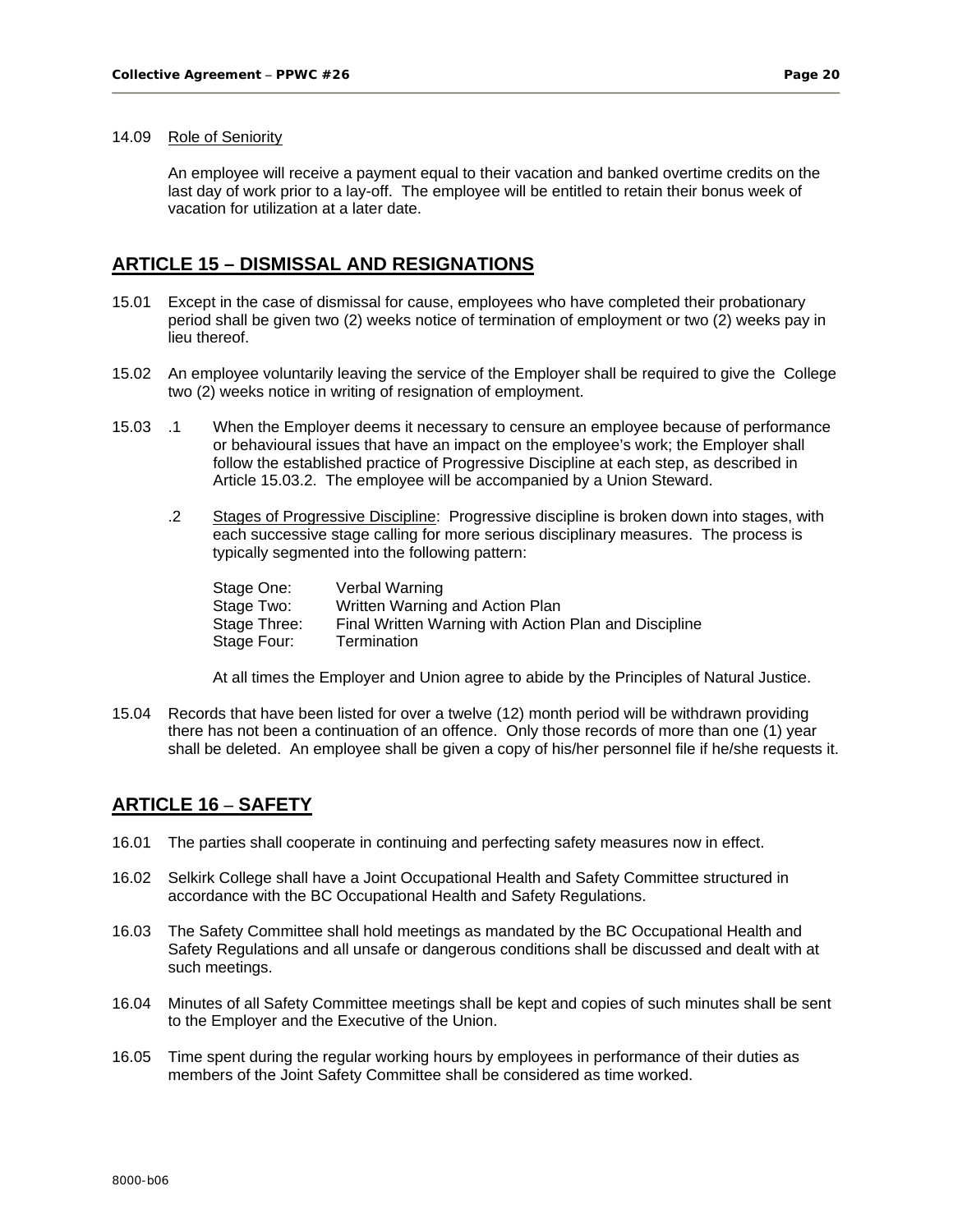14.09 Role of Seniority

An employee will receive a payment equal to their vacation and banked overtime credits on the last day of work prior to a lay-off. The employee will be entitled to retain their bonus week of vacation for utilization at a later date.

## ARTICLE 15 – DISMISSAL AND RESIGNATIONS

15.01 Except in the case of dismissal for cause, employees who have completed their probationary period shall be given two (2) weeks notice of termination of employment or two (2) weeks pay in lieu thereof.

15.02 An employee voluntarily leaving the service of the Employer shall be required to give the College two (2) weeks notice in writing of resignation of employment.

15.03 .1 When the Employer deems it necessary to censure an employee because of performance or behavioural issues that have an impact on the employee's work; the Employer shall follow the established practice of Progressive Discipline at each step, as described in Article 15.03.2. The employee will be accompanied by a Union Steward.

.2 Stages of Progressive Discipline: Progressive discipline is broken down into stages, with each successive stage calling for more serious disciplinary measures. The process is typically segmented into the following pattern:

| Stage | Measure |
|---|---|
| Stage One: | Verbal Warning |
| Stage Two: | Written Warning and Action Plan |
| Stage Three: | Final Written Warning with Action Plan and Discipline |
| Stage Four: | Termination |

At all times the Employer and Union agree to abide by the Principles of Natural Justice.

15.04 Records that have been listed for over a twelve (12) month period will be withdrawn providing there has not been a continuation of an offence. Only those records of more than one (1) year shall be deleted. An employee shall be given a copy of his/her personnel file if he/she requests it.

## ARTICLE 16 – SAFETY

16.01 The parties shall cooperate in continuing and perfecting safety measures now in effect.

16.02 Selkirk College shall have a Joint Occupational Health and Safety Committee structured in accordance with the BC Occupational Health and Safety Regulations.

16.03 The Safety Committee shall hold meetings as mandated by the BC Occupational Health and Safety Regulations and all unsafe or dangerous conditions shall be discussed and dealt with at such meetings.

16.04 Minutes of all Safety Committee meetings shall be kept and copies of such minutes shall be sent to the Employer and the Executive of the Union.

16.05 Time spent during the regular working hours by employees in performance of their duties as members of the Joint Safety Committee shall be considered as time worked.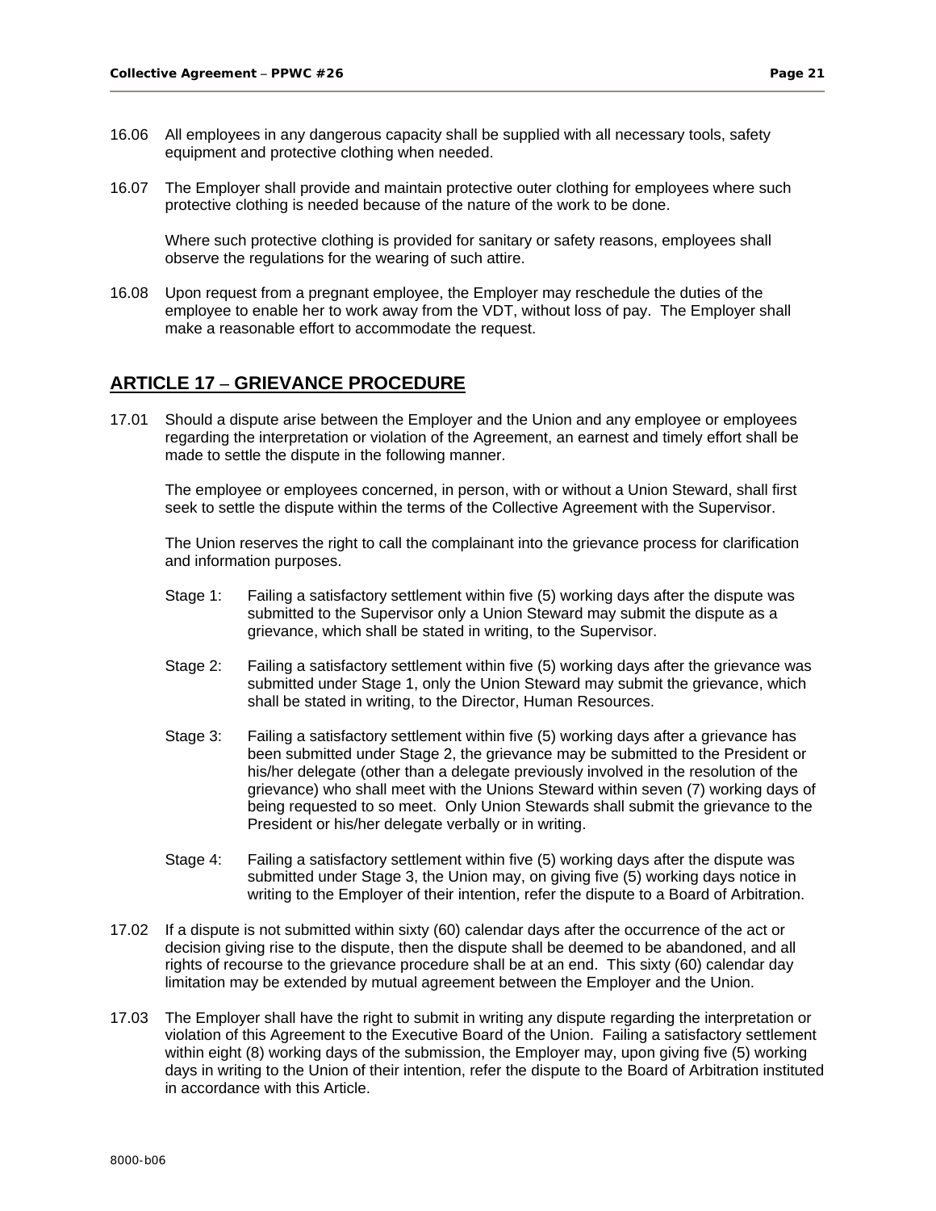16.06 All employees in any dangerous capacity shall be supplied with all necessary tools, safety equipment and protective clothing when needed.

16.07 The Employer shall provide and maintain protective outer clothing for employees where such protective clothing is needed because of the nature of the work to be done.

Where such protective clothing is provided for sanitary or safety reasons, employees shall observe the regulations for the wearing of such attire.

16.08 Upon request from a pregnant employee, the Employer may reschedule the duties of the employee to enable her to work away from the VDT, without loss of pay. The Employer shall make a reasonable effort to accommodate the request.

## ARTICLE 17 – GRIEVANCE PROCEDURE

17.01 Should a dispute arise between the Employer and the Union and any employee or employees regarding the interpretation or violation of the Agreement, an earnest and timely effort shall be made to settle the dispute in the following manner.

The employee or employees concerned, in person, with or without a Union Steward, shall first seek to settle the dispute within the terms of the Collective Agreement with the Supervisor.

The Union reserves the right to call the complainant into the grievance process for clarification and information purposes.

Stage 1: Failing a satisfactory settlement within five (5) working days after the dispute was submitted to the Supervisor only a Union Steward may submit the dispute as a grievance, which shall be stated in writing, to the Supervisor.

Stage 2: Failing a satisfactory settlement within five (5) working days after the grievance was submitted under Stage 1, only the Union Steward may submit the grievance, which shall be stated in writing, to the Director, Human Resources.

Stage 3: Failing a satisfactory settlement within five (5) working days after a grievance has been submitted under Stage 2, the grievance may be submitted to the President or his/her delegate (other than a delegate previously involved in the resolution of the grievance) who shall meet with the Unions Steward within seven (7) working days of being requested to so meet. Only Union Stewards shall submit the grievance to the President or his/her delegate verbally or in writing.

Stage 4: Failing a satisfactory settlement within five (5) working days after the dispute was submitted under Stage 3, the Union may, on giving five (5) working days notice in writing to the Employer of their intention, refer the dispute to a Board of Arbitration.

17.02 If a dispute is not submitted within sixty (60) calendar days after the occurrence of the act or decision giving rise to the dispute, then the dispute shall be deemed to be abandoned, and all rights of recourse to the grievance procedure shall be at an end. This sixty (60) calendar day limitation may be extended by mutual agreement between the Employer and the Union.

17.03 The Employer shall have the right to submit in writing any dispute regarding the interpretation or violation of this Agreement to the Executive Board of the Union. Failing a satisfactory settlement within eight (8) working days of the submission, the Employer may, upon giving five (5) working days in writing to the Union of their intention, refer the dispute to the Board of Arbitration instituted in accordance with this Article.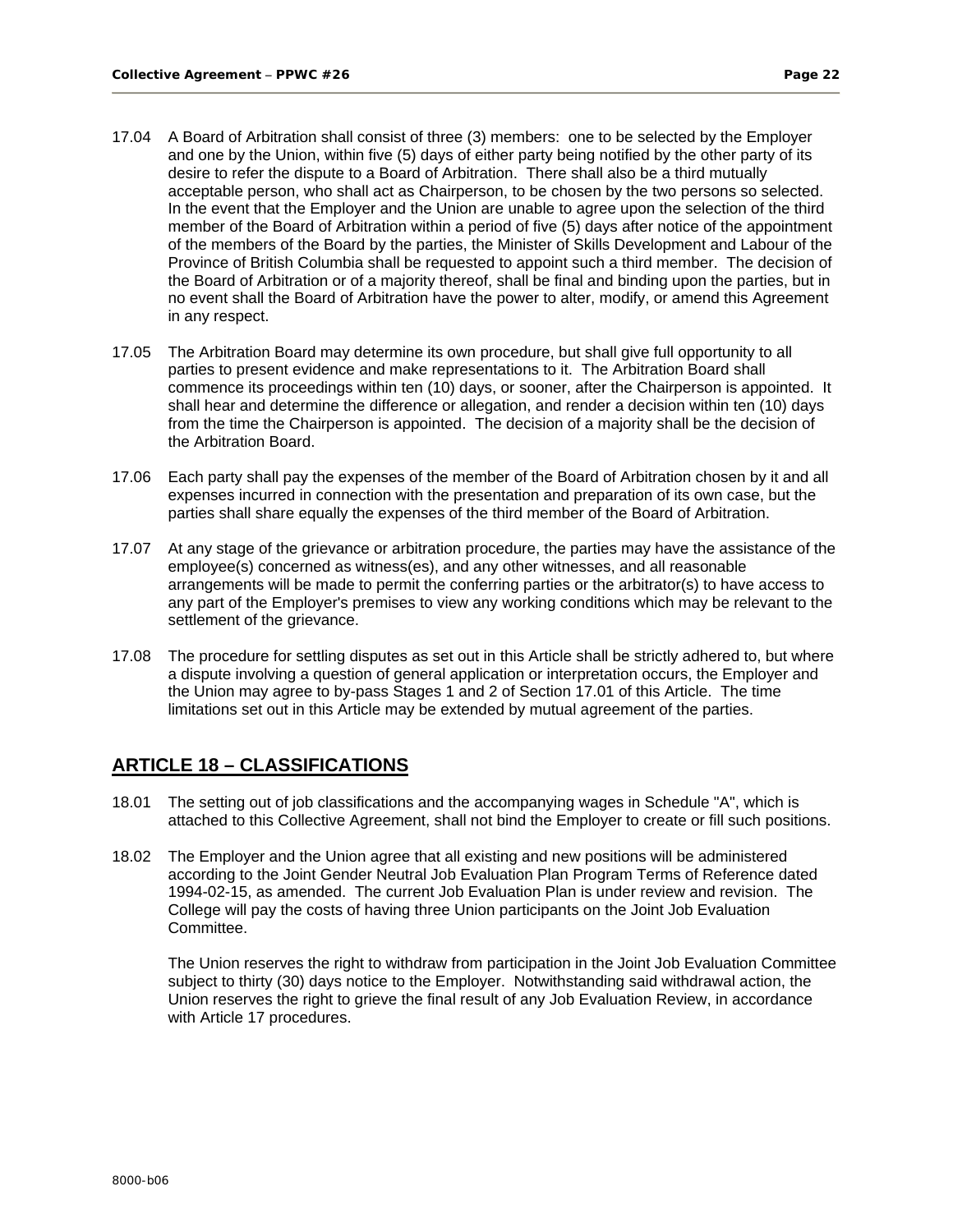17.04 A Board of Arbitration shall consist of three (3) members: one to be selected by the Employer and one by the Union, within five (5) days of either party being notified by the other party of its desire to refer the dispute to a Board of Arbitration. There shall also be a third mutually acceptable person, who shall act as Chairperson, to be chosen by the two persons so selected. In the event that the Employer and the Union are unable to agree upon the selection of the third member of the Board of Arbitration within a period of five (5) days after notice of the appointment of the members of the Board by the parties, the Minister of Skills Development and Labour of the Province of British Columbia shall be requested to appoint such a third member. The decision of the Board of Arbitration or of a majority thereof, shall be final and binding upon the parties, but in no event shall the Board of Arbitration have the power to alter, modify, or amend this Agreement in any respect.

17.05 The Arbitration Board may determine its own procedure, but shall give full opportunity to all parties to present evidence and make representations to it. The Arbitration Board shall commence its proceedings within ten (10) days, or sooner, after the Chairperson is appointed. It shall hear and determine the difference or allegation, and render a decision within ten (10) days from the time the Chairperson is appointed. The decision of a majority shall be the decision of the Arbitration Board.

17.06 Each party shall pay the expenses of the member of the Board of Arbitration chosen by it and all expenses incurred in connection with the presentation and preparation of its own case, but the parties shall share equally the expenses of the third member of the Board of Arbitration.

17.07 At any stage of the grievance or arbitration procedure, the parties may have the assistance of the employee(s) concerned as witness(es), and any other witnesses, and all reasonable arrangements will be made to permit the conferring parties or the arbitrator(s) to have access to any part of the Employer's premises to view any working conditions which may be relevant to the settlement of the grievance.

17.08 The procedure for settling disputes as set out in this Article shall be strictly adhered to, but where a dispute involving a question of general application or interpretation occurs, the Employer and the Union may agree to by-pass Stages 1 and 2 of Section 17.01 of this Article. The time limitations set out in this Article may be extended by mutual agreement of the parties.

## ARTICLE 18 – CLASSIFICATIONS

18.01 The setting out of job classifications and the accompanying wages in Schedule "A", which is attached to this Collective Agreement, shall not bind the Employer to create or fill such positions.

18.02 The Employer and the Union agree that all existing and new positions will be administered according to the Joint Gender Neutral Job Evaluation Plan Program Terms of Reference dated 1994-02-15, as amended. The current Job Evaluation Plan is under review and revision. The College will pay the costs of having three Union participants on the Joint Job Evaluation Committee.

The Union reserves the right to withdraw from participation in the Joint Job Evaluation Committee subject to thirty (30) days notice to the Employer. Notwithstanding said withdrawal action, the Union reserves the right to grieve the final result of any Job Evaluation Review, in accordance with Article 17 procedures.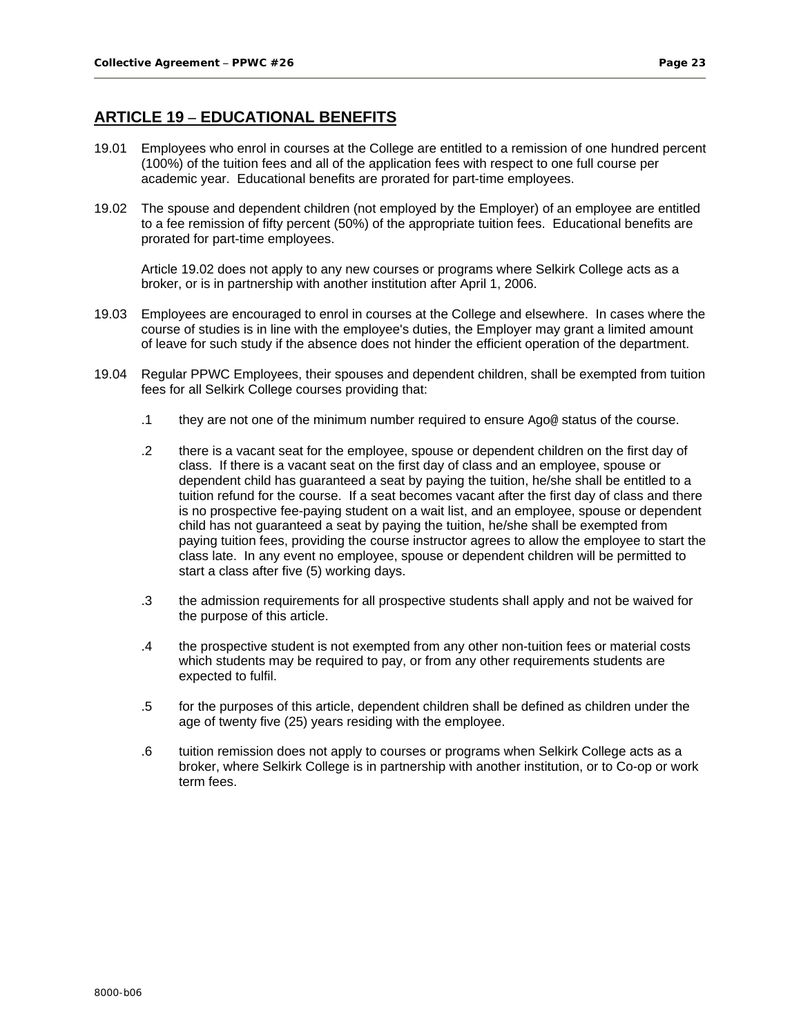## ARTICLE 19 – EDUCATIONAL BENEFITS

19.01 Employees who enrol in courses at the College are entitled to a remission of one hundred percent (100%) of the tuition fees and all of the application fees with respect to one full course per academic year. Educational benefits are prorated for part-time employees.

19.02 The spouse and dependent children (not employed by the Employer) of an employee are entitled to a fee remission of fifty percent (50%) of the appropriate tuition fees. Educational benefits are prorated for part-time employees.

Article 19.02 does not apply to any new courses or programs where Selkirk College acts as a broker, or is in partnership with another institution after April 1, 2006.

19.03 Employees are encouraged to enrol in courses at the College and elsewhere. In cases where the course of studies is in line with the employee's duties, the Employer may grant a limited amount of leave for such study if the absence does not hinder the efficient operation of the department.

19.04 Regular PPWC Employees, their spouses and dependent children, shall be exempted from tuition fees for all Selkirk College courses providing that:

.1 they are not one of the minimum number required to ensure Ago@ status of the course.

.2 there is a vacant seat for the employee, spouse or dependent children on the first day of class. If there is a vacant seat on the first day of class and an employee, spouse or dependent child has guaranteed a seat by paying the tuition, he/she shall be entitled to a tuition refund for the course. If a seat becomes vacant after the first day of class and there is no prospective fee-paying student on a wait list, and an employee, spouse or dependent child has not guaranteed a seat by paying the tuition, he/she shall be exempted from paying tuition fees, providing the course instructor agrees to allow the employee to start the class late. In any event no employee, spouse or dependent children will be permitted to start a class after five (5) working days.

.3 the admission requirements for all prospective students shall apply and not be waived for the purpose of this article.

.4 the prospective student is not exempted from any other non-tuition fees or material costs which students may be required to pay, or from any other requirements students are expected to fulfil.

.5 for the purposes of this article, dependent children shall be defined as children under the age of twenty five (25) years residing with the employee.

.6 tuition remission does not apply to courses or programs when Selkirk College acts as a broker, where Selkirk College is in partnership with another institution, or to Co-op or work term fees.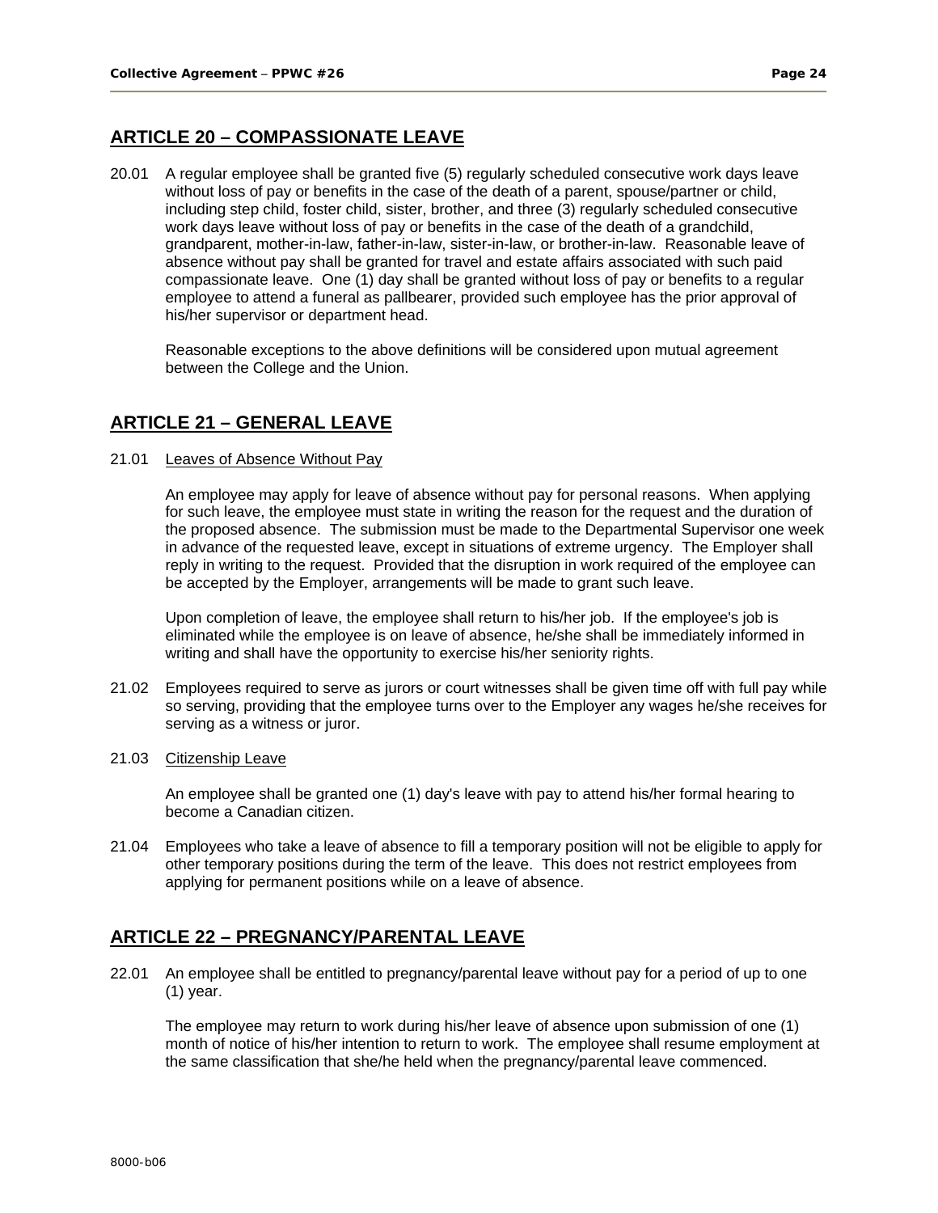## ARTICLE 20 – COMPASSIONATE LEAVE

20.01 A regular employee shall be granted five (5) regularly scheduled consecutive work days leave without loss of pay or benefits in the case of the death of a parent, spouse/partner or child, including step child, foster child, sister, brother, and three (3) regularly scheduled consecutive work days leave without loss of pay or benefits in the case of the death of a grandchild, grandparent, mother-in-law, father-in-law, sister-in-law, or brother-in-law. Reasonable leave of absence without pay shall be granted for travel and estate affairs associated with such paid compassionate leave. One (1) day shall be granted without loss of pay or benefits to a regular employee to attend a funeral as pallbearer, provided such employee has the prior approval of his/her supervisor or department head.

Reasonable exceptions to the above definitions will be considered upon mutual agreement between the College and the Union.

## ARTICLE 21 – GENERAL LEAVE

21.01 Leaves of Absence Without Pay

An employee may apply for leave of absence without pay for personal reasons. When applying for such leave, the employee must state in writing the reason for the request and the duration of the proposed absence. The submission must be made to the Departmental Supervisor one week in advance of the requested leave, except in situations of extreme urgency. The Employer shall reply in writing to the request. Provided that the disruption in work required of the employee can be accepted by the Employer, arrangements will be made to grant such leave.

Upon completion of leave, the employee shall return to his/her job. If the employee's job is eliminated while the employee is on leave of absence, he/she shall be immediately informed in writing and shall have the opportunity to exercise his/her seniority rights.

21.02 Employees required to serve as jurors or court witnesses shall be given time off with full pay while so serving, providing that the employee turns over to the Employer any wages he/she receives for serving as a witness or juror.

21.03 Citizenship Leave

An employee shall be granted one (1) day's leave with pay to attend his/her formal hearing to become a Canadian citizen.

21.04 Employees who take a leave of absence to fill a temporary position will not be eligible to apply for other temporary positions during the term of the leave. This does not restrict employees from applying for permanent positions while on a leave of absence.

## ARTICLE 22 – PREGNANCY/PARENTAL LEAVE

22.01 An employee shall be entitled to pregnancy/parental leave without pay for a period of up to one (1) year.

The employee may return to work during his/her leave of absence upon submission of one (1) month of notice of his/her intention to return to work. The employee shall resume employment at the same classification that she/he held when the pregnancy/parental leave commenced.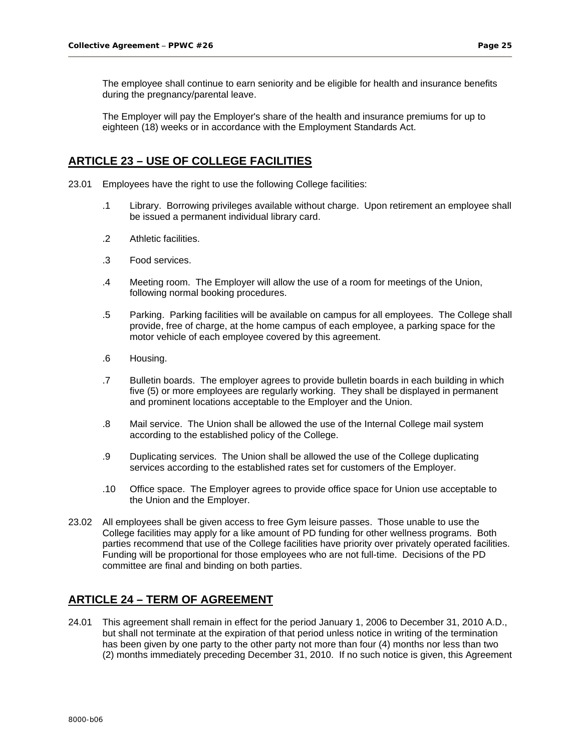The employee shall continue to earn seniority and be eligible for health and insurance benefits during the pregnancy/parental leave.

The Employer will pay the Employer's share of the health and insurance premiums for up to eighteen (18) weeks or in accordance with the Employment Standards Act.

## ARTICLE 23 – USE OF COLLEGE FACILITIES

23.01 Employees have the right to use the following College facilities:

.1 Library. Borrowing privileges available without charge. Upon retirement an employee shall be issued a permanent individual library card.

.2 Athletic facilities.

.3 Food services.

.4 Meeting room. The Employer will allow the use of a room for meetings of the Union, following normal booking procedures.

.5 Parking. Parking facilities will be available on campus for all employees. The College shall provide, free of charge, at the home campus of each employee, a parking space for the motor vehicle of each employee covered by this agreement.

.6 Housing.

.7 Bulletin boards. The employer agrees to provide bulletin boards in each building in which five (5) or more employees are regularly working. They shall be displayed in permanent and prominent locations acceptable to the Employer and the Union.

.8 Mail service. The Union shall be allowed the use of the Internal College mail system according to the established policy of the College.

.9 Duplicating services. The Union shall be allowed the use of the College duplicating services according to the established rates set for customers of the Employer.

.10 Office space. The Employer agrees to provide office space for Union use acceptable to the Union and the Employer.

23.02 All employees shall be given access to free Gym leisure passes. Those unable to use the College facilities may apply for a like amount of PD funding for other wellness programs. Both parties recommend that use of the College facilities have priority over privately operated facilities. Funding will be proportional for those employees who are not full-time. Decisions of the PD committee are final and binding on both parties.

## ARTICLE 24 – TERM OF AGREEMENT

24.01 This agreement shall remain in effect for the period January 1, 2006 to December 31, 2010 A.D., but shall not terminate at the expiration of that period unless notice in writing of the termination has been given by one party to the other party not more than four (4) months nor less than two (2) months immediately preceding December 31, 2010. If no such notice is given, this Agreement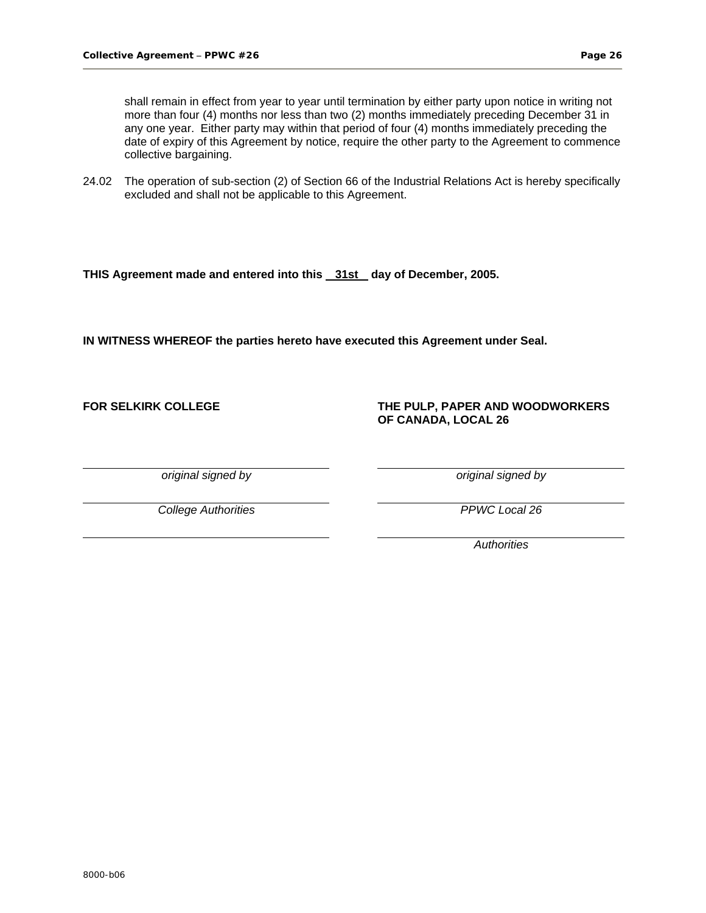shall remain in effect from year to year until termination by either party upon notice in writing not more than four (4) months nor less than two (2) months immediately preceding December 31 in any one year. Either party may within that period of four (4) months immediately preceding the date of expiry of this Agreement by notice, require the other party to the Agreement to commence collective bargaining.

24.02 The operation of sub-section (2) of Section 66 of the Industrial Relations Act is hereby specifically excluded and shall not be applicable to this Agreement.

**THIS Agreement made and entered into this 31st day of December, 2005.**

**IN WITNESS WHEREOF the parties hereto have executed this Agreement under Seal.**

| **FOR SELKIRK COLLEGE** | **THE PULP, PAPER AND WOODWORKERS OF CANADA, LOCAL 26** |
|---|---|
| *original signed by* | *original signed by* |
| *College Authorities* | *PPWC Local 26* |
| | *Authorities* |

8000-b06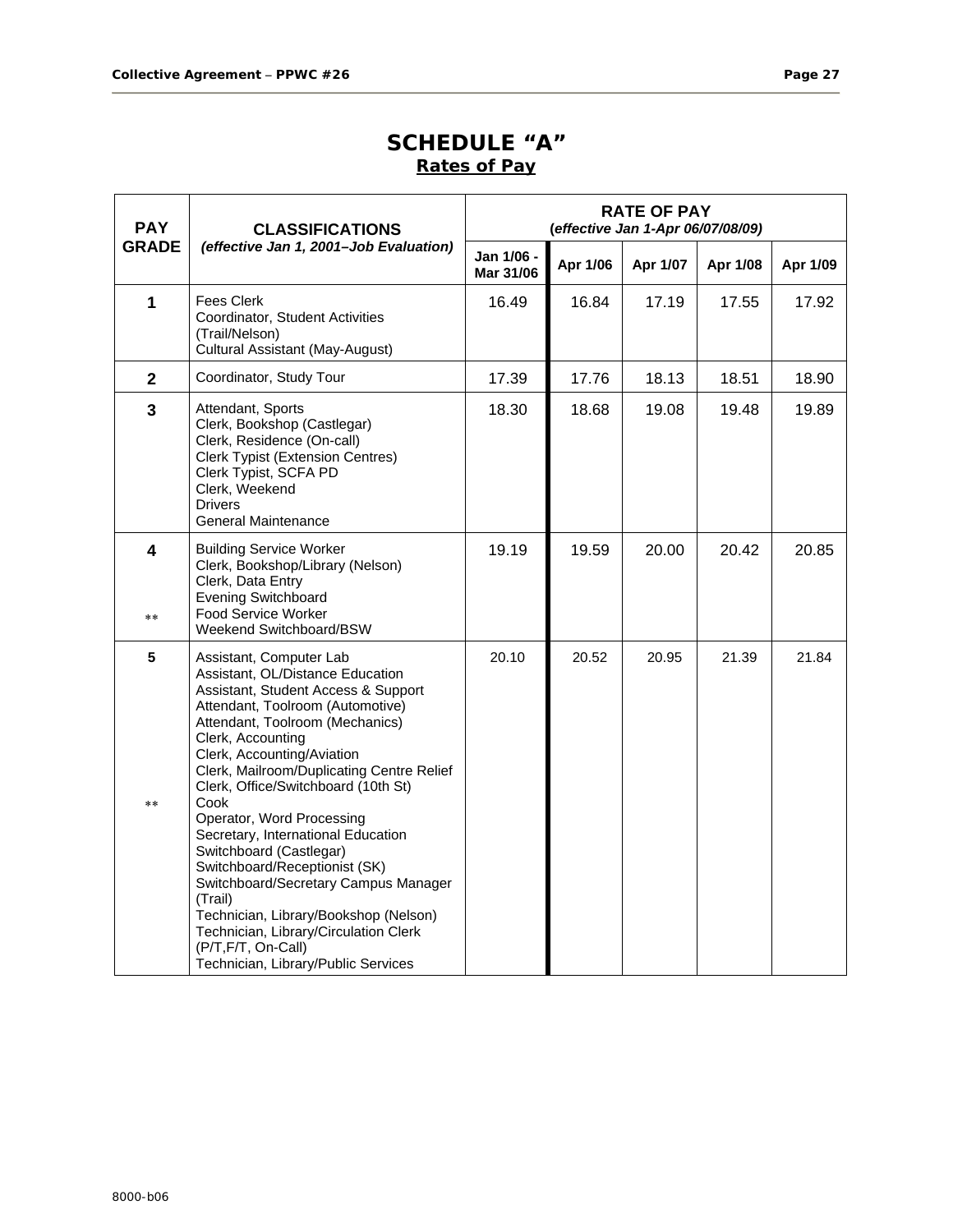# SCHEDULE "A"

## Rates of Pay

| PAY GRADE | CLASSIFICATIONS *(effective Jan 1, 2001–Job Evaluation)* | RATE OF PAY *(effective Jan 1-Apr 06/07/08/09)* | | | | |
|---|---|---|---|---|---|---|
| | | Jan 1/06 - Mar 31/06 | Apr 1/06 | Apr 1/07 | Apr 1/08 | Apr 1/09 |
| 1 | Fees Clerk<br>Coordinator, Student Activities (Trail/Nelson)<br>Cultural Assistant (May-August) | 16.49 | 16.84 | 17.19 | 17.55 | 17.92 |
| 2 | Coordinator, Study Tour | 17.39 | 17.76 | 18.13 | 18.51 | 18.90 |
| 3 | Attendant, Sports<br>Clerk, Bookshop (Castlegar)<br>Clerk, Residence (On-call)<br>Clerk Typist (Extension Centres)<br>Clerk Typist, SCFA PD<br>Clerk, Weekend<br>Drivers<br>General Maintenance | 18.30 | 18.68 | 19.08 | 19.48 | 19.89 |
| 4<br><br>** | Building Service Worker<br>Clerk, Bookshop/Library (Nelson)<br>Clerk, Data Entry<br>Evening Switchboard<br>Food Service Worker<br>Weekend Switchboard/BSW | 19.19 | 19.59 | 20.00 | 20.42 | 20.85 |
| 5<br><br>** | Assistant, Computer Lab<br>Assistant, OL/Distance Education<br>Assistant, Student Access & Support<br>Attendant, Toolroom (Automotive)<br>Attendant, Toolroom (Mechanics)<br>Clerk, Accounting<br>Clerk, Accounting/Aviation<br>Clerk, Mailroom/Duplicating Centre Relief<br>Clerk, Office/Switchboard (10th St)<br>Cook<br>Operator, Word Processing<br>Secretary, International Education<br>Switchboard (Castlegar)<br>Switchboard/Receptionist (SK)<br>Switchboard/Secretary Campus Manager (Trail)<br>Technician, Library/Bookshop (Nelson)<br>Technician, Library/Circulation Clerk (P/T,F/T, On-Call)<br>Technician, Library/Public Services | 20.10 | 20.52 | 20.95 | 21.39 | 21.84 |

8000-b06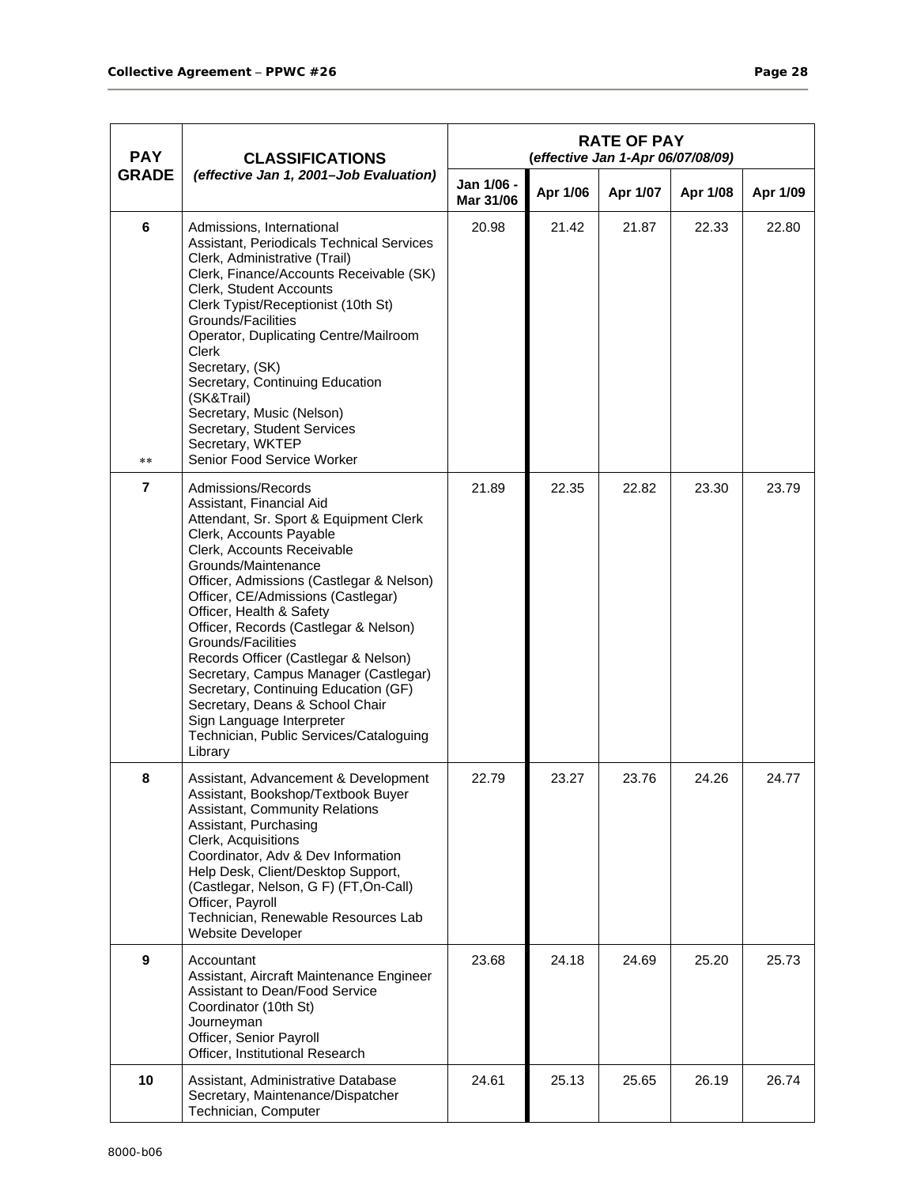| PAY GRADE | CLASSIFICATIONS *(effective Jan 1, 2001–Job Evaluation)* | RATE OF PAY (*effective Jan 1-Apr 06/07/08/09)* | | | | |
|---|---|---|---|---|---|---|
| | | Jan 1/06 - Mar 31/06 | Apr 1/06 | Apr 1/07 | Apr 1/08 | Apr 1/09 |
| 6<br><br>** | Admissions, International<br>Assistant, Periodicals Technical Services<br>Clerk, Administrative (Trail)<br>Clerk, Finance/Accounts Receivable (SK)<br>Clerk, Student Accounts<br>Clerk Typist/Receptionist (10th St)<br>Grounds/Facilities<br>Operator, Duplicating Centre/Mailroom Clerk<br>Secretary, (SK)<br>Secretary, Continuing Education (SK&Trail)<br>Secretary, Music (Nelson)<br>Secretary, Student Services<br>Secretary, WKTEP<br>Senior Food Service Worker | 20.98 | 21.42 | 21.87 | 22.33 | 22.80 |
| 7 | Admissions/Records<br>Assistant, Financial Aid<br>Attendant, Sr. Sport & Equipment Clerk<br>Clerk, Accounts Payable<br>Clerk, Accounts Receivable<br>Grounds/Maintenance<br>Officer, Admissions (Castlegar & Nelson)<br>Officer, CE/Admissions (Castlegar)<br>Officer, Health & Safety<br>Officer, Records (Castlegar & Nelson)<br>Grounds/Facilities<br>Records Officer (Castlegar & Nelson)<br>Secretary, Campus Manager (Castlegar)<br>Secretary, Continuing Education (GF)<br>Secretary, Deans & School Chair<br>Sign Language Interpreter<br>Technician, Public Services/Cataloguing Library | 21.89 | 22.35 | 22.82 | 23.30 | 23.79 |
| 8 | Assistant, Advancement & Development<br>Assistant, Bookshop/Textbook Buyer<br>Assistant, Community Relations<br>Assistant, Purchasing<br>Clerk, Acquisitions<br>Coordinator, Adv & Dev Information<br>Help Desk, Client/Desktop Support, (Castlegar, Nelson, G F) (FT,On-Call)<br>Officer, Payroll<br>Technician, Renewable Resources Lab<br>Website Developer | 22.79 | 23.27 | 23.76 | 24.26 | 24.77 |
| 9 | Accountant<br>Assistant, Aircraft Maintenance Engineer<br>Assistant to Dean/Food Service Coordinator (10th St)<br>Journeyman<br>Officer, Senior Payroll<br>Officer, Institutional Research | 23.68 | 24.18 | 24.69 | 25.20 | 25.73 |
| 10 | Assistant, Administrative Database<br>Secretary, Maintenance/Dispatcher<br>Technician, Computer | 24.61 | 25.13 | 25.65 | 26.19 | 26.74 |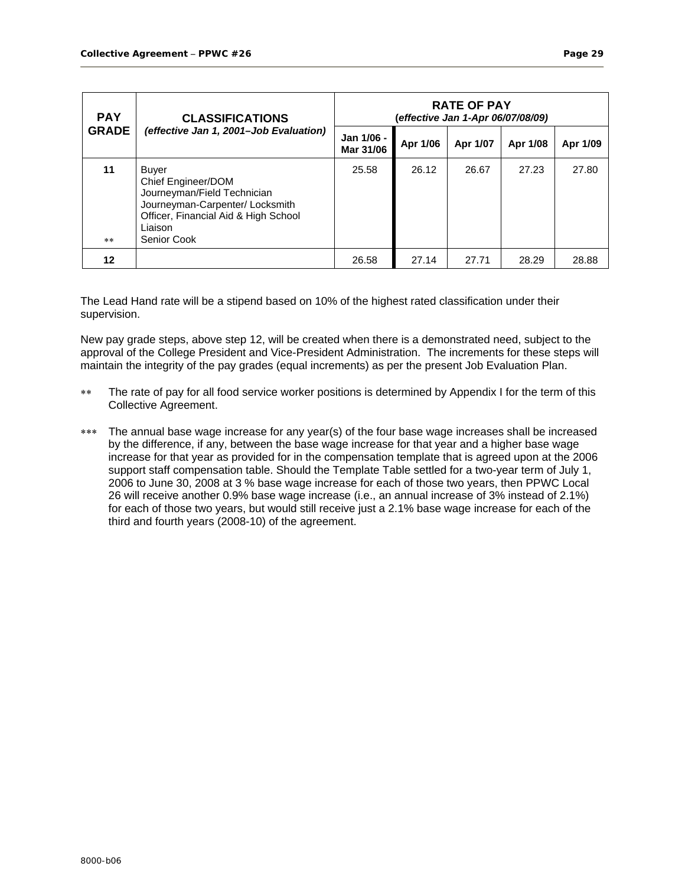| PAY GRADE | CLASSIFICATIONS *(effective Jan 1, 2001–Job Evaluation)* | RATE OF PAY *(effective Jan 1-Apr 06/07/08/09)* | | | | |
|---|---|---|---|---|---|---|
| | | Jan 1/06 - Mar 31/06 | Apr 1/06 | Apr 1/07 | Apr 1/08 | Apr 1/09 |
| 11<br><br><br><br><br><br>** | Buyer<br>Chief Engineer/DOM<br>Journeyman/Field Technician<br>Journeyman-Carpenter/ Locksmith<br>Officer, Financial Aid & High School Liaison<br>Senior Cook | 25.58 | 26.12 | 26.67 | 27.23 | 27.80 |
| 12 | | 26.58 | 27.14 | 27.71 | 28.29 | 28.88 |

The Lead Hand rate will be a stipend based on 10% of the highest rated classification under their supervision.

New pay grade steps, above step 12, will be created when there is a demonstrated need, subject to the approval of the College President and Vice-President Administration. The increments for these steps will maintain the integrity of the pay grades (equal increments) as per the present Job Evaluation Plan.

** The rate of pay for all food service worker positions is determined by Appendix I for the term of this Collective Agreement.

*** The annual base wage increase for any year(s) of the four base wage increases shall be increased by the difference, if any, between the base wage increase for that year and a higher base wage increase for that year as provided for in the compensation template that is agreed upon at the 2006 support staff compensation table. Should the Template Table settled for a two-year term of July 1, 2006 to June 30, 2008 at 3 % base wage increase for each of those two years, then PPWC Local 26 will receive another 0.9% base wage increase (i.e., an annual increase of 3% instead of 2.1%) for each of those two years, but would still receive just a 2.1% base wage increase for each of the third and fourth years (2008-10) of the agreement.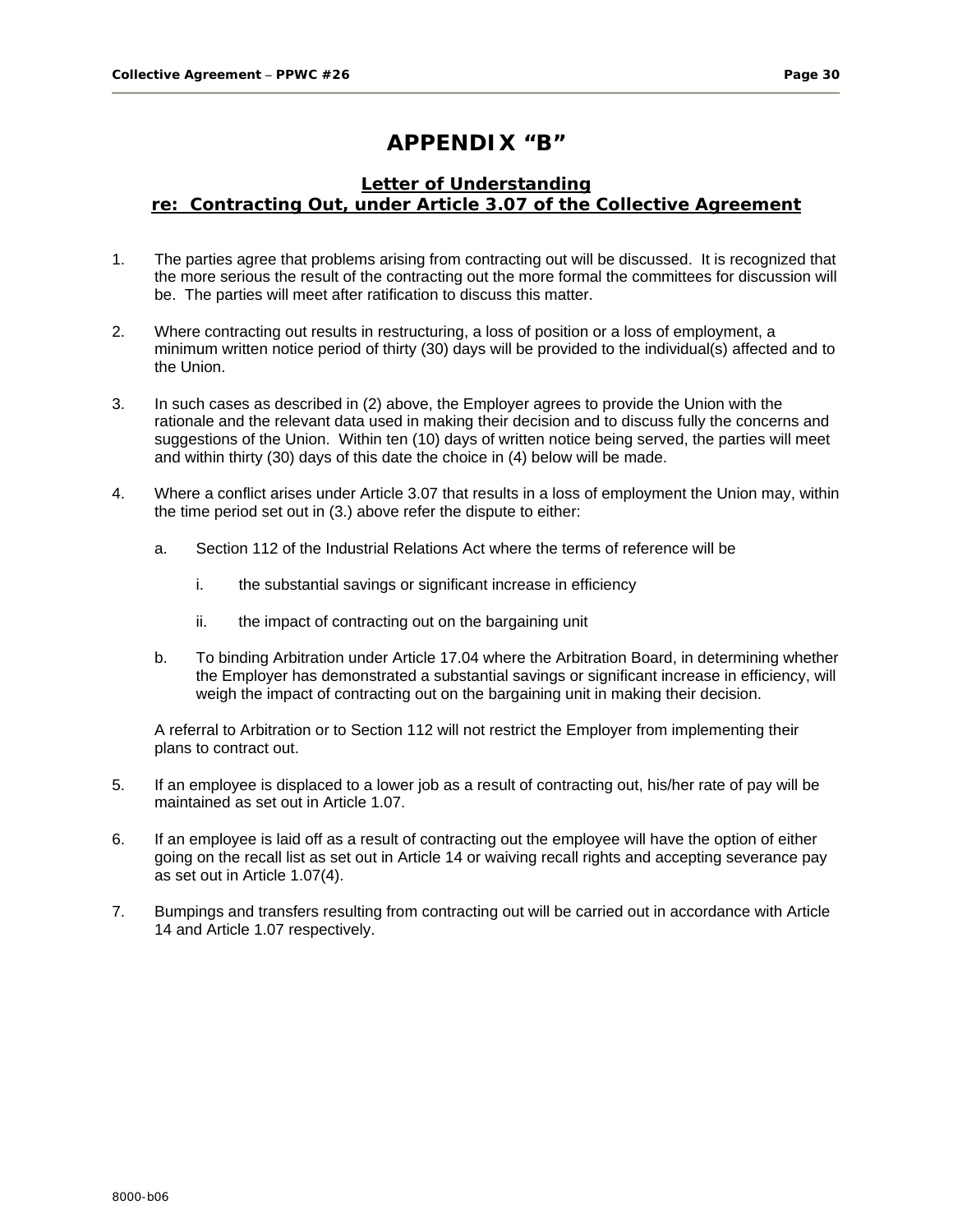# APPENDIX "B"

## Letter of Understanding re: Contracting Out, under Article 3.07 of the Collective Agreement

1. The parties agree that problems arising from contracting out will be discussed. It is recognized that the more serious the result of the contracting out the more formal the committees for discussion will be. The parties will meet after ratification to discuss this matter.

2. Where contracting out results in restructuring, a loss of position or a loss of employment, a minimum written notice period of thirty (30) days will be provided to the individual(s) affected and to the Union.

3. In such cases as described in (2) above, the Employer agrees to provide the Union with the rationale and the relevant data used in making their decision and to discuss fully the concerns and suggestions of the Union. Within ten (10) days of written notice being served, the parties will meet and within thirty (30) days of this date the choice in (4) below will be made.

4. Where a conflict arises under Article 3.07 that results in a loss of employment the Union may, within the time period set out in (3.) above refer the dispute to either:

   a. Section 112 of the Industrial Relations Act where the terms of reference will be

      i. the substantial savings or significant increase in efficiency

      ii. the impact of contracting out on the bargaining unit

   b. To binding Arbitration under Article 17.04 where the Arbitration Board, in determining whether the Employer has demonstrated a substantial savings or significant increase in efficiency, will weigh the impact of contracting out on the bargaining unit in making their decision.

   A referral to Arbitration or to Section 112 will not restrict the Employer from implementing their plans to contract out.

5. If an employee is displaced to a lower job as a result of contracting out, his/her rate of pay will be maintained as set out in Article 1.07.

6. If an employee is laid off as a result of contracting out the employee will have the option of either going on the recall list as set out in Article 14 or waiving recall rights and accepting severance pay as set out in Article 1.07(4).

7. Bumpings and transfers resulting from contracting out will be carried out in accordance with Article 14 and Article 1.07 respectively.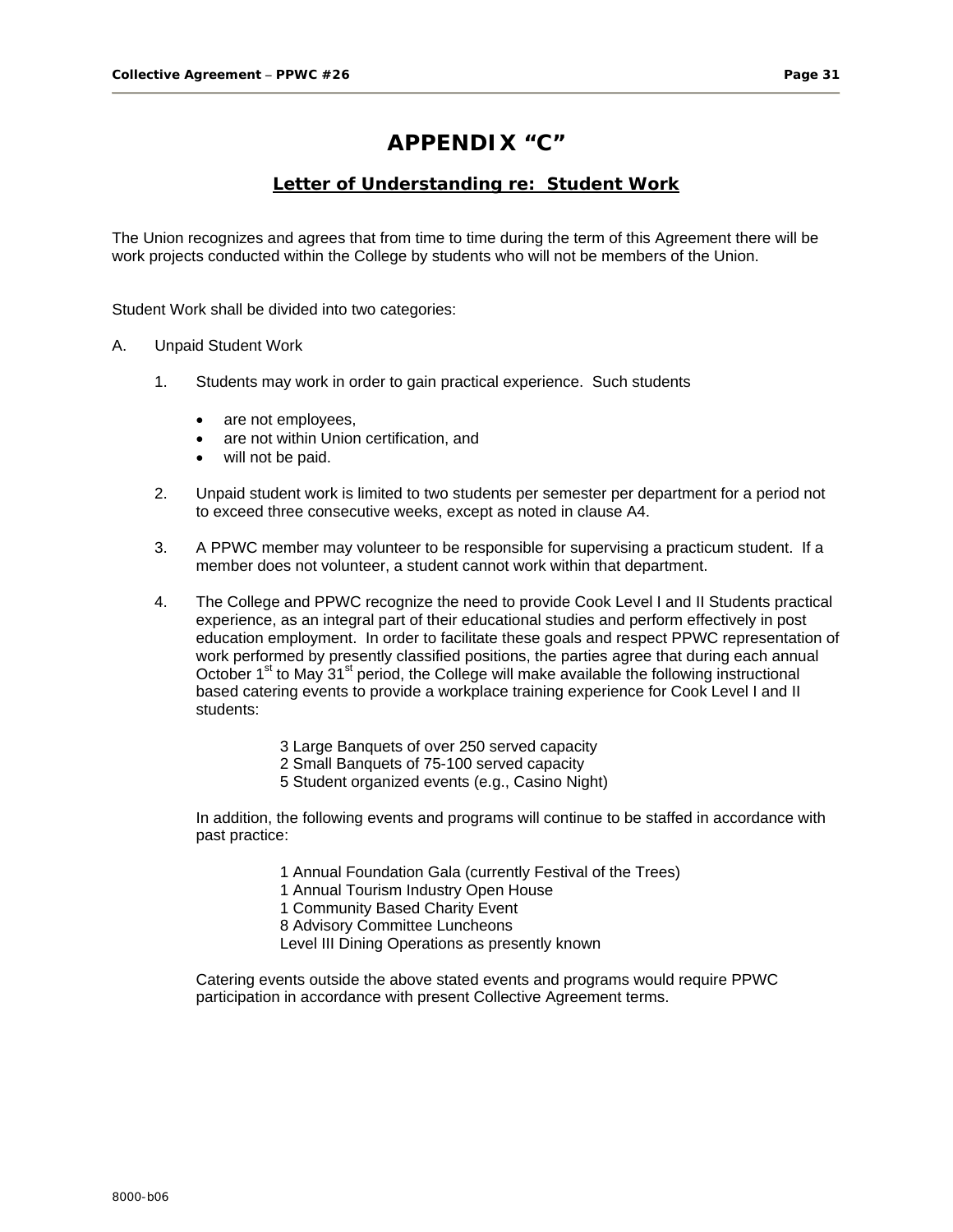# APPENDIX "C"

## Letter of Understanding re: Student Work

The Union recognizes and agrees that from time to time during the term of this Agreement there will be work projects conducted within the College by students who will not be members of the Union.

Student Work shall be divided into two categories:

A. Unpaid Student Work

1. Students may work in order to gain practical experience. Such students

   - are not employees,
   - are not within Union certification, and
   - will not be paid.

2. Unpaid student work is limited to two students per semester per department for a period not to exceed three consecutive weeks, except as noted in clause A4.

3. A PPWC member may volunteer to be responsible for supervising a practicum student. If a member does not volunteer, a student cannot work within that department.

4. The College and PPWC recognize the need to provide Cook Level I and II Students practical experience, as an integral part of their educational studies and perform effectively in post education employment. In order to facilitate these goals and respect PPWC representation of work performed by presently classified positions, the parties agree that during each annual October 1st to May 31st period, the College will make available the following instructional based catering events to provide a workplace training experience for Cook Level I and II students:

   3 Large Banquets of over 250 served capacity
   2 Small Banquets of 75-100 served capacity
   5 Student organized events (e.g., Casino Night)

   In addition, the following events and programs will continue to be staffed in accordance with past practice:

   1 Annual Foundation Gala (currently Festival of the Trees)
   1 Annual Tourism Industry Open House
   1 Community Based Charity Event
   8 Advisory Committee Luncheons
   Level III Dining Operations as presently known

   Catering events outside the above stated events and programs would require PPWC participation in accordance with present Collective Agreement terms.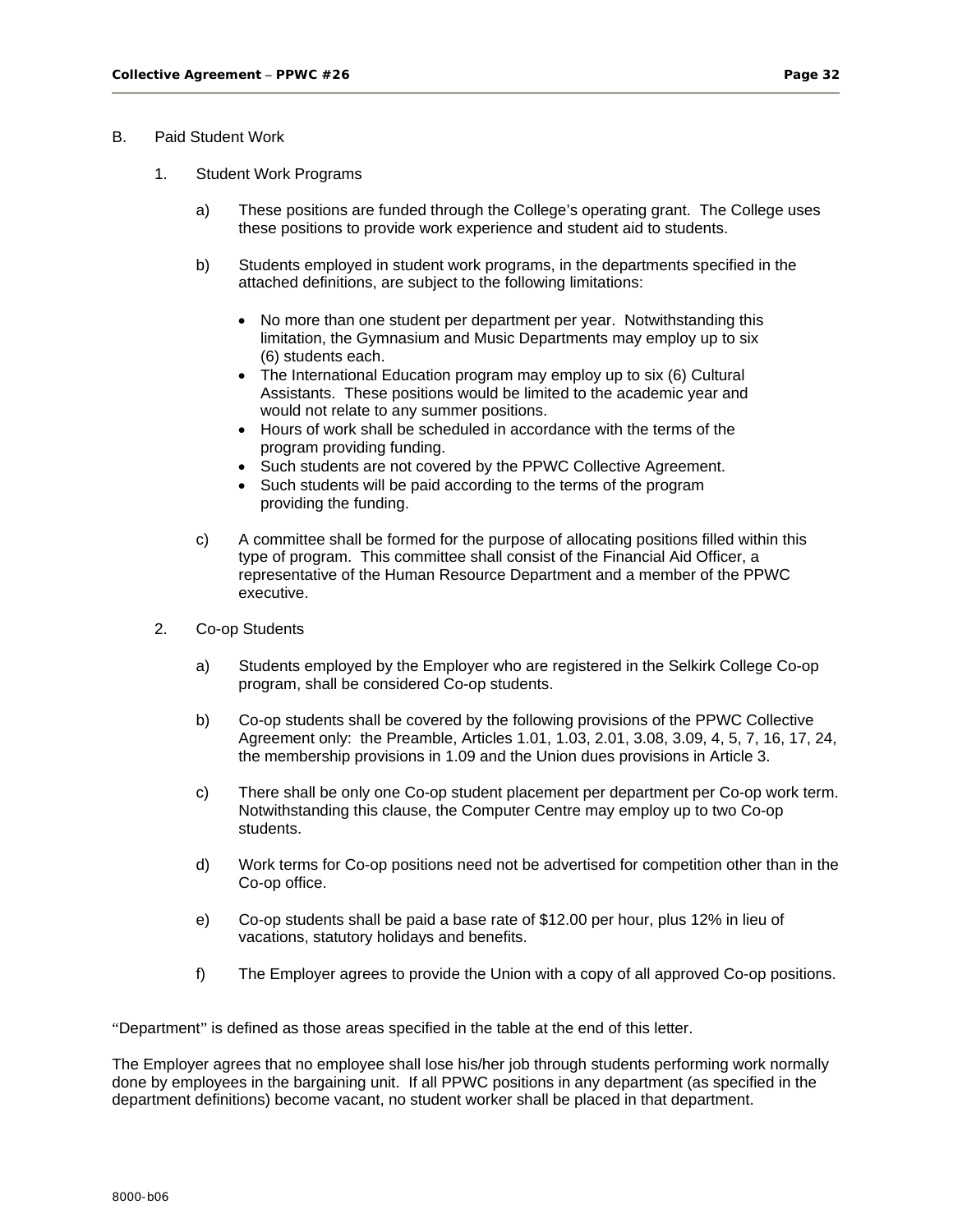B. Paid Student Work

1. Student Work Programs

   a) These positions are funded through the College's operating grant. The College uses these positions to provide work experience and student aid to students.

   b) Students employed in student work programs, in the departments specified in the attached definitions, are subject to the following limitations:

      - No more than one student per department per year. Notwithstanding this limitation, the Gymnasium and Music Departments may employ up to six (6) students each.
      - The International Education program may employ up to six (6) Cultural Assistants. These positions would be limited to the academic year and would not relate to any summer positions.
      - Hours of work shall be scheduled in accordance with the terms of the program providing funding.
      - Such students are not covered by the PPWC Collective Agreement.
      - Such students will be paid according to the terms of the program providing the funding.

   c) A committee shall be formed for the purpose of allocating positions filled within this type of program. This committee shall consist of the Financial Aid Officer, a representative of the Human Resource Department and a member of the PPWC executive.

2. Co-op Students

   a) Students employed by the Employer who are registered in the Selkirk College Co-op program, shall be considered Co-op students.

   b) Co-op students shall be covered by the following provisions of the PPWC Collective Agreement only: the Preamble, Articles 1.01, 1.03, 2.01, 3.08, 3.09, 4, 5, 7, 16, 17, 24, the membership provisions in 1.09 and the Union dues provisions in Article 3.

   c) There shall be only one Co-op student placement per department per Co-op work term. Notwithstanding this clause, the Computer Centre may employ up to two Co-op students.

   d) Work terms for Co-op positions need not be advertised for competition other than in the Co-op office.

   e) Co-op students shall be paid a base rate of $12.00 per hour, plus 12% in lieu of vacations, statutory holidays and benefits.

   f) The Employer agrees to provide the Union with a copy of all approved Co-op positions.

"Department" is defined as those areas specified in the table at the end of this letter.

The Employer agrees that no employee shall lose his/her job through students performing work normally done by employees in the bargaining unit. If all PPWC positions in any department (as specified in the department definitions) become vacant, no student worker shall be placed in that department.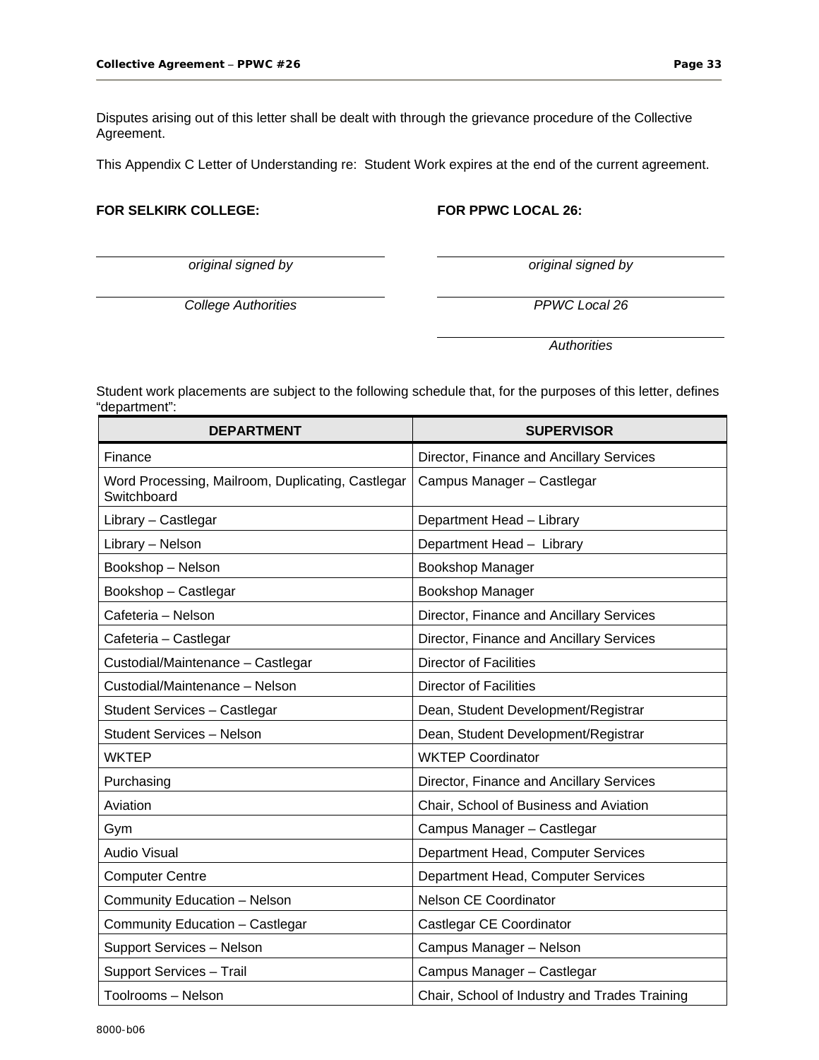Disputes arising out of this letter shall be dealt with through the grievance procedure of the Collective Agreement.

This Appendix C Letter of Understanding re: Student Work expires at the end of the current agreement.

**FOR SELKIRK COLLEGE:**

*original signed by*

*College Authorities*

**FOR PPWC LOCAL 26:**

*original signed by*

*PPWC Local 26*

*Authorities*

Student work placements are subject to the following schedule that, for the purposes of this letter, defines "department":

| DEPARTMENT | SUPERVISOR |
|---|---|
| Finance | Director, Finance and Ancillary Services |
| Word Processing, Mailroom, Duplicating, Castlegar Switchboard | Campus Manager – Castlegar |
| Library – Castlegar | Department Head – Library |
| Library – Nelson | Department Head – Library |
| Bookshop – Nelson | Bookshop Manager |
| Bookshop – Castlegar | Bookshop Manager |
| Cafeteria – Nelson | Director, Finance and Ancillary Services |
| Cafeteria – Castlegar | Director, Finance and Ancillary Services |
| Custodial/Maintenance – Castlegar | Director of Facilities |
| Custodial/Maintenance – Nelson | Director of Facilities |
| Student Services – Castlegar | Dean, Student Development/Registrar |
| Student Services – Nelson | Dean, Student Development/Registrar |
| WKTEP | WKTEP Coordinator |
| Purchasing | Director, Finance and Ancillary Services |
| Aviation | Chair, School of Business and Aviation |
| Gym | Campus Manager – Castlegar |
| Audio Visual | Department Head, Computer Services |
| Computer Centre | Department Head, Computer Services |
| Community Education – Nelson | Nelson CE Coordinator |
| Community Education – Castlegar | Castlegar CE Coordinator |
| Support Services – Nelson | Campus Manager – Nelson |
| Support Services – Trail | Campus Manager – Castlegar |
| Toolrooms – Nelson | Chair, School of Industry and Trades Training |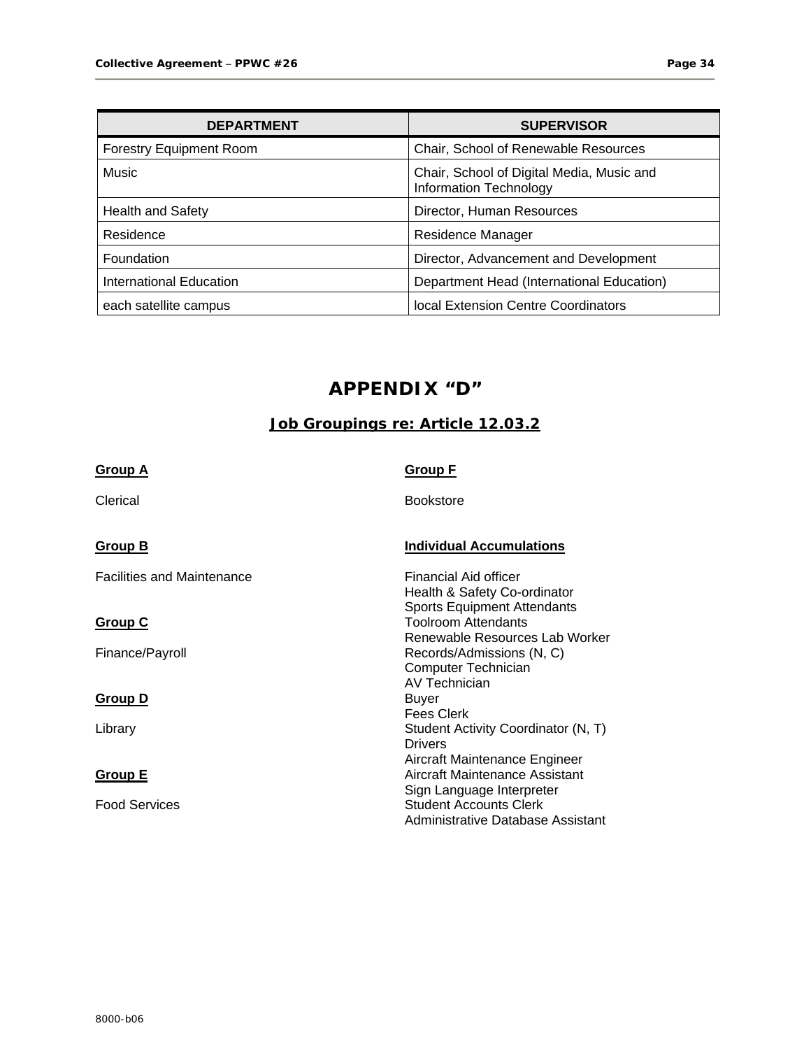| DEPARTMENT | SUPERVISOR |
| --- | --- |
| Forestry Equipment Room | Chair, School of Renewable Resources |
| Music | Chair, School of Digital Media, Music and Information Technology |
| Health and Safety | Director, Human Resources |
| Residence | Residence Manager |
| Foundation | Director, Advancement and Development |
| International Education | Department Head (International Education) |
| each satellite campus | local Extension Centre Coordinators |

# APPENDIX "D"

## Job Groupings re: Article 12.03.2

**Group A**

Clerical

**Group B**

Facilities and Maintenance

**Group C**

Finance/Payroll

**Group D**

Library

**Group E**

Food Services

**Group F**

Bookstore

**Individual Accumulations**

Financial Aid officer
Health & Safety Co-ordinator
Sports Equipment Attendants
Toolroom Attendants
Renewable Resources Lab Worker
Records/Admissions (N, C)
Computer Technician
AV Technician
Buyer
Fees Clerk
Student Activity Coordinator (N, T)
Drivers
Aircraft Maintenance Engineer
Aircraft Maintenance Assistant
Sign Language Interpreter
Student Accounts Clerk
Administrative Database Assistant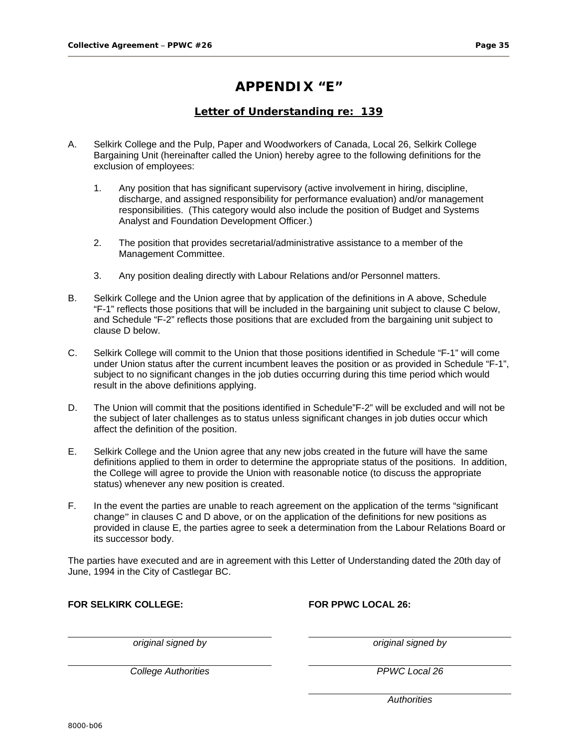# APPENDIX "E"

## Letter of Understanding re: 139

A. Selkirk College and the Pulp, Paper and Woodworkers of Canada, Local 26, Selkirk College Bargaining Unit (hereinafter called the Union) hereby agree to the following definitions for the exclusion of employees:

   1. Any position that has significant supervisory (active involvement in hiring, discipline, discharge, and assigned responsibility for performance evaluation) and/or management responsibilities. (This category would also include the position of Budget and Systems Analyst and Foundation Development Officer.)

   2. The position that provides secretarial/administrative assistance to a member of the Management Committee.

   3. Any position dealing directly with Labour Relations and/or Personnel matters.

B. Selkirk College and the Union agree that by application of the definitions in A above, Schedule "F-1" reflects those positions that will be included in the bargaining unit subject to clause C below, and Schedule "F-2" reflects those positions that are excluded from the bargaining unit subject to clause D below.

C. Selkirk College will commit to the Union that those positions identified in Schedule "F-1" will come under Union status after the current incumbent leaves the position or as provided in Schedule "F-1", subject to no significant changes in the job duties occurring during this time period which would result in the above definitions applying.

D. The Union will commit that the positions identified in Schedule"F-2" will be excluded and will not be the subject of later challenges as to status unless significant changes in job duties occur which affect the definition of the position.

E. Selkirk College and the Union agree that any new jobs created in the future will have the same definitions applied to them in order to determine the appropriate status of the positions. In addition, the College will agree to provide the Union with reasonable notice (to discuss the appropriate status) whenever any new position is created.

F. In the event the parties are unable to reach agreement on the application of the terms "significant change" in clauses C and D above, or on the application of the definitions for new positions as provided in clause E, the parties agree to seek a determination from the Labour Relations Board or its successor body.

The parties have executed and are in agreement with this Letter of Understanding dated the 20th day of June, 1994 in the City of Castlegar BC.

| **FOR SELKIRK COLLEGE:** | **FOR PPWC LOCAL 26:** |
|---|---|
| *original signed by* | *original signed by* |
| *College Authorities* | *PPWC Local 26* |
| | *Authorities* |

8000-b06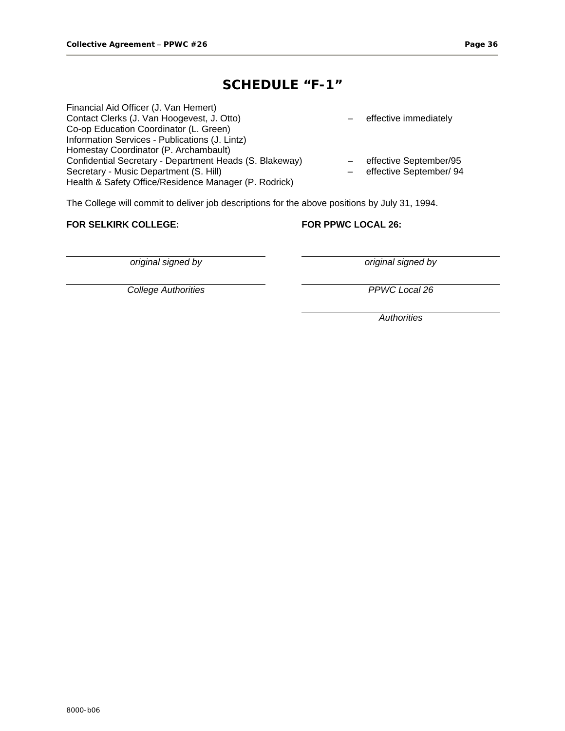# SCHEDULE "F-1"

Financial Aid Officer (J. Van Hemert)
Contact Clerks (J. Van Hoogevest, J. Otto) – effective immediately
Co-op Education Coordinator (L. Green)
Information Services - Publications (J. Lintz)
Homestay Coordinator (P. Archambault)
Confidential Secretary - Department Heads (S. Blakeway) – effective September/95
Secretary - Music Department (S. Hill) – effective September/ 94
Health & Safety Office/Residence Manager (P. Rodrick)

The College will commit to deliver job descriptions for the above positions by July 31, 1994.

| **FOR SELKIRK COLLEGE:** | **FOR PPWC LOCAL 26:** |
|---|---|
| *original signed by* | *original signed by* |
| *College Authorities* | *PPWC Local 26* |
| | *Authorities* |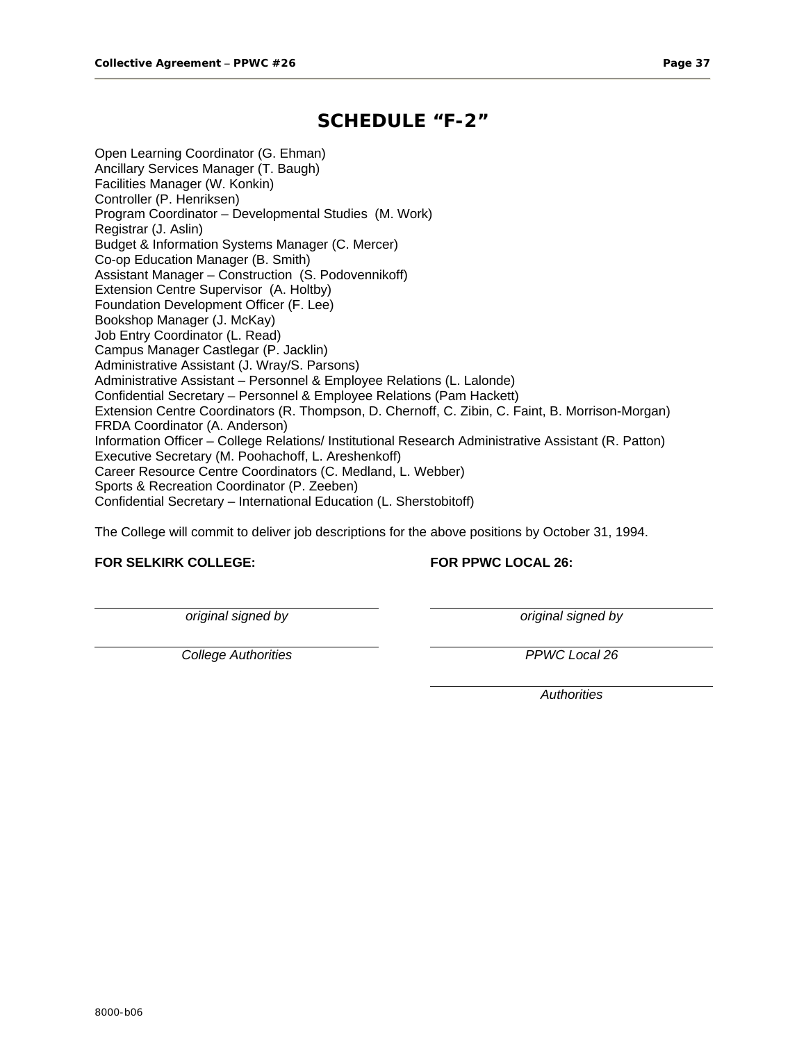# SCHEDULE "F-2"

Open Learning Coordinator (G. Ehman)
Ancillary Services Manager (T. Baugh)
Facilities Manager (W. Konkin)
Controller (P. Henriksen)
Program Coordinator – Developmental Studies (M. Work)
Registrar (J. Aslin)
Budget & Information Systems Manager (C. Mercer)
Co-op Education Manager (B. Smith)
Assistant Manager – Construction (S. Podovennikoff)
Extension Centre Supervisor (A. Holtby)
Foundation Development Officer (F. Lee)
Bookshop Manager (J. McKay)
Job Entry Coordinator (L. Read)
Campus Manager Castlegar (P. Jacklin)
Administrative Assistant (J. Wray/S. Parsons)
Administrative Assistant – Personnel & Employee Relations (L. Lalonde)
Confidential Secretary – Personnel & Employee Relations (Pam Hackett)
Extension Centre Coordinators (R. Thompson, D. Chernoff, C. Zibin, C. Faint, B. Morrison-Morgan)
FRDA Coordinator (A. Anderson)
Information Officer – College Relations/ Institutional Research Administrative Assistant (R. Patton)
Executive Secretary (M. Poohachoff, L. Areshenkoff)
Career Resource Centre Coordinators (C. Medland, L. Webber)
Sports & Recreation Coordinator (P. Zeeben)
Confidential Secretary – International Education (L. Sherstobitoff)

The College will commit to deliver job descriptions for the above positions by October 31, 1994.

| **FOR SELKIRK COLLEGE:** | **FOR PPWC LOCAL 26:** |
|---|---|
| *original signed by* | *original signed by* |
| *College Authorities* | *PPWC Local 26* |
| | *Authorities* |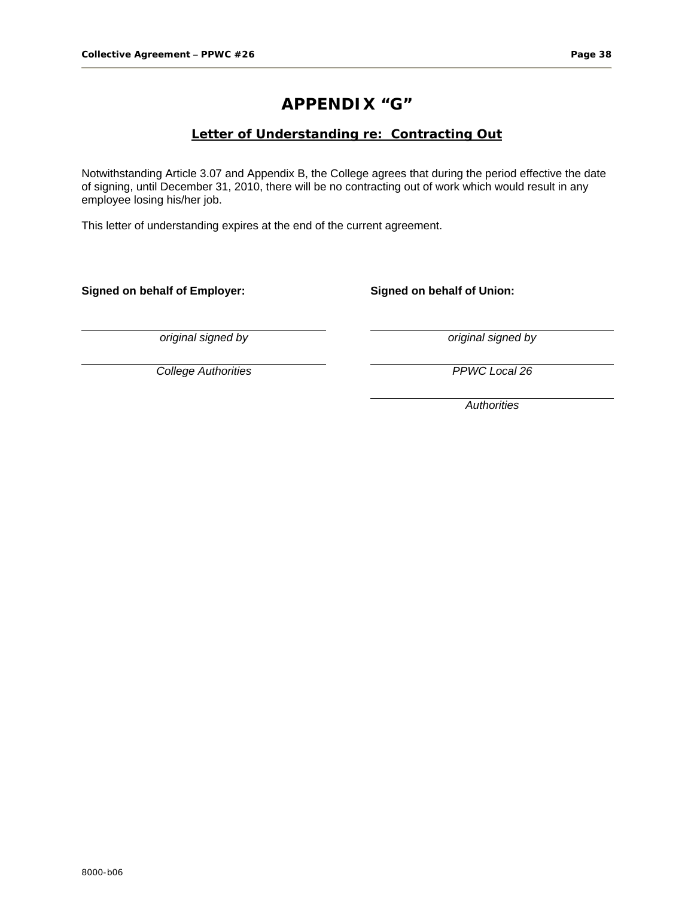# APPENDIX "G"

## Letter of Understanding re: Contracting Out

Notwithstanding Article 3.07 and Appendix B, the College agrees that during the period effective the date of signing, until December 31, 2010, there will be no contracting out of work which would result in any employee losing his/her job.

This letter of understanding expires at the end of the current agreement.

| **Signed on behalf of Employer:** | **Signed on behalf of Union:** |
|---|---|
| *original signed by* | *original signed by* |
| *College Authorities* | *PPWC Local 26* |
| | *Authorities* |

8000-b06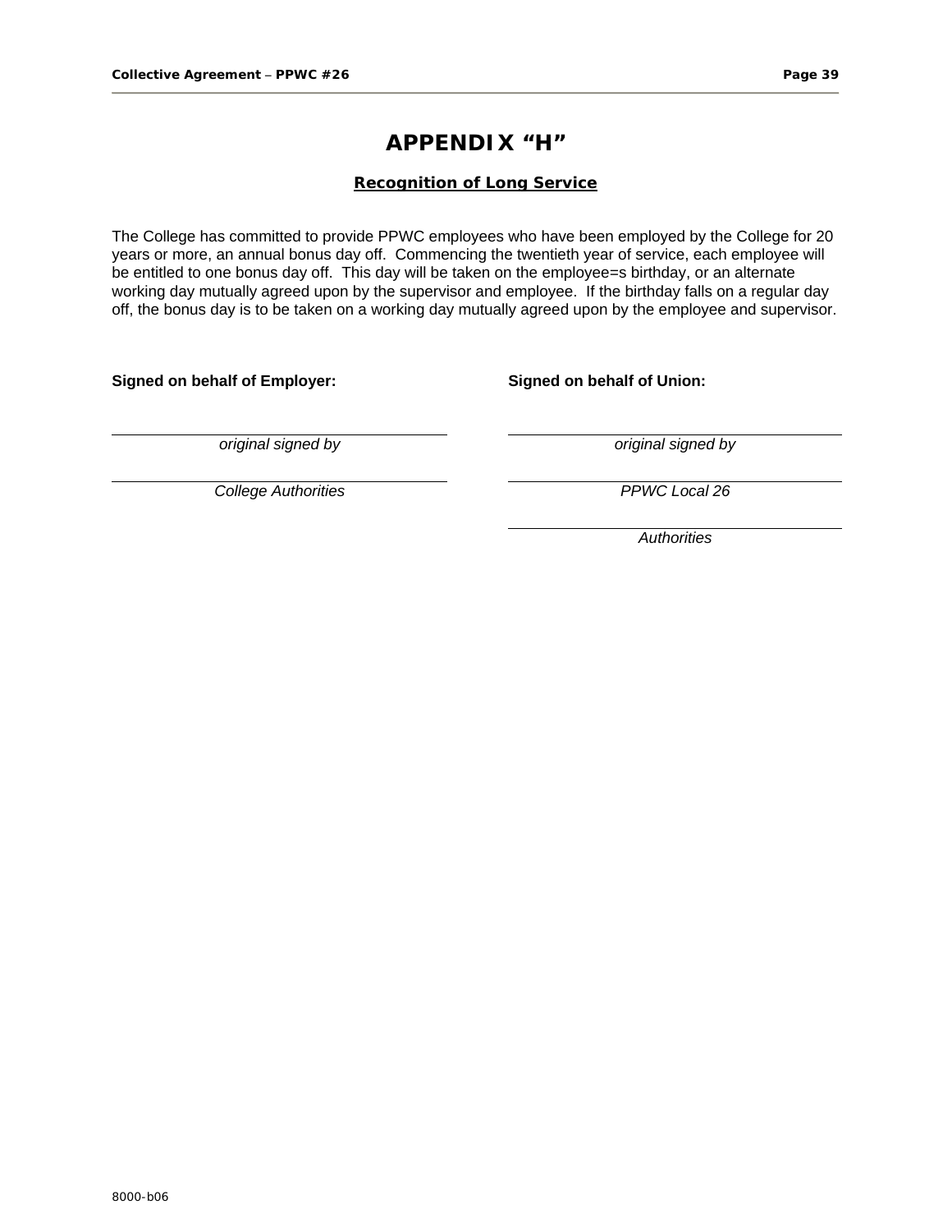# APPENDIX "H"

## Recognition of Long Service

The College has committed to provide PPWC employees who have been employed by the College for 20 years or more, an annual bonus day off. Commencing the twentieth year of service, each employee will be entitled to one bonus day off. This day will be taken on the employee=s birthday, or an alternate working day mutually agreed upon by the supervisor and employee. If the birthday falls on a regular day off, the bonus day is to be taken on a working day mutually agreed upon by the employee and supervisor.

| Signed on behalf of Employer: | Signed on behalf of Union: |
|---|---|
| *original signed by* | *original signed by* |
| *College Authorities* | *PPWC Local 26* |
| | *Authorities* |

8000-b06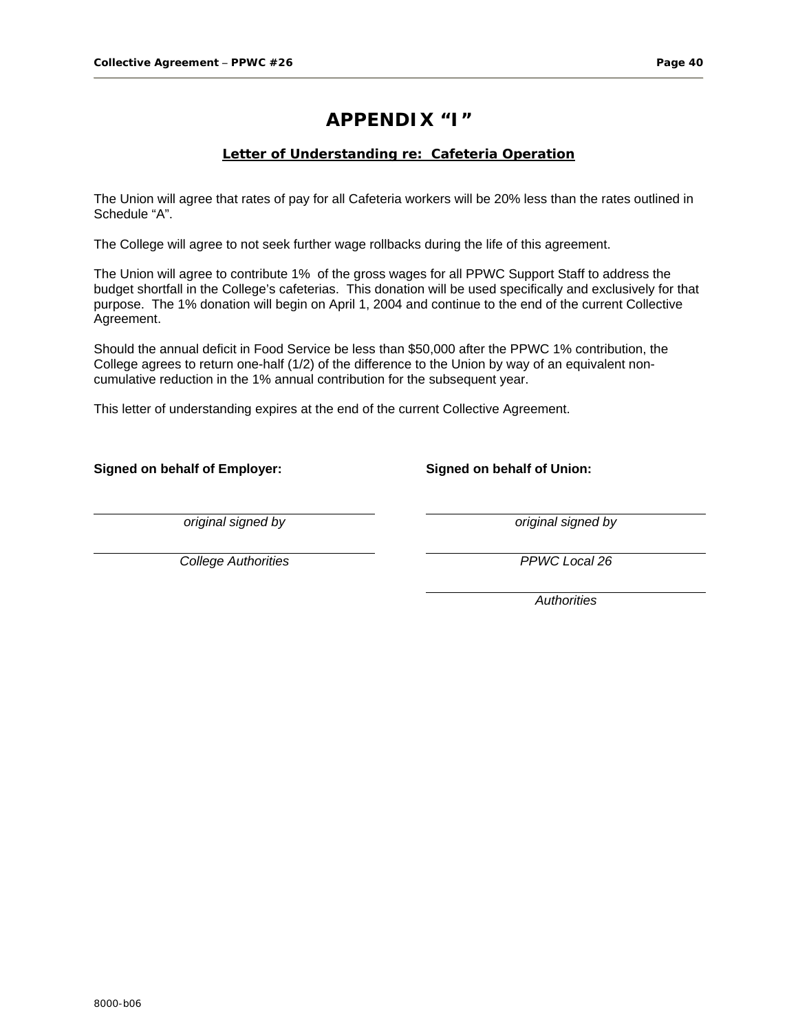# APPENDIX "I"

## Letter of Understanding re: Cafeteria Operation

The Union will agree that rates of pay for all Cafeteria workers will be 20% less than the rates outlined in Schedule "A".

The College will agree to not seek further wage rollbacks during the life of this agreement.

The Union will agree to contribute 1% of the gross wages for all PPWC Support Staff to address the budget shortfall in the College's cafeterias. This donation will be used specifically and exclusively for that purpose. The 1% donation will begin on April 1, 2004 and continue to the end of the current Collective Agreement.

Should the annual deficit in Food Service be less than $50,000 after the PPWC 1% contribution, the College agrees to return one-half (1/2) of the difference to the Union by way of an equivalent non-cumulative reduction in the 1% annual contribution for the subsequent year.

This letter of understanding expires at the end of the current Collective Agreement.

| **Signed on behalf of Employer:** | **Signed on behalf of Union:** |
|---|---|
| *original signed by* | *original signed by* |
| *College Authorities* | *PPWC Local 26* |
| | *Authorities* |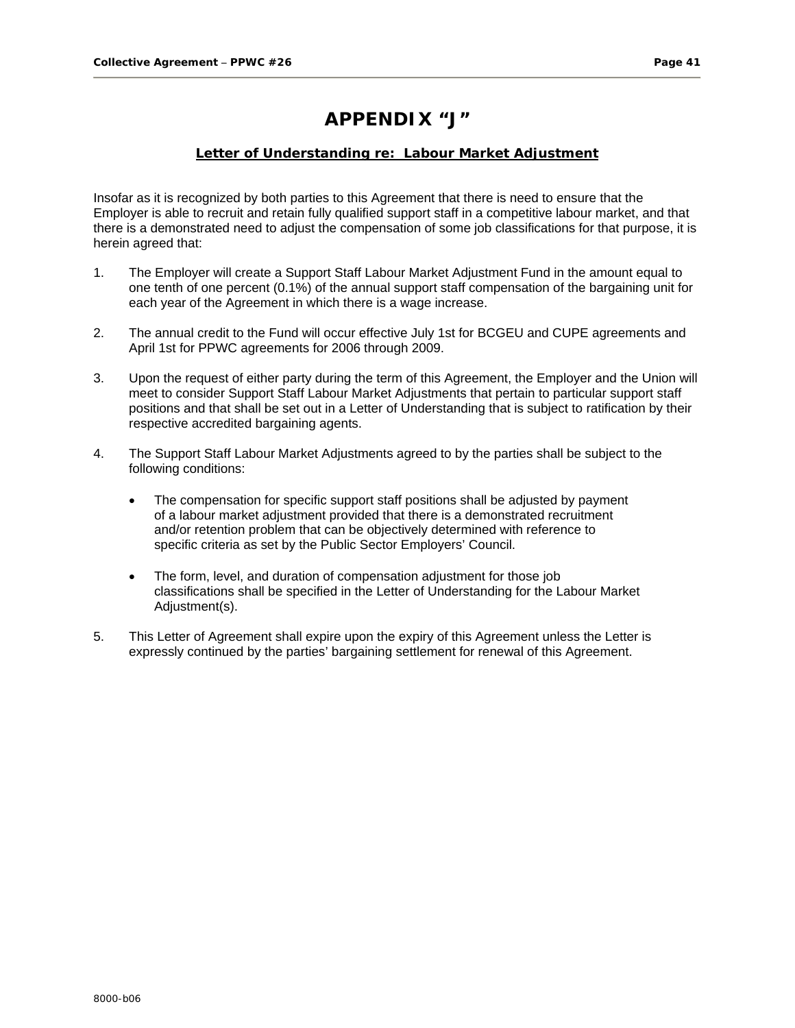# APPENDIX "J"

## Letter of Understanding re: Labour Market Adjustment

Insofar as it is recognized by both parties to this Agreement that there is need to ensure that the Employer is able to recruit and retain fully qualified support staff in a competitive labour market, and that there is a demonstrated need to adjust the compensation of some job classifications for that purpose, it is herein agreed that:

1. The Employer will create a Support Staff Labour Market Adjustment Fund in the amount equal to one tenth of one percent (0.1%) of the annual support staff compensation of the bargaining unit for each year of the Agreement in which there is a wage increase.

2. The annual credit to the Fund will occur effective July 1st for BCGEU and CUPE agreements and April 1st for PPWC agreements for 2006 through 2009.

3. Upon the request of either party during the term of this Agreement, the Employer and the Union will meet to consider Support Staff Labour Market Adjustments that pertain to particular support staff positions and that shall be set out in a Letter of Understanding that is subject to ratification by their respective accredited bargaining agents.

4. The Support Staff Labour Market Adjustments agreed to by the parties shall be subject to the following conditions:

   - The compensation for specific support staff positions shall be adjusted by payment of a labour market adjustment provided that there is a demonstrated recruitment and/or retention problem that can be objectively determined with reference to specific criteria as set by the Public Sector Employers' Council.

   - The form, level, and duration of compensation adjustment for those job classifications shall be specified in the Letter of Understanding for the Labour Market Adjustment(s).

5. This Letter of Agreement shall expire upon the expiry of this Agreement unless the Letter is expressly continued by the parties' bargaining settlement for renewal of this Agreement.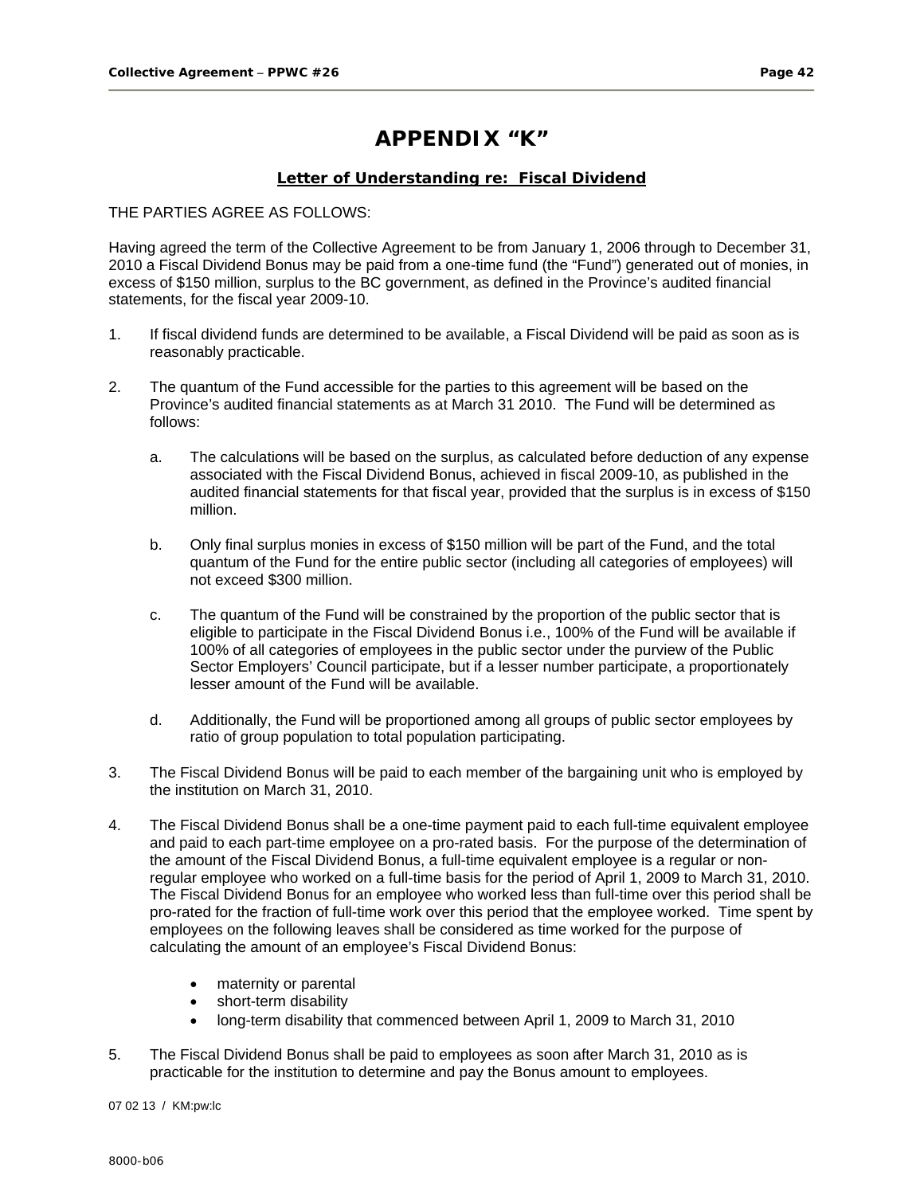# APPENDIX "K"

## Letter of Understanding re: Fiscal Dividend

THE PARTIES AGREE AS FOLLOWS:

Having agreed the term of the Collective Agreement to be from January 1, 2006 through to December 31, 2010 a Fiscal Dividend Bonus may be paid from a one-time fund (the "Fund") generated out of monies, in excess of $150 million, surplus to the BC government, as defined in the Province's audited financial statements, for the fiscal year 2009-10.

1. If fiscal dividend funds are determined to be available, a Fiscal Dividend will be paid as soon as is reasonably practicable.

2. The quantum of the Fund accessible for the parties to this agreement will be based on the Province's audited financial statements as at March 31 2010. The Fund will be determined as follows:

   a. The calculations will be based on the surplus, as calculated before deduction of any expense associated with the Fiscal Dividend Bonus, achieved in fiscal 2009-10, as published in the audited financial statements for that fiscal year, provided that the surplus is in excess of $150 million.

   b. Only final surplus monies in excess of $150 million will be part of the Fund, and the total quantum of the Fund for the entire public sector (including all categories of employees) will not exceed $300 million.

   c. The quantum of the Fund will be constrained by the proportion of the public sector that is eligible to participate in the Fiscal Dividend Bonus i.e., 100% of the Fund will be available if 100% of all categories of employees in the public sector under the purview of the Public Sector Employers' Council participate, but if a lesser number participate, a proportionately lesser amount of the Fund will be available.

   d. Additionally, the Fund will be proportioned among all groups of public sector employees by ratio of group population to total population participating.

3. The Fiscal Dividend Bonus will be paid to each member of the bargaining unit who is employed by the institution on March 31, 2010.

4. The Fiscal Dividend Bonus shall be a one-time payment paid to each full-time equivalent employee and paid to each part-time employee on a pro-rated basis. For the purpose of the determination of the amount of the Fiscal Dividend Bonus, a full-time equivalent employee is a regular or non-regular employee who worked on a full-time basis for the period of April 1, 2009 to March 31, 2010. The Fiscal Dividend Bonus for an employee who worked less than full-time over this period shall be pro-rated for the fraction of full-time work over this period that the employee worked. Time spent by employees on the following leaves shall be considered as time worked for the purpose of calculating the amount of an employee's Fiscal Dividend Bonus:

   - maternity or parental
   - short-term disability
   - long-term disability that commenced between April 1, 2009 to March 31, 2010

5. The Fiscal Dividend Bonus shall be paid to employees as soon after March 31, 2010 as is practicable for the institution to determine and pay the Bonus amount to employees.

07 02 13 / KM:pw:lc

8000-b06